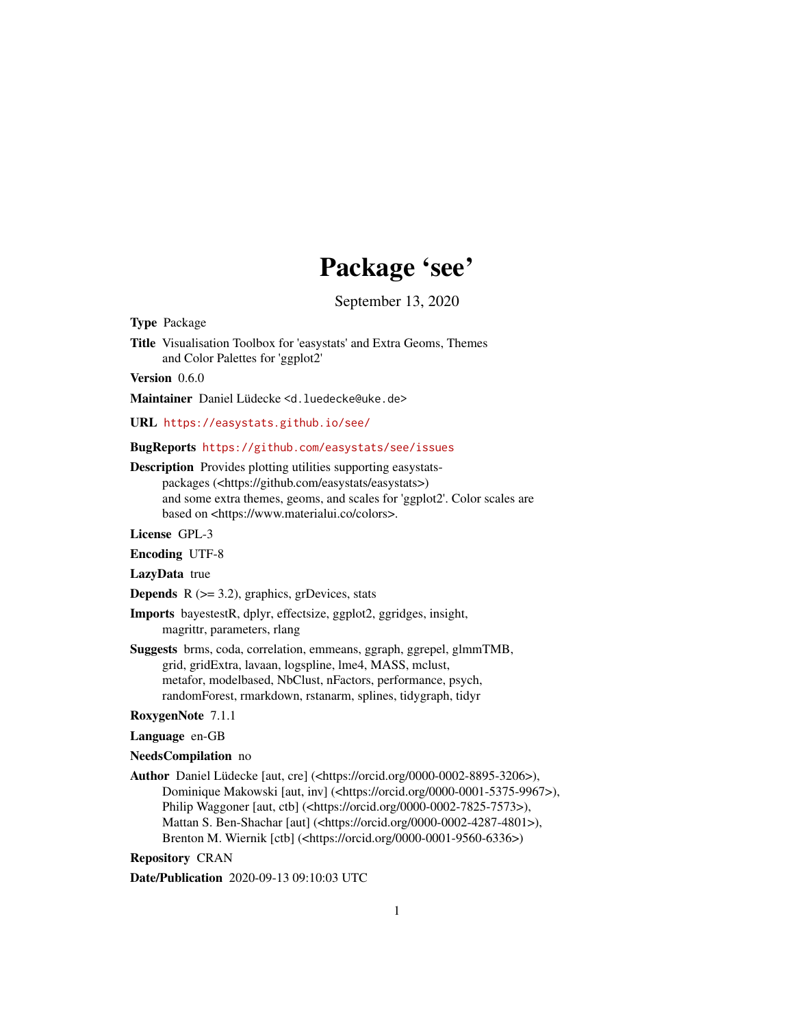# Package 'see'

September 13, 2020

**Type** Package

**Title** Visualisation Toolbox for 'easystats' and Extra Geoms, Themes and Color Palettes for 'ggplot2'

**Version** 0.6.0

**Maintainer** Daniel Lüdecke <d.luedecke@uke.de>

**URL** https://easystats.github.io/see/

**BugReports** https://github.com/easystats/see/issues

**Description** Provides plotting utilities supporting easystats-packages (<https://github.com/easystats/easystats>) and some extra themes, geoms, and scales for 'ggplot2'. Color scales are based on <https://www.materialui.co/colors>.

**License** GPL-3

**Encoding** UTF-8

**LazyData** true

**Depends** R (>= 3.2), graphics, grDevices, stats

**Imports** bayestestR, dplyr, effectsize, ggplot2, ggridges, insight, magrittr, parameters, rlang

**Suggests** brms, coda, correlation, emmeans, ggraph, ggrepel, glmmTMB, grid, gridExtra, lavaan, logspline, lme4, MASS, mclust, metafor, modelbased, NbClust, nFactors, performance, psych, randomForest, rmarkdown, rstanarm, splines, tidygraph, tidyr

**RoxygenNote** 7.1.1

**Language** en-GB

**NeedsCompilation** no

**Author** Daniel Lüdecke [aut, cre] (<https://orcid.org/0000-0002-8895-3206>), Dominique Makowski [aut, inv] (<https://orcid.org/0000-0001-5375-9967>), Philip Waggoner [aut, ctb] (<https://orcid.org/0000-0002-7825-7573>), Mattan S. Ben-Shachar [aut] (<https://orcid.org/0000-0002-4287-4801>), Brenton M. Wiernik [ctb] (<https://orcid.org/0000-0001-9560-6336>)

**Repository** CRAN

**Date/Publication** 2020-09-13 09:10:03 UTC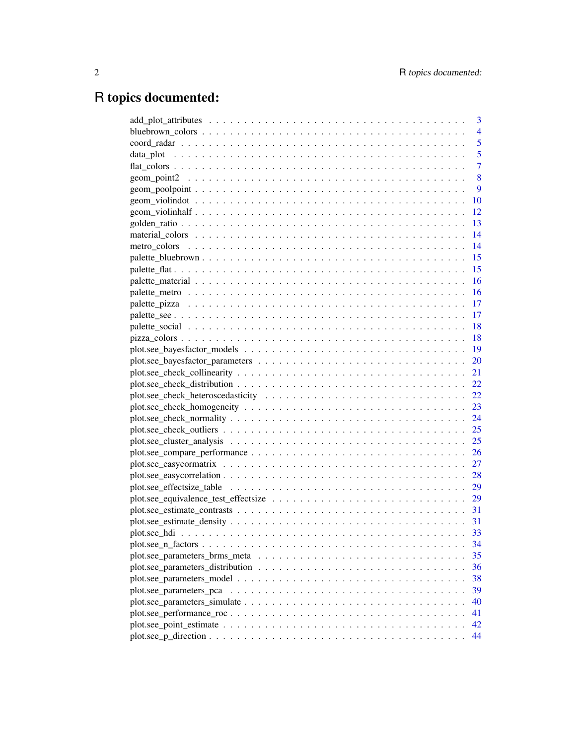# R topics documented:

add_plot_attributes . . . . . . . . . . . . . . . . . . . . . . . . . . . . . . . . . 3
bluebrown_colors . . . . . . . . . . . . . . . . . . . . . . . . . . . . . . . . . 4
coord_radar . . . . . . . . . . . . . . . . . . . . . . . . . . . . . . . . . 5
data_plot . . . . . . . . . . . . . . . . . . . . . . . . . . . . . . . . . 5
flat_colors . . . . . . . . . . . . . . . . . . . . . . . . . . . . . . . . . 7
geom_point2 . . . . . . . . . . . . . . . . . . . . . . . . . . . . . . . . . 8
geom_poolpoint . . . . . . . . . . . . . . . . . . . . . . . . . . . . . . . . . 9
geom_violindot . . . . . . . . . . . . . . . . . . . . . . . . . . . . . . . . . 10
geom_violinhalf . . . . . . . . . . . . . . . . . . . . . . . . . . . . . . . . . 12
golden_ratio . . . . . . . . . . . . . . . . . . . . . . . . . . . . . . . . . 13
material_colors . . . . . . . . . . . . . . . . . . . . . . . . . . . . . . . . . 14
metro_colors . . . . . . . . . . . . . . . . . . . . . . . . . . . . . . . . . 14
palette_bluebrown . . . . . . . . . . . . . . . . . . . . . . . . . . . . . . . . . 15
palette_flat . . . . . . . . . . . . . . . . . . . . . . . . . . . . . . . . . 15
palette_material . . . . . . . . . . . . . . . . . . . . . . . . . . . . . . . . . 16
palette_metro . . . . . . . . . . . . . . . . . . . . . . . . . . . . . . . . . 16
palette_pizza . . . . . . . . . . . . . . . . . . . . . . . . . . . . . . . . . 17
palette_see . . . . . . . . . . . . . . . . . . . . . . . . . . . . . . . . . 17
palette_social . . . . . . . . . . . . . . . . . . . . . . . . . . . . . . . . . 18
pizza_colors . . . . . . . . . . . . . . . . . . . . . . . . . . . . . . . . . 18
plot.see_bayesfactor_models . . . . . . . . . . . . . . . . . . . . . . . . . . . . . . . . . 19
plot.see_bayesfactor_parameters . . . . . . . . . . . . . . . . . . . . . . . . . . . . . . . . . 20
plot.see_check_collinearity . . . . . . . . . . . . . . . . . . . . . . . . . . . . . . . . . 21
plot.see_check_distribution . . . . . . . . . . . . . . . . . . . . . . . . . . . . . . . . . 22
plot.see_check_heteroscedasticity . . . . . . . . . . . . . . . . . . . . . . . . . . . . . . . . . 22
plot.see_check_homogeneity . . . . . . . . . . . . . . . . . . . . . . . . . . . . . . . . . 23
plot.see_check_normality . . . . . . . . . . . . . . . . . . . . . . . . . . . . . . . . . 24
plot.see_check_outliers . . . . . . . . . . . . . . . . . . . . . . . . . . . . . . . . . 25
plot.see_cluster_analysis . . . . . . . . . . . . . . . . . . . . . . . . . . . . . . . . . 25
plot.see_compare_performance . . . . . . . . . . . . . . . . . . . . . . . . . . . . . . . . . 26
plot.see_easycormatrix . . . . . . . . . . . . . . . . . . . . . . . . . . . . . . . . . 27
plot.see_easycorrelation . . . . . . . . . . . . . . . . . . . . . . . . . . . . . . . . . 28
plot.see_effectsize_table . . . . . . . . . . . . . . . . . . . . . . . . . . . . . . . . . 29
plot.see_equivalence_test_effectsize . . . . . . . . . . . . . . . . . . . . . . . . . . . . . . . . . 29
plot.see_estimate_contrasts . . . . . . . . . . . . . . . . . . . . . . . . . . . . . . . . . 31
plot.see_estimate_density . . . . . . . . . . . . . . . . . . . . . . . . . . . . . . . . . 31
plot.see_hdi . . . . . . . . . . . . . . . . . . . . . . . . . . . . . . . . . 33
plot.see_n_factors . . . . . . . . . . . . . . . . . . . . . . . . . . . . . . . . . 34
plot.see_parameters_brms_meta . . . . . . . . . . . . . . . . . . . . . . . . . . . . . . . . . 35
plot.see_parameters_distribution . . . . . . . . . . . . . . . . . . . . . . . . . . . . . . . . . 36
plot.see_parameters_model . . . . . . . . . . . . . . . . . . . . . . . . . . . . . . . . . 38
plot.see_parameters_pca . . . . . . . . . . . . . . . . . . . . . . . . . . . . . . . . . 39
plot.see_parameters_simulate . . . . . . . . . . . . . . . . . . . . . . . . . . . . . . . . . 40
plot.see_performance_roc . . . . . . . . . . . . . . . . . . . . . . . . . . . . . . . . . 41
plot.see_point_estimate . . . . . . . . . . . . . . . . . . . . . . . . . . . . . . . . . 42
plot.see_p_direction . . . . . . . . . . . . . . . . . . . . . . . . . . . . . . . . . 44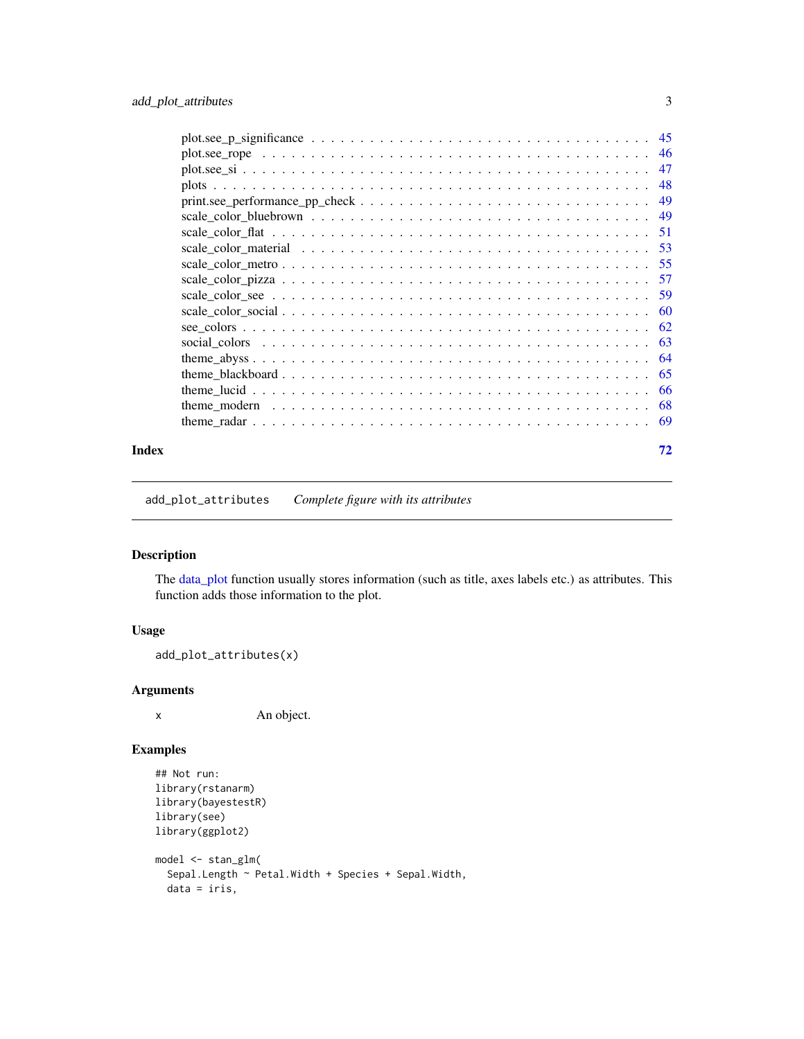plot.see_p_significance . . . . . . . . . . . . . . . . . . . . . . . . . . . . . . . . . 45
plot.see_rope . . . . . . . . . . . . . . . . . . . . . . . . . . . . . . . . . . . . . . . 46
plot.see_si . . . . . . . . . . . . . . . . . . . . . . . . . . . . . . . . . . . . . . . . . 47
plots . . . . . . . . . . . . . . . . . . . . . . . . . . . . . . . . . . . . . . . . . . . . 48
print.see_performance_pp_check . . . . . . . . . . . . . . . . . . . . . . . . . . . . . 49
scale_color_bluebrown . . . . . . . . . . . . . . . . . . . . . . . . . . . . . . . . . . . 49
scale_color_flat . . . . . . . . . . . . . . . . . . . . . . . . . . . . . . . . . . . . . . 51
scale_color_material . . . . . . . . . . . . . . . . . . . . . . . . . . . . . . . . . . . . 53
scale_color_metro . . . . . . . . . . . . . . . . . . . . . . . . . . . . . . . . . . . . . 55
scale_color_pizza . . . . . . . . . . . . . . . . . . . . . . . . . . . . . . . . . . . . . 57
scale_color_see . . . . . . . . . . . . . . . . . . . . . . . . . . . . . . . . . . . . . . 59
scale_color_social . . . . . . . . . . . . . . . . . . . . . . . . . . . . . . . . . . . . . 60
see_colors . . . . . . . . . . . . . . . . . . . . . . . . . . . . . . . . . . . . . . . . . 62
social_colors . . . . . . . . . . . . . . . . . . . . . . . . . . . . . . . . . . . . . . . 63
theme_abyss . . . . . . . . . . . . . . . . . . . . . . . . . . . . . . . . . . . . . . . . 64
theme_blackboard . . . . . . . . . . . . . . . . . . . . . . . . . . . . . . . . . . . . . 65
theme_lucid . . . . . . . . . . . . . . . . . . . . . . . . . . . . . . . . . . . . . . . . 66
theme_modern . . . . . . . . . . . . . . . . . . . . . . . . . . . . . . . . . . . . . . . 68
theme_radar . . . . . . . . . . . . . . . . . . . . . . . . . . . . . . . . . . . . . . . . 69

**Index** **72**

---

`add_plot_attributes` *Complete figure with its attributes*

---

## Description

The data_plot function usually stores information (such as title, axes labels etc.) as attributes. This function adds those information to the plot.

## Usage

```
add_plot_attributes(x)
```

## Arguments

| | |
|---|---|
| x | An object. |

## Examples

```
## Not run:
library(rstanarm)
library(bayestestR)
library(see)
library(ggplot2)

model <- stan_glm(
  Sepal.Length ~ Petal.Width + Species + Sepal.Width,
  data = iris,
```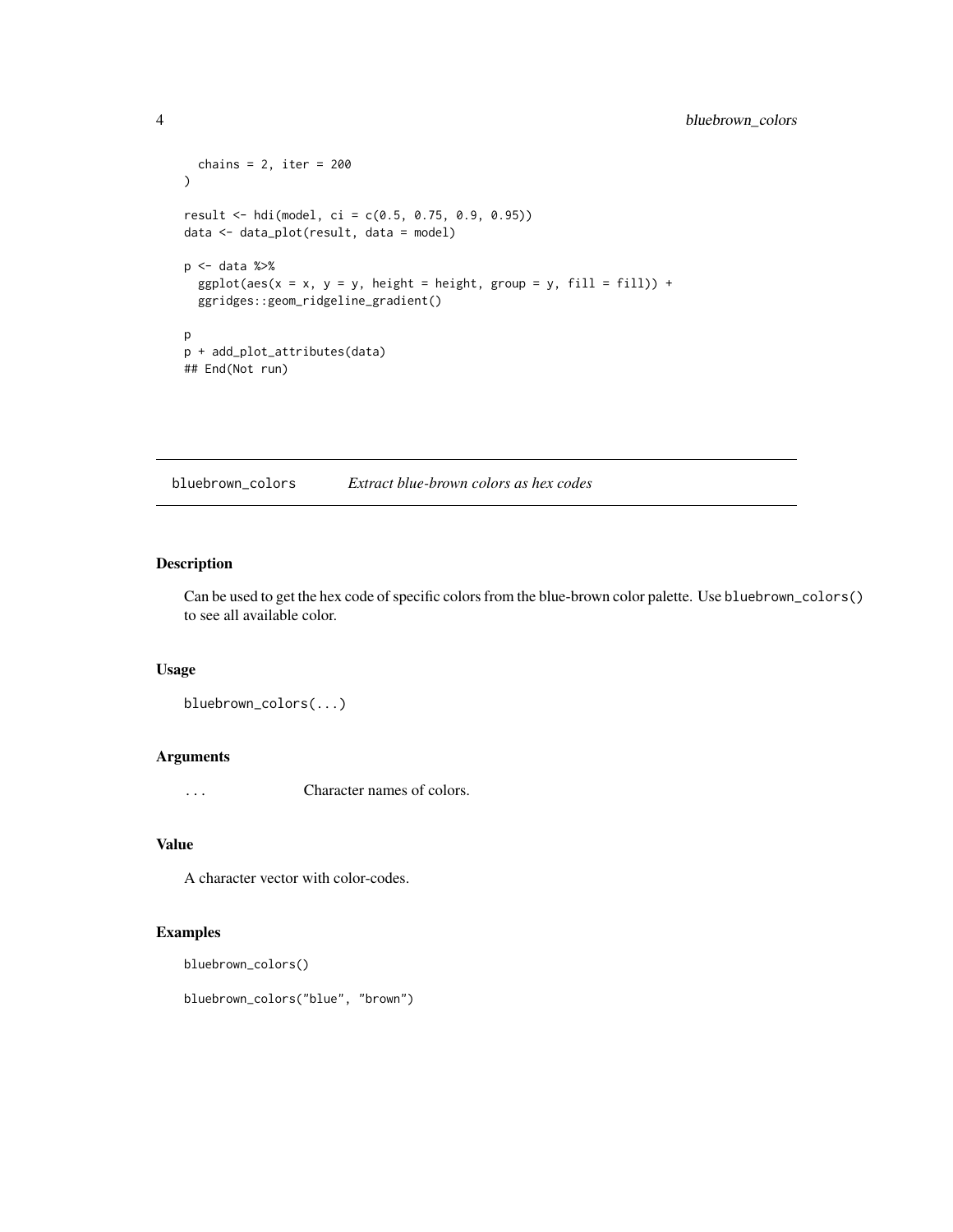```
  chains = 2, iter = 200
)

result <- hdi(model, ci = c(0.5, 0.75, 0.9, 0.95))
data <- data_plot(result, data = model)

p <- data %>%
  ggplot(aes(x = x, y = y, height = height, group = y, fill = fill)) +
  ggridges::geom_ridgeline_gradient()

p
p + add_plot_attributes(data)
## End(Not run)
```

---

## bluebrown_colors *Extract blue-brown colors as hex codes*

---

### Description

Can be used to get the hex code of specific colors from the blue-brown color palette. Use `bluebrown_colors()` to see all available color.

### Usage

```
bluebrown_colors(...)
```

### Arguments

| | |
|---|---|
| `...` | Character names of colors. |

### Value

A character vector with color-codes.

### Examples

```
bluebrown_colors()

bluebrown_colors("blue", "brown")
```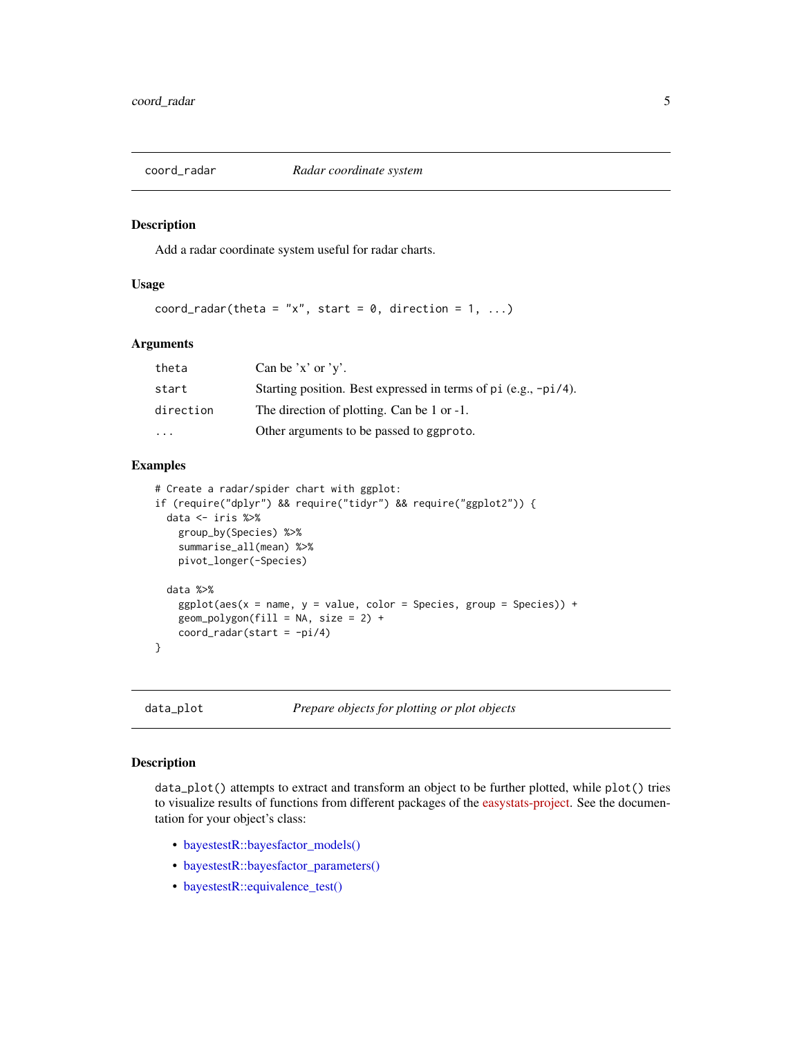## coord_radar — *Radar coordinate system*

### Description

Add a radar coordinate system useful for radar charts.

### Usage

```
coord_radar(theta = "x", start = 0, direction = 1, ...)
```

### Arguments

| | |
|---|---|
| theta | Can be 'x' or 'y'. |
| start | Starting position. Best expressed in terms of pi (e.g., -pi/4). |
| direction | The direction of plotting. Can be 1 or -1. |
| ... | Other arguments to be passed to ggproto. |

### Examples

```
# Create a radar/spider chart with ggplot:
if (require("dplyr") && require("tidyr") && require("ggplot2")) {
  data <- iris %>%
    group_by(Species) %>%
    summarise_all(mean) %>%
    pivot_longer(-Species)

  data %>%
    ggplot(aes(x = name, y = value, color = Species, group = Species)) +
    geom_polygon(fill = NA, size = 2) +
    coord_radar(start = -pi/4)
}
```

## data_plot — *Prepare objects for plotting or plot objects*

### Description

data_plot() attempts to extract and transform an object to be further plotted, while plot() tries to visualize results of functions from different packages of the easystats-project. See the documentation for your object's class:

- bayestestR::bayesfactor_models()
- bayestestR::bayesfactor_parameters()
- bayestestR::equivalence_test()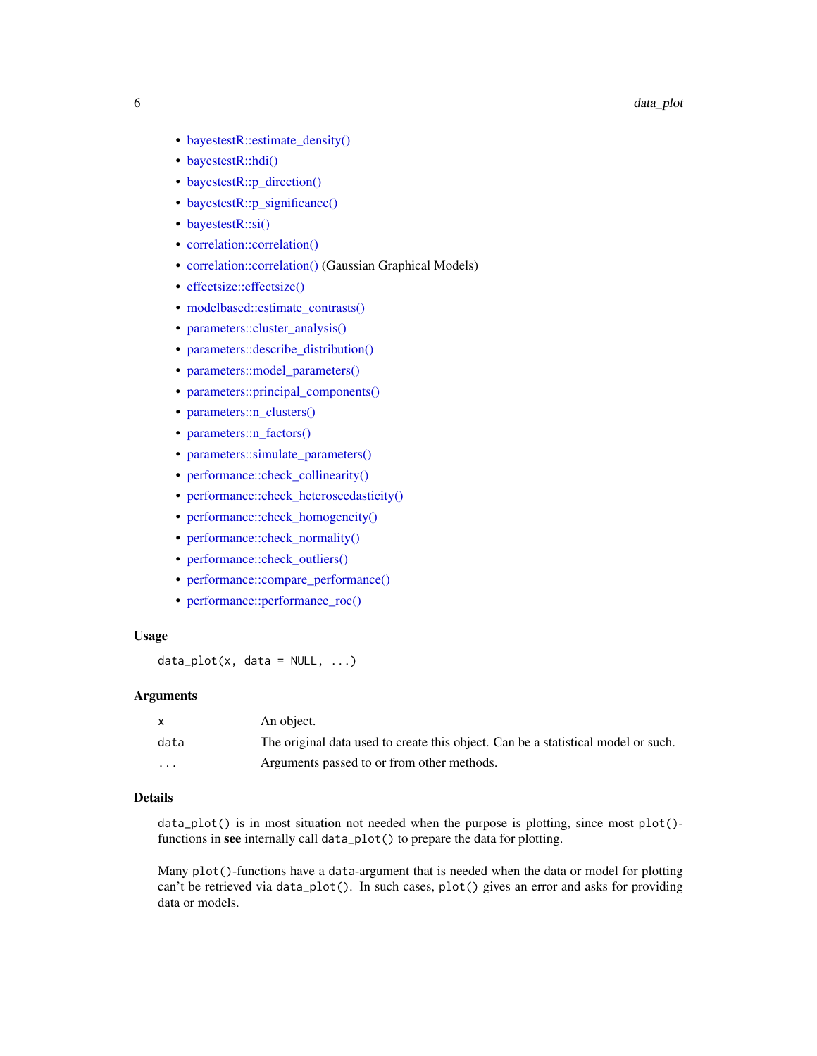- bayestestR::estimate_density()
- bayestestR::hdi()
- bayestestR::p_direction()
- bayestestR::p_significance()
- bayestestR::si()
- correlation::correlation()
- correlation::correlation() (Gaussian Graphical Models)
- effectsize::effectsize()
- modelbased::estimate_contrasts()
- parameters::cluster_analysis()
- parameters::describe_distribution()
- parameters::model_parameters()
- parameters::principal_components()
- parameters::n_clusters()
- parameters::n_factors()
- parameters::simulate_parameters()
- performance::check_collinearity()
- performance::check_heteroscedasticity()
- performance::check_homogeneity()
- performance::check_normality()
- performance::check_outliers()
- performance::compare_performance()
- performance::performance_roc()

### Usage

```
data_plot(x, data = NULL, ...)
```

### Arguments

| | |
|---|---|
| `x` | An object. |
| `data` | The original data used to create this object. Can be a statistical model or such. |
| `...` | Arguments passed to or from other methods. |

### Details

`data_plot()` is in most situation not needed when the purpose is plotting, since most `plot()`-functions in **see** internally call `data_plot()` to prepare the data for plotting.

Many `plot()`-functions have a `data`-argument that is needed when the data or model for plotting can't be retrieved via `data_plot()`. In such cases, `plot()` gives an error and asks for providing data or models.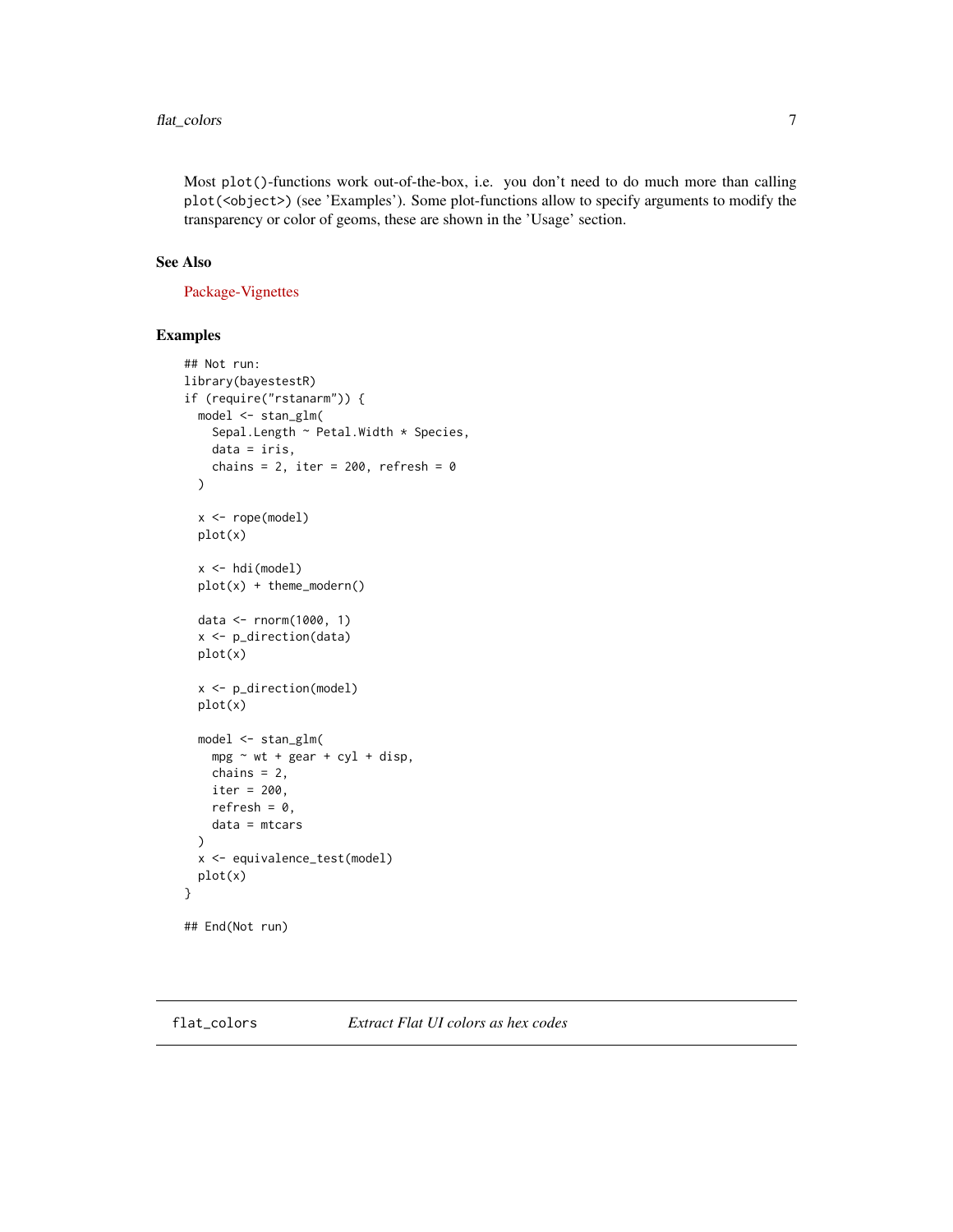Most `plot()`-functions work out-of-the-box, i.e. you don't need to do much more than calling `plot(<object>)` (see 'Examples'). Some plot-functions allow to specify arguments to modify the transparency or color of geoms, these are shown in the 'Usage' section.

### See Also

Package-Vignettes

### Examples

```
## Not run:
library(bayestestR)
if (require("rstanarm")) {
  model <- stan_glm(
    Sepal.Length ~ Petal.Width * Species,
    data = iris,
    chains = 2, iter = 200, refresh = 0
  )

  x <- rope(model)
  plot(x)

  x <- hdi(model)
  plot(x) + theme_modern()

  data <- rnorm(1000, 1)
  x <- p_direction(data)
  plot(x)

  x <- p_direction(model)
  plot(x)

  model <- stan_glm(
    mpg ~ wt + gear + cyl + disp,
    chains = 2,
    iter = 200,
    refresh = 0,
    data = mtcars
  )
  x <- equivalence_test(model)
  plot(x)
}

## End(Not run)
```

---

## flat_colors    *Extract Flat UI colors as hex codes*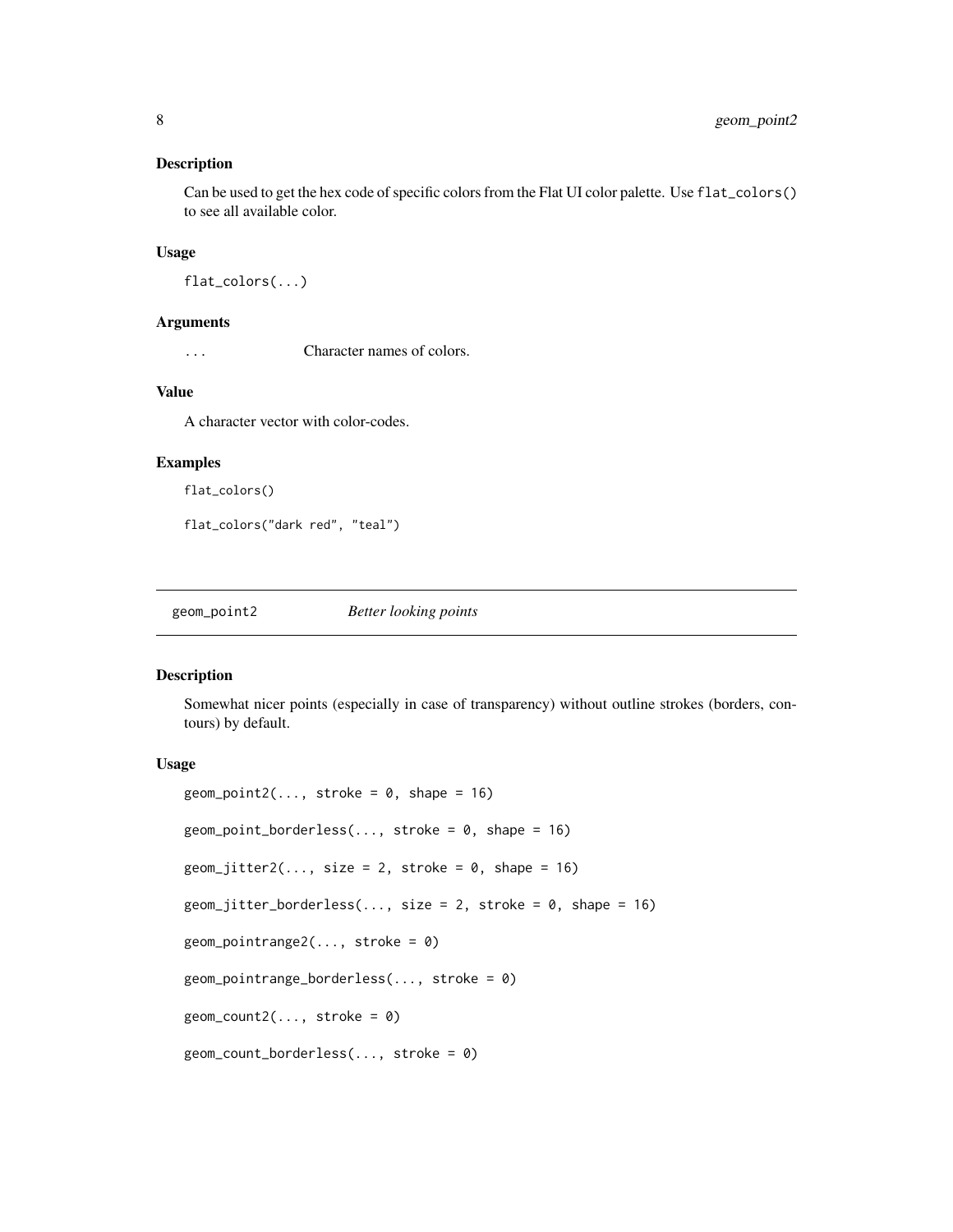### Description

Can be used to get the hex code of specific colors from the Flat UI color palette. Use `flat_colors()` to see all available color.

### Usage

```
flat_colors(...)
```

### Arguments

| | |
|---|---|
| `...` | Character names of colors. |

### Value

A character vector with color-codes.

### Examples

```
flat_colors()

flat_colors("dark red", "teal")
```

---

## geom_point2 — *Better looking points*

---

### Description

Somewhat nicer points (especially in case of transparency) without outline strokes (borders, contours) by default.

### Usage

```
geom_point2(..., stroke = 0, shape = 16)

geom_point_borderless(..., stroke = 0, shape = 16)

geom_jitter2(..., size = 2, stroke = 0, shape = 16)

geom_jitter_borderless(..., size = 2, stroke = 0, shape = 16)

geom_pointrange2(..., stroke = 0)

geom_pointrange_borderless(..., stroke = 0)

geom_count2(..., stroke = 0)

geom_count_borderless(..., stroke = 0)
```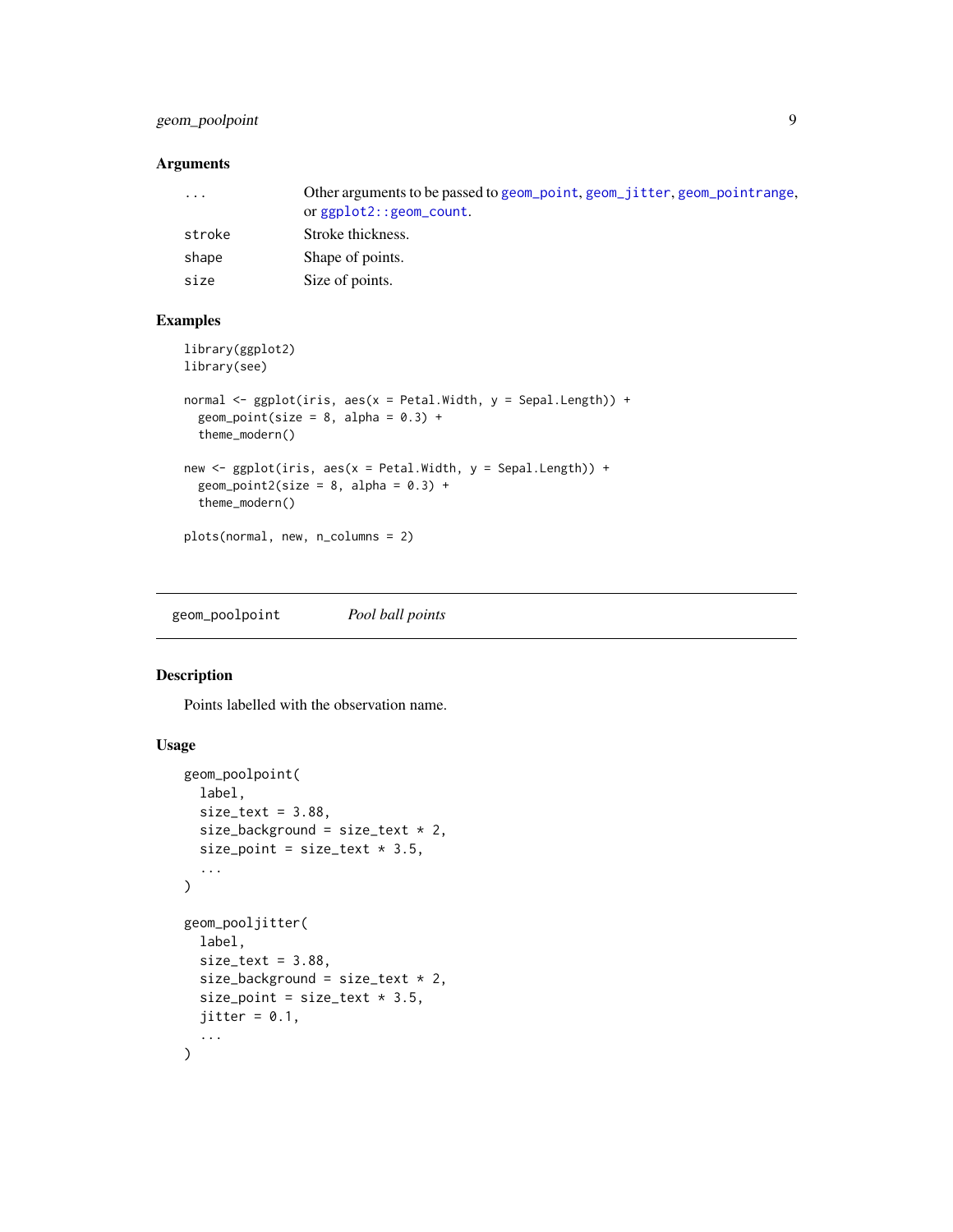## Arguments

| | |
|---|---|
| `...` | Other arguments to be passed to `geom_point`, `geom_jitter`, `geom_pointrange`, or `ggplot2::geom_count`. |
| `stroke` | Stroke thickness. |
| `shape` | Shape of points. |
| `size` | Size of points. |

## Examples

```
library(ggplot2)
library(see)

normal <- ggplot(iris, aes(x = Petal.Width, y = Sepal.Length)) +
  geom_point(size = 8, alpha = 0.3) +
  theme_modern()

new <- ggplot(iris, aes(x = Petal.Width, y = Sepal.Length)) +
  geom_point2(size = 8, alpha = 0.3) +
  theme_modern()

plots(normal, new, n_columns = 2)
```

---

# `geom_poolpoint` *Pool ball points*

---

## Description

Points labelled with the observation name.

## Usage

```
geom_poolpoint(
  label,
  size_text = 3.88,
  size_background = size_text * 2,
  size_point = size_text * 3.5,
  ...
)

geom_pooljitter(
  label,
  size_text = 3.88,
  size_background = size_text * 2,
  size_point = size_text * 3.5,
  jitter = 0.1,
  ...
)
```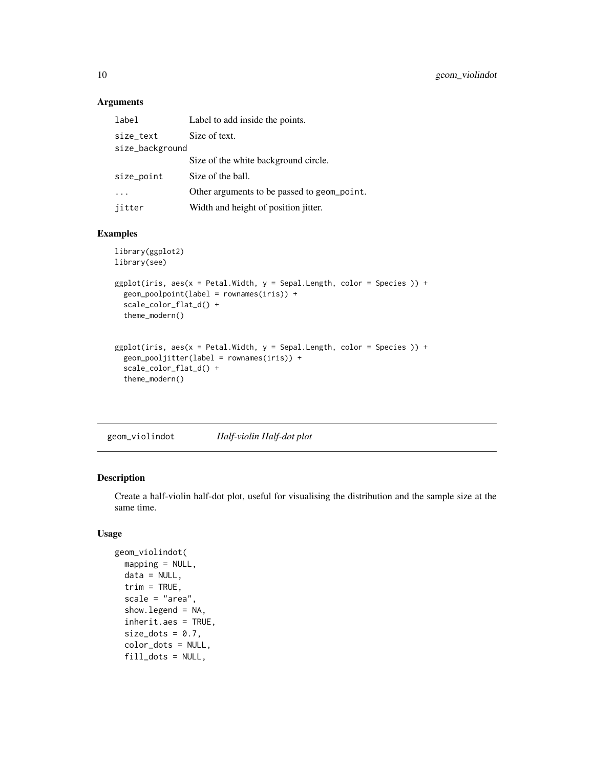## Arguments

| | |
|---|---|
| `label` | Label to add inside the points. |
| `size_text` | Size of text. |
| `size_background` | Size of the white background circle. |
| `size_point` | Size of the ball. |
| `...` | Other arguments to be passed to `geom_point`. |
| `jitter` | Width and height of position jitter. |

## Examples

```
library(ggplot2)
library(see)

ggplot(iris, aes(x = Petal.Width, y = Sepal.Length, color = Species )) +
  geom_poolpoint(label = rownames(iris)) +
  scale_color_flat_d() +
  theme_modern()


ggplot(iris, aes(x = Petal.Width, y = Sepal.Length, color = Species )) +
  geom_pooljitter(label = rownames(iris)) +
  scale_color_flat_d() +
  theme_modern()
```

---

# `geom_violindot` *Half-violin Half-dot plot*

---

## Description

Create a half-violin half-dot plot, useful for visualising the distribution and the sample size at the same time.

## Usage

```
geom_violindot(
  mapping = NULL,
  data = NULL,
  trim = TRUE,
  scale = "area",
  show.legend = NA,
  inherit.aes = TRUE,
  size_dots = 0.7,
  color_dots = NULL,
  fill_dots = NULL,
```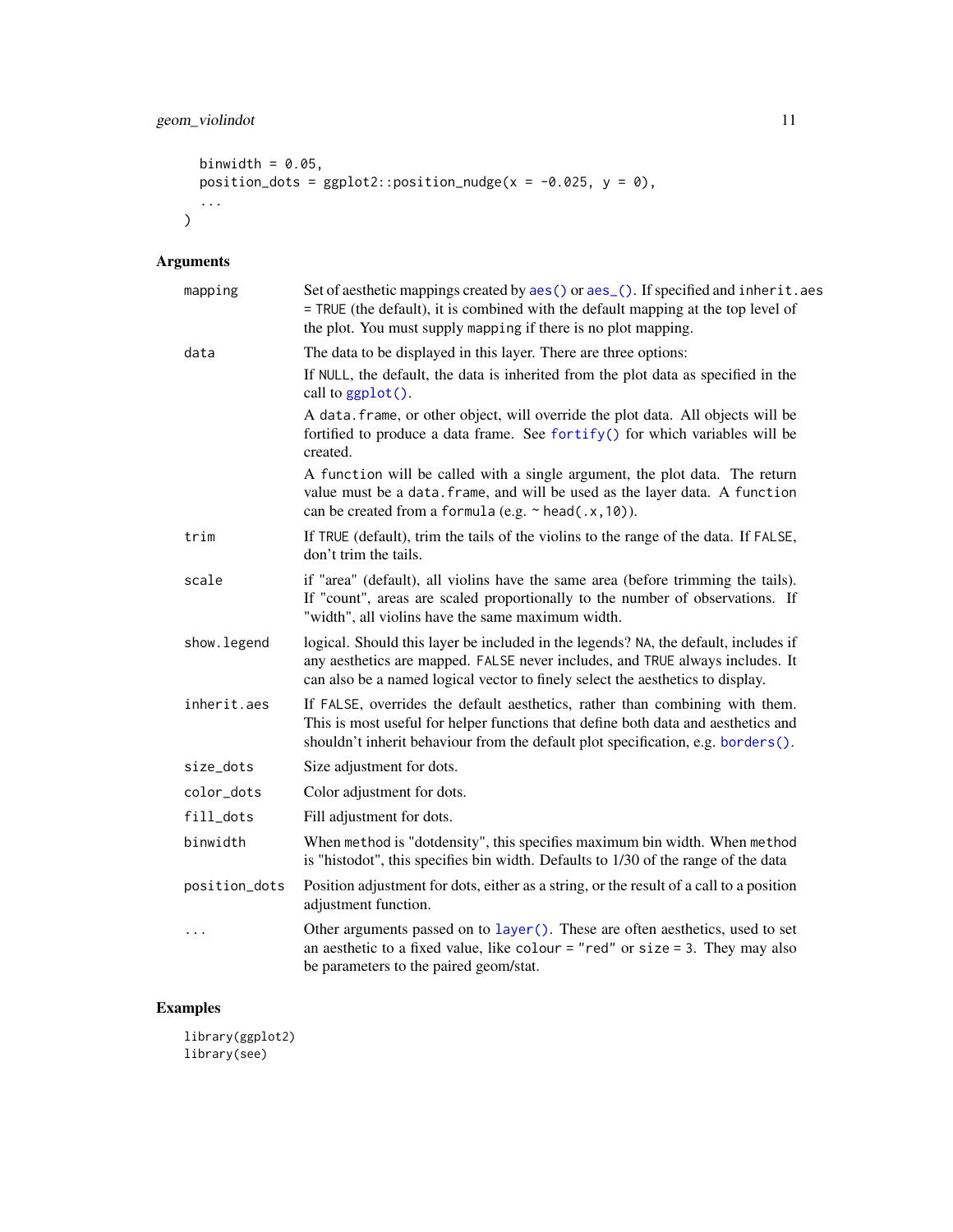```
  binwidth = 0.05,
  position_dots = ggplot2::position_nudge(x = -0.025, y = 0),
  ...
)
```

## Arguments

| | |
|---|---|
| mapping | Set of aesthetic mappings created by aes() or aes_(). If specified and inherit.aes = TRUE (the default), it is combined with the default mapping at the top level of the plot. You must supply mapping if there is no plot mapping. |
| data | The data to be displayed in this layer. There are three options: If NULL, the default, the data is inherited from the plot data as specified in the call to ggplot(). A data.frame, or other object, will override the plot data. All objects will be fortified to produce a data frame. See fortify() for which variables will be created. A function will be called with a single argument, the plot data. The return value must be a data.frame, and will be used as the layer data. A function can be created from a formula (e.g. ~ head(.x,10)). |
| trim | If TRUE (default), trim the tails of the violins to the range of the data. If FALSE, don't trim the tails. |
| scale | if "area" (default), all violins have the same area (before trimming the tails). If "count", areas are scaled proportionally to the number of observations. If "width", all violins have the same maximum width. |
| show.legend | logical. Should this layer be included in the legends? NA, the default, includes if any aesthetics are mapped. FALSE never includes, and TRUE always includes. It can also be a named logical vector to finely select the aesthetics to display. |
| inherit.aes | If FALSE, overrides the default aesthetics, rather than combining with them. This is most useful for helper functions that define both data and aesthetics and shouldn't inherit behaviour from the default plot specification, e.g. borders(). |
| size_dots | Size adjustment for dots. |
| color_dots | Color adjustment for dots. |
| fill_dots | Fill adjustment for dots. |
| binwidth | When method is "dotdensity", this specifies maximum bin width. When method is "histodot", this specifies bin width. Defaults to 1/30 of the range of the data |
| position_dots | Position adjustment for dots, either as a string, or the result of a call to a position adjustment function. |
| ... | Other arguments passed on to layer(). These are often aesthetics, used to set an aesthetic to a fixed value, like colour = "red" or size = 3. They may also be parameters to the paired geom/stat. |

## Examples

```
library(ggplot2)
library(see)
```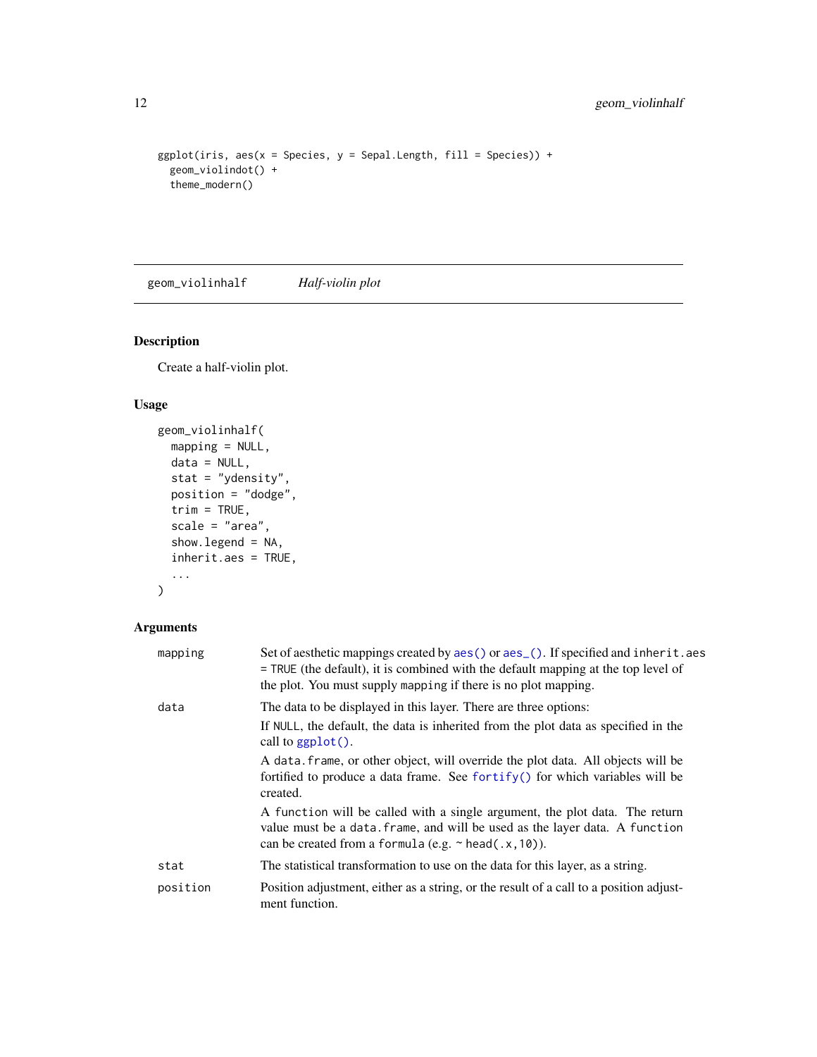```
ggplot(iris, aes(x = Species, y = Sepal.Length, fill = Species)) +
  geom_violindot() +
  theme_modern()
```

## geom_violinhalf — *Half-violin plot*

### Description

Create a half-violin plot.

### Usage

```
geom_violinhalf(
  mapping = NULL,
  data = NULL,
  stat = "ydensity",
  position = "dodge",
  trim = TRUE,
  scale = "area",
  show.legend = NA,
  inherit.aes = TRUE,
  ...
)
```

### Arguments

| | |
|---|---|
| mapping | Set of aesthetic mappings created by `aes()` or `aes_()`. If specified and `inherit.aes = TRUE` (the default), it is combined with the default mapping at the top level of the plot. You must supply `mapping` if there is no plot mapping. |
| data | The data to be displayed in this layer. There are three options:<br>If `NULL`, the default, the data is inherited from the plot data as specified in the call to `ggplot()`.<br>A `data.frame`, or other object, will override the plot data. All objects will be fortified to produce a data frame. See `fortify()` for which variables will be created.<br>A `function` will be called with a single argument, the plot data. The return value must be a `data.frame`, and will be used as the layer data. A `function` can be created from a `formula` (e.g. `~ head(.x, 10)`). |
| stat | The statistical transformation to use on the data for this layer, as a string. |
| position | Position adjustment, either as a string, or the result of a call to a position adjustment function. |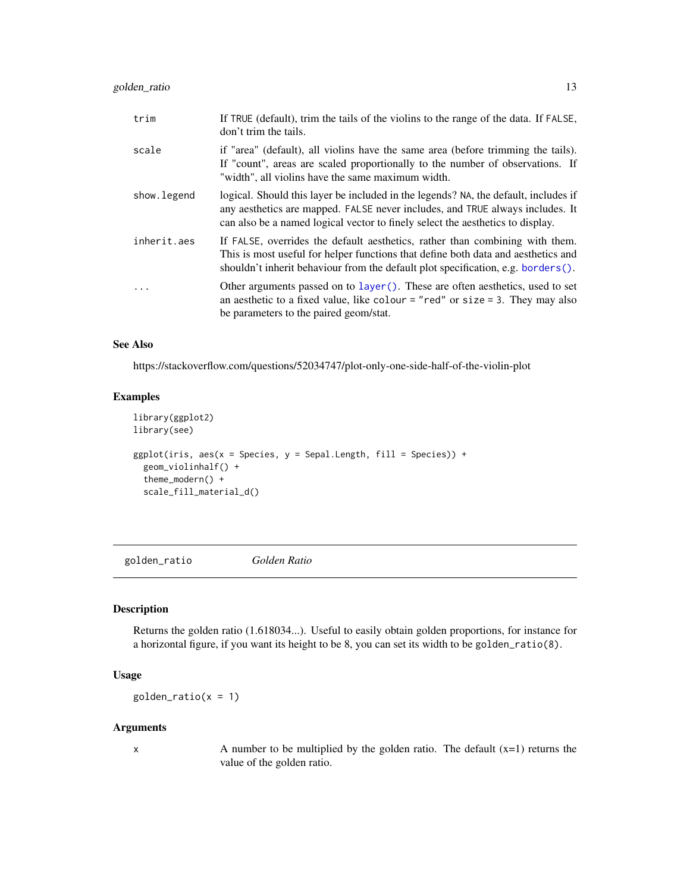| | |
|---|---|
| trim | If TRUE (default), trim the tails of the violins to the range of the data. If FALSE, don't trim the tails. |
| scale | if "area" (default), all violins have the same area (before trimming the tails). If "count", areas are scaled proportionally to the number of observations. If "width", all violins have the same maximum width. |
| show.legend | logical. Should this layer be included in the legends? NA, the default, includes if any aesthetics are mapped. FALSE never includes, and TRUE always includes. It can also be a named logical vector to finely select the aesthetics to display. |
| inherit.aes | If FALSE, overrides the default aesthetics, rather than combining with them. This is most useful for helper functions that define both data and aesthetics and shouldn't inherit behaviour from the default plot specification, e.g. borders(). |
| ... | Other arguments passed on to layer(). These are often aesthetics, used to set an aesthetic to a fixed value, like colour = "red" or size = 3. They may also be parameters to the paired geom/stat. |

### See Also

https://stackoverflow.com/questions/52034747/plot-only-one-side-half-of-the-violin-plot

### Examples

```
library(ggplot2)
library(see)

ggplot(iris, aes(x = Species, y = Sepal.Length, fill = Species)) +
  geom_violinhalf() +
  theme_modern() +
  scale_fill_material_d()
```

---

## golden_ratio    *Golden Ratio*

### Description

Returns the golden ratio (1.618034...). Useful to easily obtain golden proportions, for instance for a horizontal figure, if you want its height to be 8, you can set its width to be golden_ratio(8).

### Usage

```
golden_ratio(x = 1)
```

### Arguments

| | |
|---|---|
| x | A number to be multiplied by the golden ratio. The default (x=1) returns the value of the golden ratio. |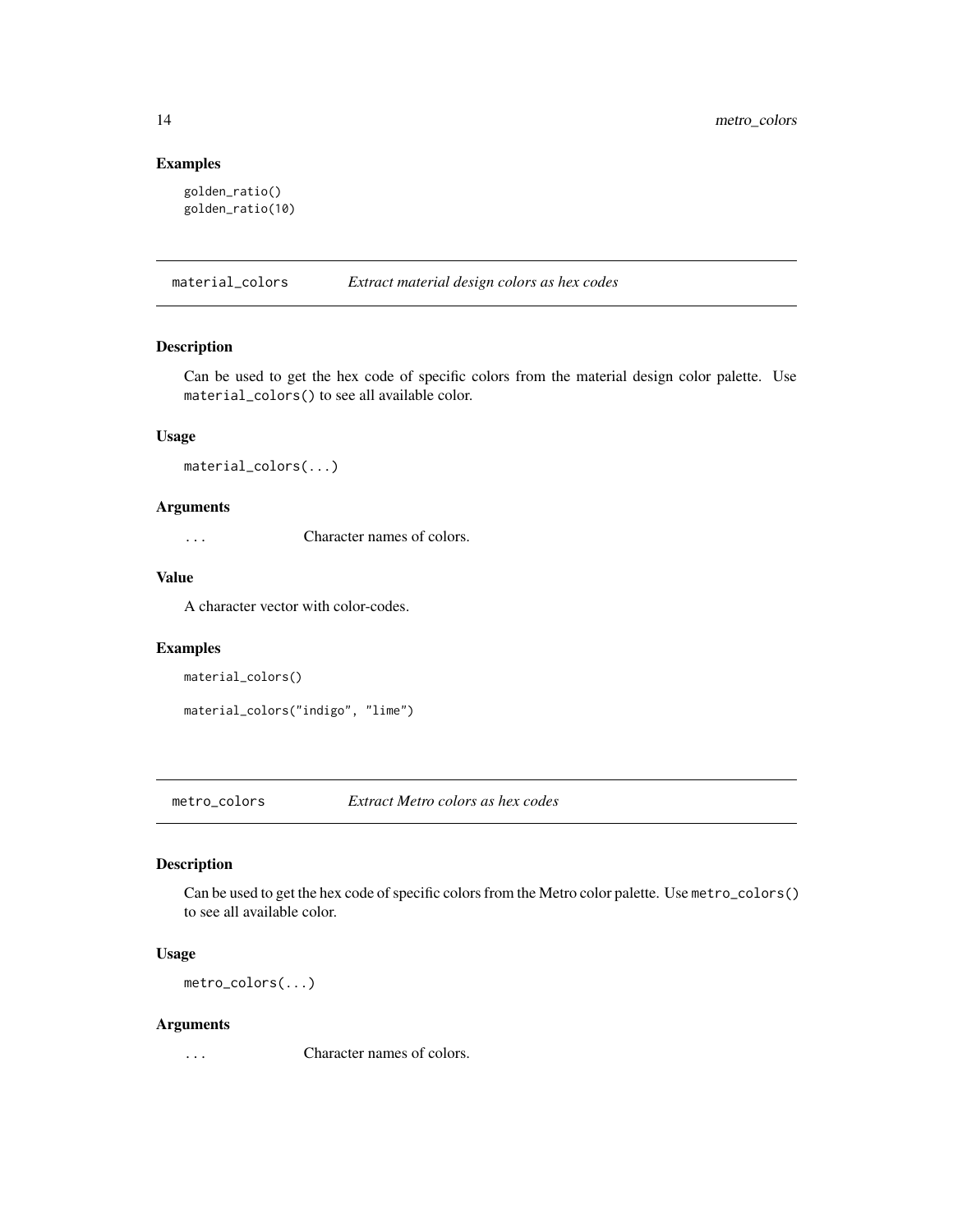### Examples

```
golden_ratio()
golden_ratio(10)
```

## material_colors *Extract material design colors as hex codes*

### Description

Can be used to get the hex code of specific colors from the material design color palette. Use `material_colors()` to see all available color.

### Usage

```
material_colors(...)
```

### Arguments

| | |
|---|---|
| ... | Character names of colors. |

### Value

A character vector with color-codes.

### Examples

```
material_colors()

material_colors("indigo", "lime")
```

## metro_colors *Extract Metro colors as hex codes*

### Description

Can be used to get the hex code of specific colors from the Metro color palette. Use `metro_colors()` to see all available color.

### Usage

```
metro_colors(...)
```

### Arguments

| | |
|---|---|
| ... | Character names of colors. |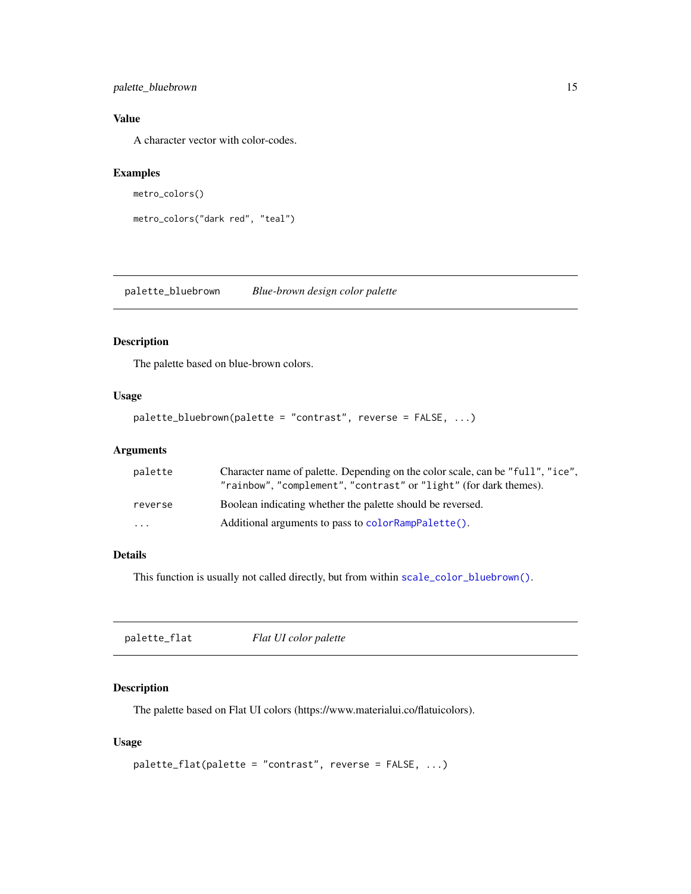### Value

A character vector with color-codes.

### Examples

```
metro_colors()

metro_colors("dark red", "teal")
```

## palette_bluebrown *Blue-brown design color palette*

### Description

The palette based on blue-brown colors.

### Usage

```
palette_bluebrown(palette = "contrast", reverse = FALSE, ...)
```

### Arguments

| | |
|---|---|
| palette | Character name of palette. Depending on the color scale, can be "full", "ice", "rainbow", "complement", "contrast" or "light" (for dark themes). |
| reverse | Boolean indicating whether the palette should be reversed. |
| ... | Additional arguments to pass to `colorRampPalette()`. |

### Details

This function is usually not called directly, but from within `scale_color_bluebrown()`.

## palette_flat *Flat UI color palette*

### Description

The palette based on Flat UI colors (https://www.materialui.co/flatuicolors).

### Usage

```
palette_flat(palette = "contrast", reverse = FALSE, ...)
```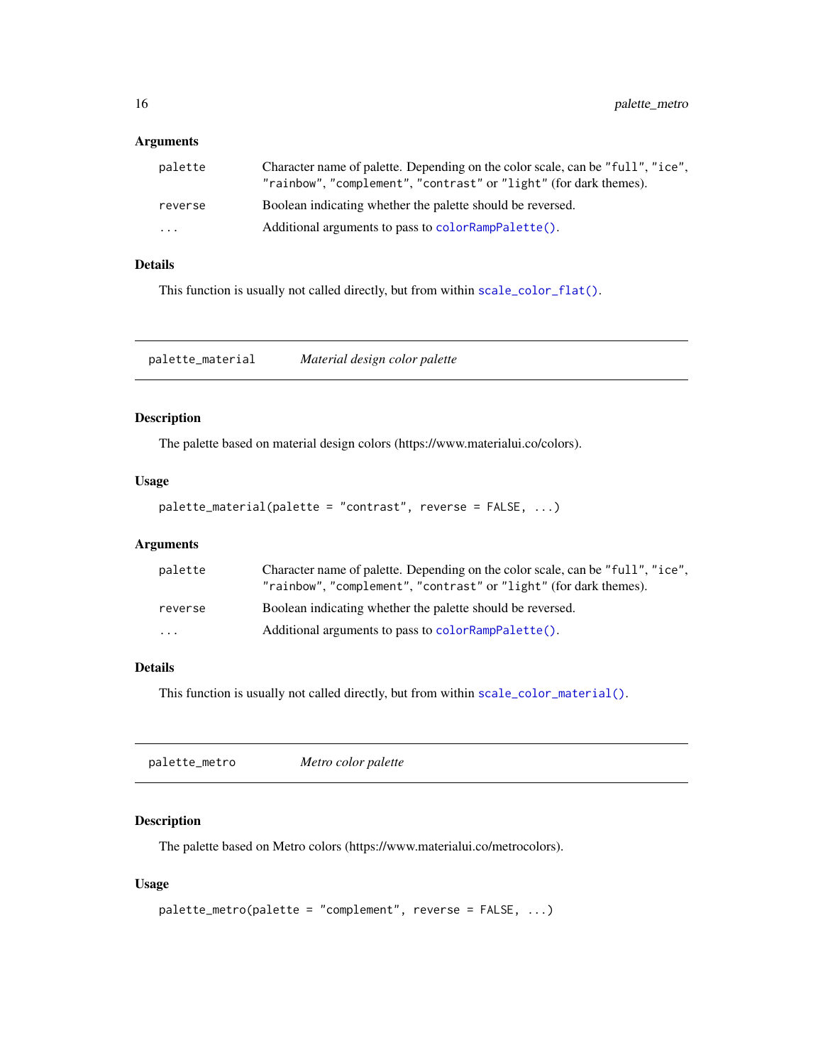### Arguments

| | |
|---|---|
| `palette` | Character name of palette. Depending on the color scale, can be `"full"`, `"ice"`, `"rainbow"`, `"complement"`, `"contrast"` or `"light"` (for dark themes). |
| `reverse` | Boolean indicating whether the palette should be reversed. |
| `...` | Additional arguments to pass to `colorRampPalette()`. |

### Details

This function is usually not called directly, but from within `scale_color_flat()`.

---

## `palette_material` *Material design color palette*

---

### Description

The palette based on material design colors (https://www.materialui.co/colors).

### Usage

```
palette_material(palette = "contrast", reverse = FALSE, ...)
```

### Arguments

| | |
|---|---|
| `palette` | Character name of palette. Depending on the color scale, can be `"full"`, `"ice"`, `"rainbow"`, `"complement"`, `"contrast"` or `"light"` (for dark themes). |
| `reverse` | Boolean indicating whether the palette should be reversed. |
| `...` | Additional arguments to pass to `colorRampPalette()`. |

### Details

This function is usually not called directly, but from within `scale_color_material()`.

---

## `palette_metro` *Metro color palette*

---

### Description

The palette based on Metro colors (https://www.materialui.co/metrocolors).

### Usage

```
palette_metro(palette = "complement", reverse = FALSE, ...)
```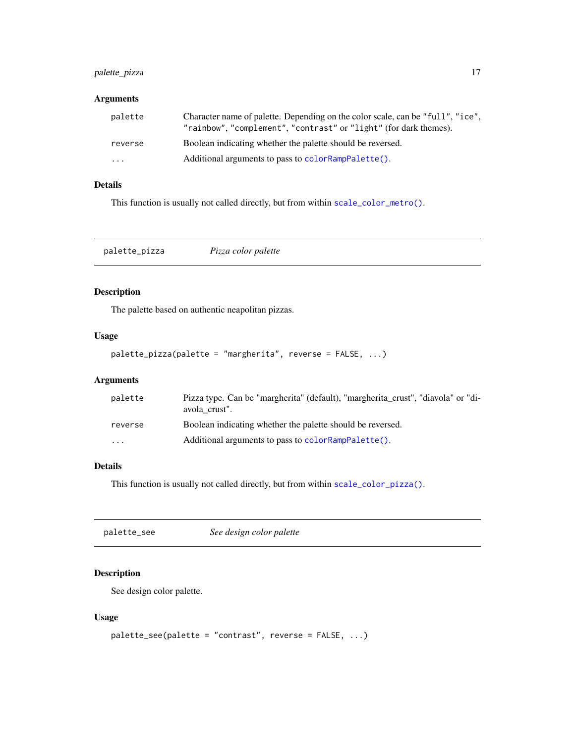### Arguments

| | |
|---|---|
| `palette` | Character name of palette. Depending on the color scale, can be `"full"`, `"ice"`, `"rainbow"`, `"complement"`, `"contrast"` or `"light"` (for dark themes). |
| `reverse` | Boolean indicating whether the palette should be reversed. |
| `...` | Additional arguments to pass to `colorRampPalette()`. |

### Details

This function is usually not called directly, but from within `scale_color_metro()`.

---

## `palette_pizza` *Pizza color palette*

### Description

The palette based on authentic neapolitan pizzas.

### Usage

```
palette_pizza(palette = "margherita", reverse = FALSE, ...)
```

### Arguments

| | |
|---|---|
| `palette` | Pizza type. Can be "margherita" (default), "margherita_crust", "diavola" or "diavola_crust". |
| `reverse` | Boolean indicating whether the palette should be reversed. |
| `...` | Additional arguments to pass to `colorRampPalette()`. |

### Details

This function is usually not called directly, but from within `scale_color_pizza()`.

---

## `palette_see` *See design color palette*

### Description

See design color palette.

### Usage

```
palette_see(palette = "contrast", reverse = FALSE, ...)
```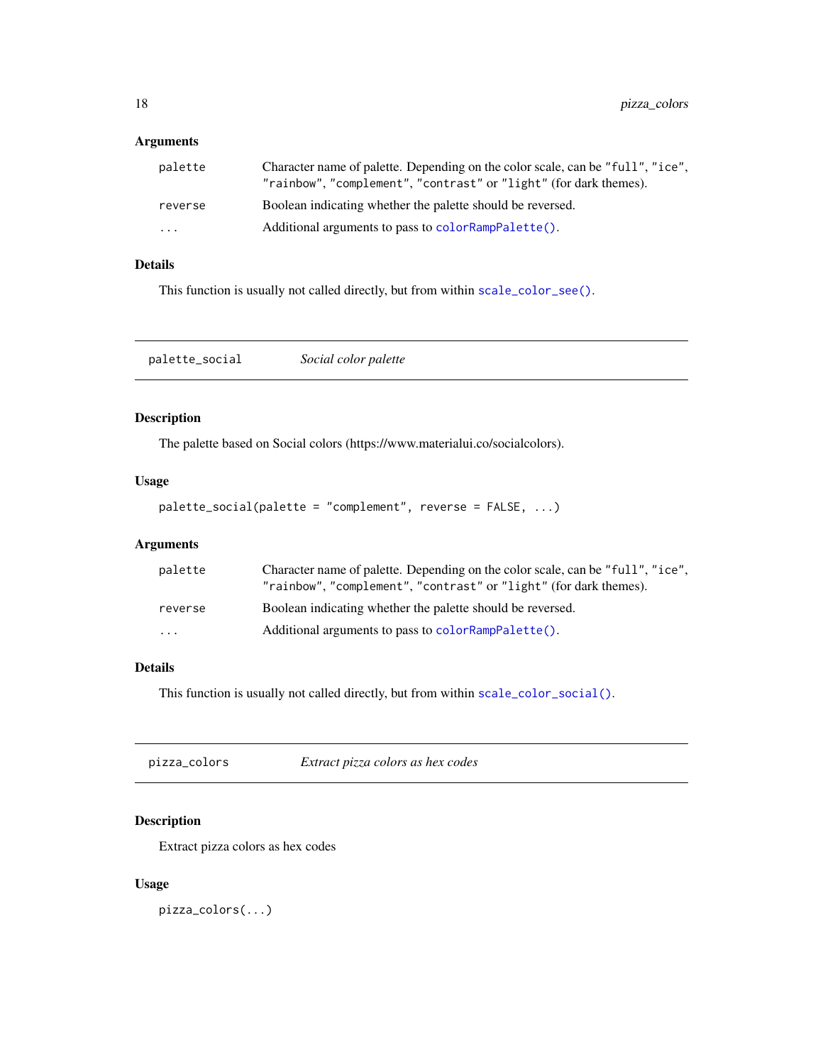## Arguments

| | |
|---|---|
| palette | Character name of palette. Depending on the color scale, can be "full", "ice", "rainbow", "complement", "contrast" or "light" (for dark themes). |
| reverse | Boolean indicating whether the palette should be reversed. |
| ... | Additional arguments to pass to colorRampPalette(). |

## Details

This function is usually not called directly, but from within scale_color_see().

---

# palette_social *Social color palette*

## Description

The palette based on Social colors (https://www.materialui.co/socialcolors).

## Usage

```
palette_social(palette = "complement", reverse = FALSE, ...)
```

## Arguments

| | |
|---|---|
| palette | Character name of palette. Depending on the color scale, can be "full", "ice", "rainbow", "complement", "contrast" or "light" (for dark themes). |
| reverse | Boolean indicating whether the palette should be reversed. |
| ... | Additional arguments to pass to colorRampPalette(). |

## Details

This function is usually not called directly, but from within scale_color_social().

---

# pizza_colors *Extract pizza colors as hex codes*

## Description

Extract pizza colors as hex codes

## Usage

```
pizza_colors(...)
```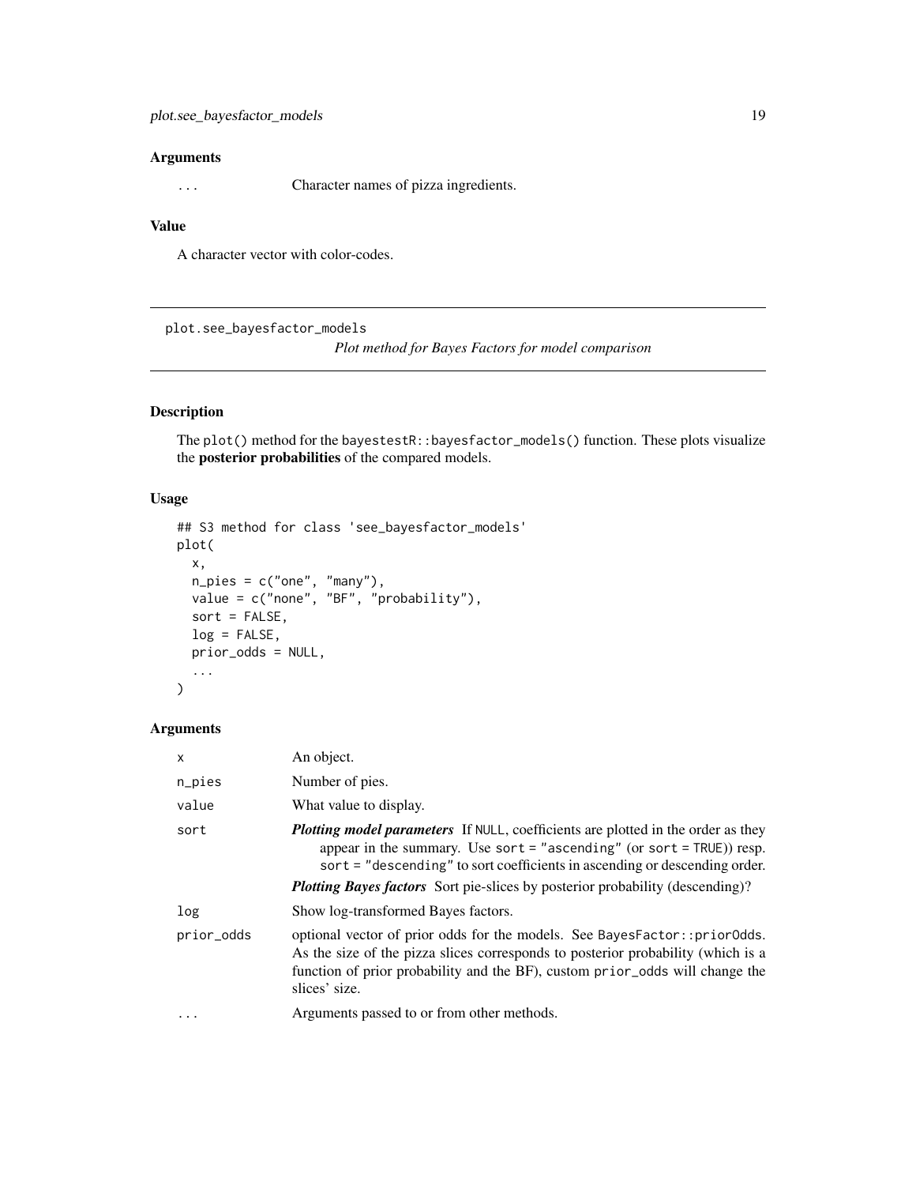## Arguments

| | |
|---|---|
| ... | Character names of pizza ingredients. |

## Value

A character vector with color-codes.

---

`plot.see_bayesfactor_models` *Plot method for Bayes Factors for model comparison*

---

## Description

The `plot()` method for the `bayestestR::bayesfactor_models()` function. These plots visualize the **posterior probabilities** of the compared models.

## Usage

```
## S3 method for class 'see_bayesfactor_models'
plot(
  x,
  n_pies = c("one", "many"),
  value = c("none", "BF", "probability"),
  sort = FALSE,
  log = FALSE,
  prior_odds = NULL,
  ...
)
```

## Arguments

| | |
|---|---|
| x | An object. |
| n_pies | Number of pies. |
| value | What value to display. |
| sort | ***Plotting model parameters*** If `NULL`, coefficients are plotted in the order as they appear in the summary. Use `sort = "ascending"` (or `sort = TRUE`)) resp. `sort = "descending"` to sort coefficients in ascending or descending order. ***Plotting Bayes factors*** Sort pie-slices by posterior probability (descending)? |
| log | Show log-transformed Bayes factors. |
| prior_odds | optional vector of prior odds for the models. See `BayesFactor::priorOdds`. As the size of the pizza slices corresponds to posterior probability (which is a function of prior probability and the BF), custom `prior_odds` will change the slices' size. |
| ... | Arguments passed to or from other methods. |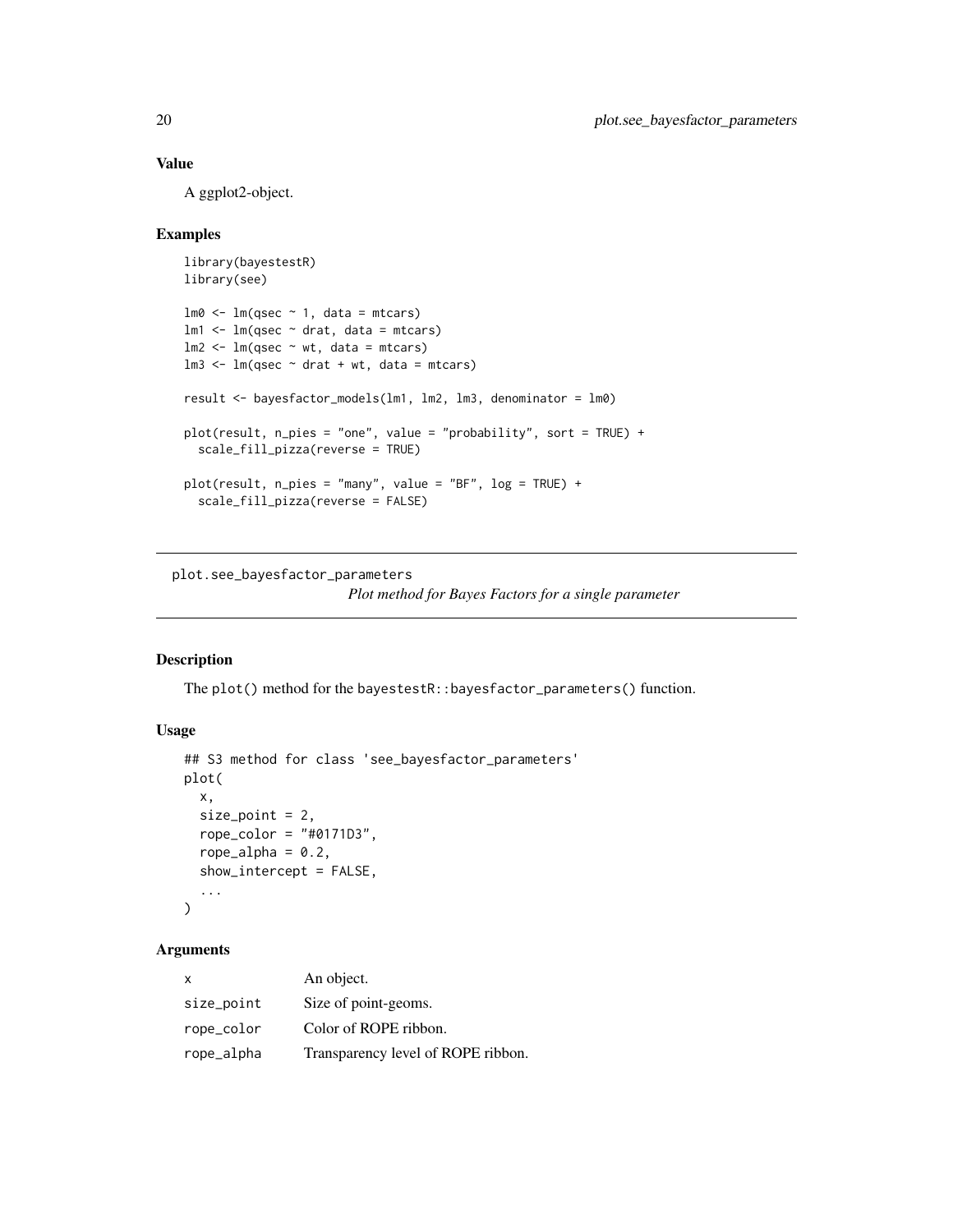## Value

A ggplot2-object.

## Examples

```
library(bayestestR)
library(see)

lm0 <- lm(qsec ~ 1, data = mtcars)
lm1 <- lm(qsec ~ drat, data = mtcars)
lm2 <- lm(qsec ~ wt, data = mtcars)
lm3 <- lm(qsec ~ drat + wt, data = mtcars)

result <- bayesfactor_models(lm1, lm2, lm3, denominator = lm0)

plot(result, n_pies = "one", value = "probability", sort = TRUE) +
  scale_fill_pizza(reverse = TRUE)

plot(result, n_pies = "many", value = "BF", log = TRUE) +
  scale_fill_pizza(reverse = FALSE)
```

---

# plot.see_bayesfactor_parameters

*Plot method for Bayes Factors for a single parameter*

---

## Description

The `plot()` method for the `bayestestR::bayesfactor_parameters()` function.

## Usage

```
## S3 method for class 'see_bayesfactor_parameters'
plot(
  x,
  size_point = 2,
  rope_color = "#0171D3",
  rope_alpha = 0.2,
  show_intercept = FALSE,
  ...
)
```

## Arguments

| | |
|---|---|
| x | An object. |
| size_point | Size of point-geoms. |
| rope_color | Color of ROPE ribbon. |
| rope_alpha | Transparency level of ROPE ribbon. |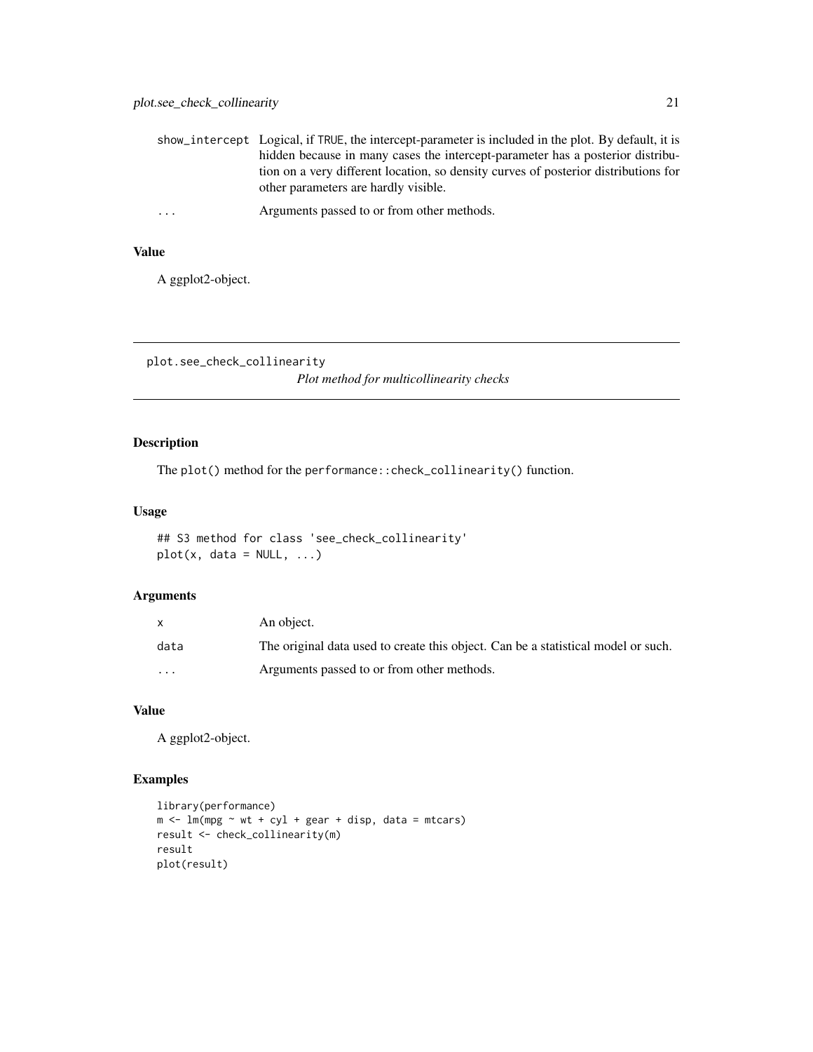| | |
|---|---|
| `show_intercept` | Logical, if `TRUE`, the intercept-parameter is included in the plot. By default, it is hidden because in many cases the intercept-parameter has a posterior distribution on a very different location, so density curves of posterior distributions for other parameters are hardly visible. |
| `...` | Arguments passed to or from other methods. |

## Value

A ggplot2-object.

---

`plot.see_check_collinearity` *Plot method for multicollinearity checks*

---

## Description

The `plot()` method for the `performance::check_collinearity()` function.

## Usage

```
## S3 method for class 'see_check_collinearity'
plot(x, data = NULL, ...)
```

## Arguments

| | |
|---|---|
| `x` | An object. |
| `data` | The original data used to create this object. Can be a statistical model or such. |
| `...` | Arguments passed to or from other methods. |

## Value

A ggplot2-object.

## Examples

```
library(performance)
m <- lm(mpg ~ wt + cyl + gear + disp, data = mtcars)
result <- check_collinearity(m)
result
plot(result)
```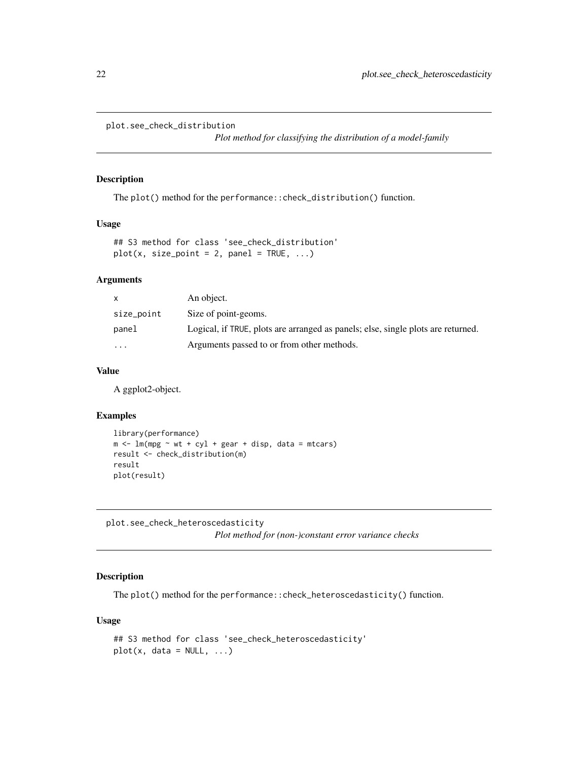## plot.see_check_distribution

*Plot method for classifying the distribution of a model-family*

### Description

The `plot()` method for the `performance::check_distribution()` function.

### Usage

```
## S3 method for class 'see_check_distribution'
plot(x, size_point = 2, panel = TRUE, ...)
```

### Arguments

| | |
|---|---|
| `x` | An object. |
| `size_point` | Size of point-geoms. |
| `panel` | Logical, if `TRUE`, plots are arranged as panels; else, single plots are returned. |
| `...` | Arguments passed to or from other methods. |

### Value

A ggplot2-object.

### Examples

```
library(performance)
m <- lm(mpg ~ wt + cyl + gear + disp, data = mtcars)
result <- check_distribution(m)
result
plot(result)
```

## plot.see_check_heteroscedasticity

*Plot method for (non-)constant error variance checks*

### Description

The `plot()` method for the `performance::check_heteroscedasticity()` function.

### Usage

```
## S3 method for class 'see_check_heteroscedasticity'
plot(x, data = NULL, ...)
```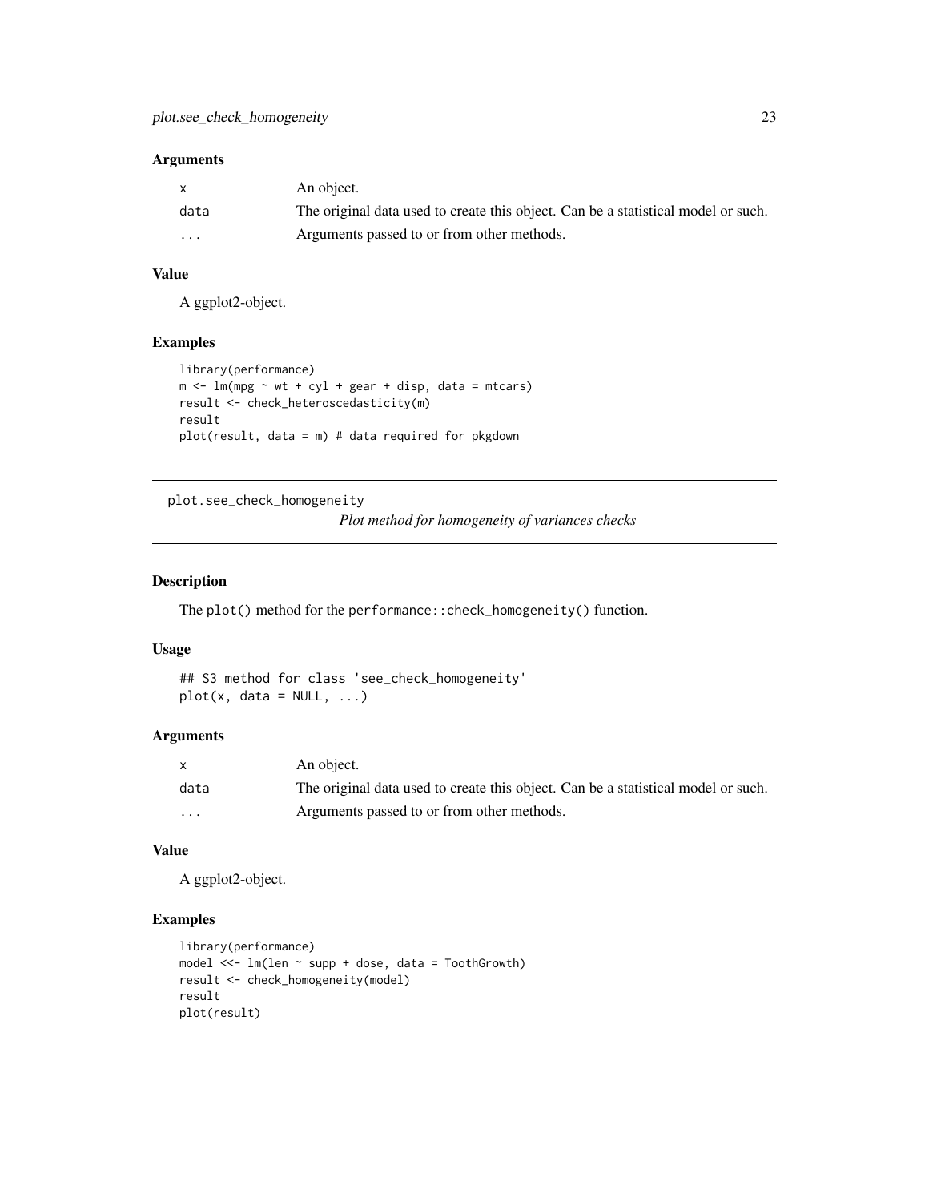### Arguments

| | |
|---|---|
| x | An object. |
| data | The original data used to create this object. Can be a statistical model or such. |
| ... | Arguments passed to or from other methods. |

### Value

A ggplot2-object.

### Examples

```
library(performance)
m <- lm(mpg ~ wt + cyl + gear + disp, data = mtcars)
result <- check_heteroscedasticity(m)
result
plot(result, data = m) # data required for pkgdown
```

---

## plot.see_check_homogeneity

*Plot method for homogeneity of variances checks*

### Description

The plot() method for the performance::check_homogeneity() function.

### Usage

```
## S3 method for class 'see_check_homogeneity'
plot(x, data = NULL, ...)
```

### Arguments

| | |
|---|---|
| x | An object. |
| data | The original data used to create this object. Can be a statistical model or such. |
| ... | Arguments passed to or from other methods. |

### Value

A ggplot2-object.

### Examples

```
library(performance)
model <<- lm(len ~ supp + dose, data = ToothGrowth)
result <- check_homogeneity(model)
result
plot(result)
```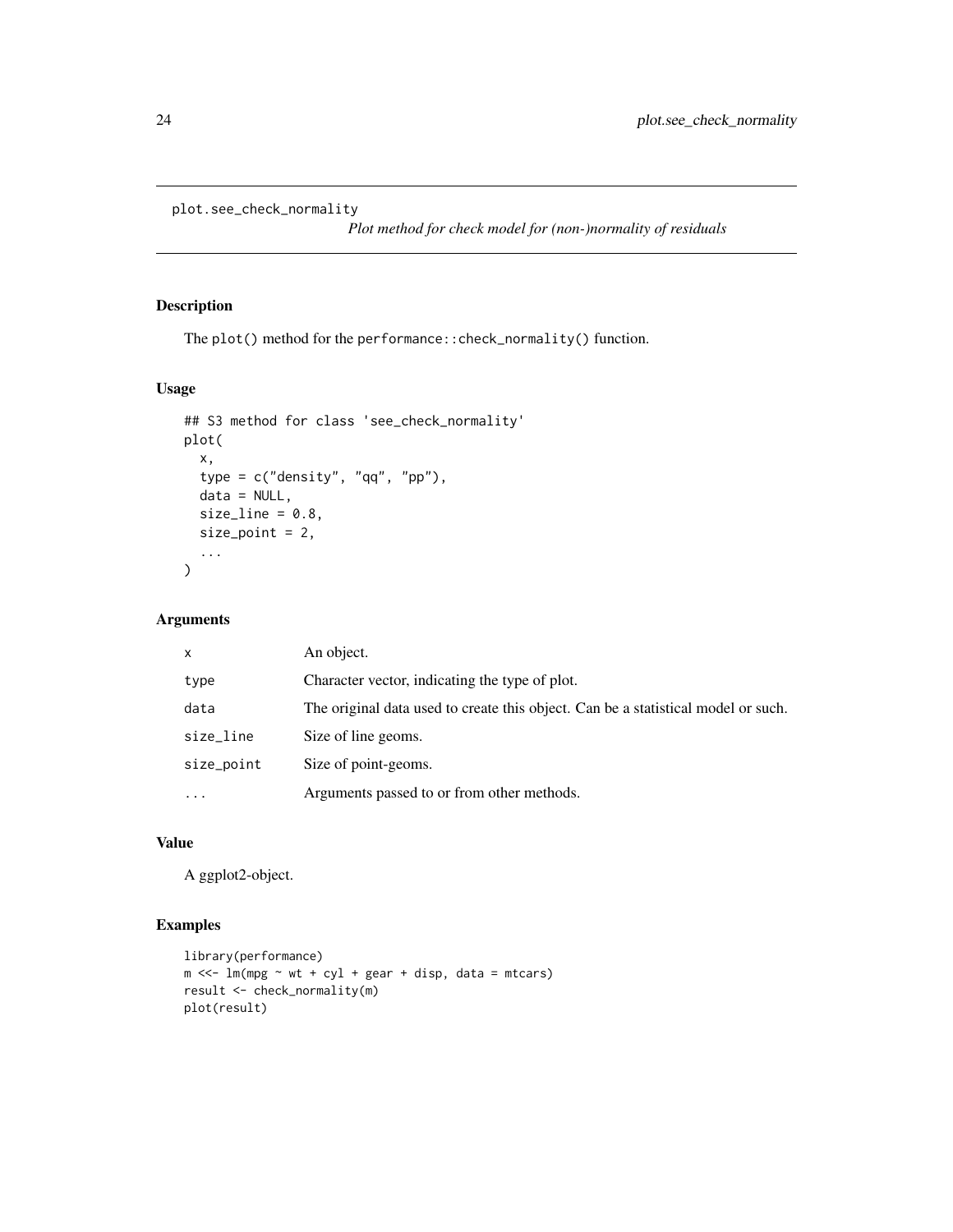`plot.see_check_normality` *Plot method for check model for (non-)normality of residuals*

## Description

The `plot()` method for the `performance::check_normality()` function.

## Usage

```
## S3 method for class 'see_check_normality'
plot(
  x,
  type = c("density", "qq", "pp"),
  data = NULL,
  size_line = 0.8,
  size_point = 2,
  ...
)
```

## Arguments

| | |
|---|---|
| `x` | An object. |
| `type` | Character vector, indicating the type of plot. |
| `data` | The original data used to create this object. Can be a statistical model or such. |
| `size_line` | Size of line geoms. |
| `size_point` | Size of point-geoms. |
| `...` | Arguments passed to or from other methods. |

## Value

A ggplot2-object.

## Examples

```
library(performance)
m <<- lm(mpg ~ wt + cyl + gear + disp, data = mtcars)
result <- check_normality(m)
plot(result)
```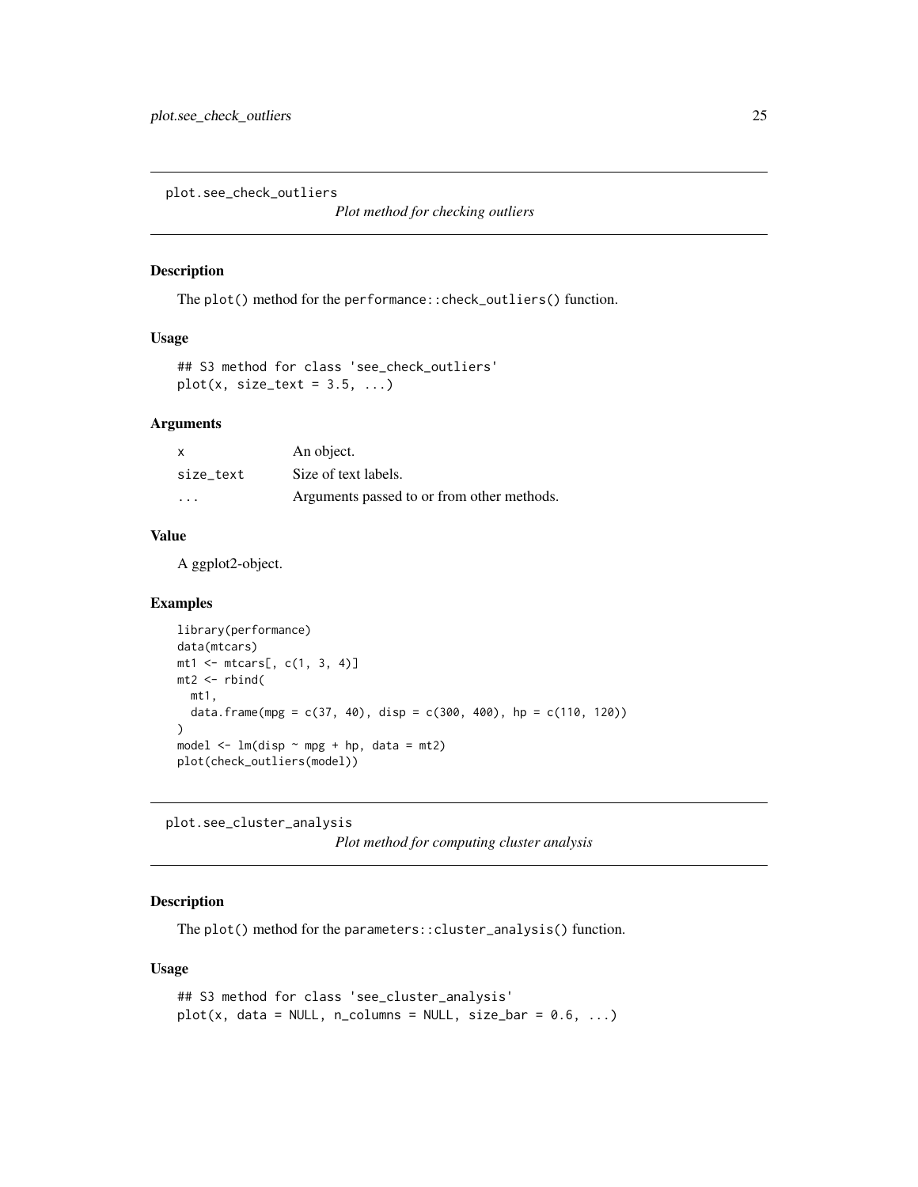## plot.see_check_outliers

*Plot method for checking outliers*

### Description

The `plot()` method for the `performance::check_outliers()` function.

### Usage

```
## S3 method for class 'see_check_outliers'
plot(x, size_text = 3.5, ...)
```

### Arguments

| | |
|---|---|
| `x` | An object. |
| `size_text` | Size of text labels. |
| `...` | Arguments passed to or from other methods. |

### Value

A ggplot2-object.

### Examples

```
library(performance)
data(mtcars)
mt1 <- mtcars[, c(1, 3, 4)]
mt2 <- rbind(
  mt1,
  data.frame(mpg = c(37, 40), disp = c(300, 400), hp = c(110, 120))
)
model <- lm(disp ~ mpg + hp, data = mt2)
plot(check_outliers(model))
```

## plot.see_cluster_analysis

*Plot method for computing cluster analysis*

### Description

The `plot()` method for the `parameters::cluster_analysis()` function.

### Usage

```
## S3 method for class 'see_cluster_analysis'
plot(x, data = NULL, n_columns = NULL, size_bar = 0.6, ...)
```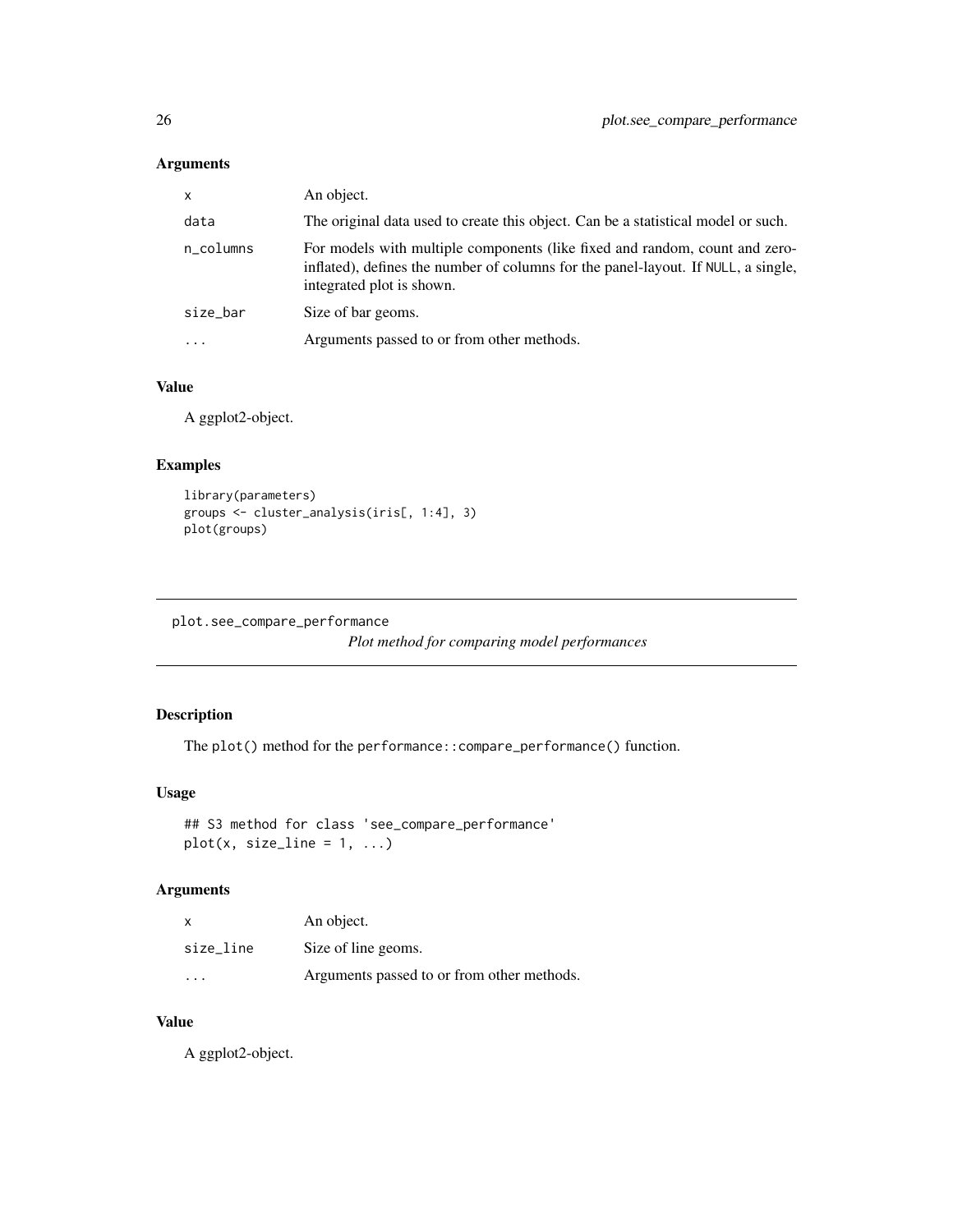## Arguments

| | |
|---|---|
| x | An object. |
| data | The original data used to create this object. Can be a statistical model or such. |
| n_columns | For models with multiple components (like fixed and random, count and zero-inflated), defines the number of columns for the panel-layout. If NULL, a single, integrated plot is shown. |
| size_bar | Size of bar geoms. |
| ... | Arguments passed to or from other methods. |

## Value

A ggplot2-object.

## Examples

```
library(parameters)
groups <- cluster_analysis(iris[, 1:4], 3)
plot(groups)
```

---

# plot.see_compare_performance

*Plot method for comparing model performances*

---

## Description

The `plot()` method for the `performance::compare_performance()` function.

## Usage

```
## S3 method for class 'see_compare_performance'
plot(x, size_line = 1, ...)
```

## Arguments

| | |
|---|---|
| x | An object. |
| size_line | Size of line geoms. |
| ... | Arguments passed to or from other methods. |

## Value

A ggplot2-object.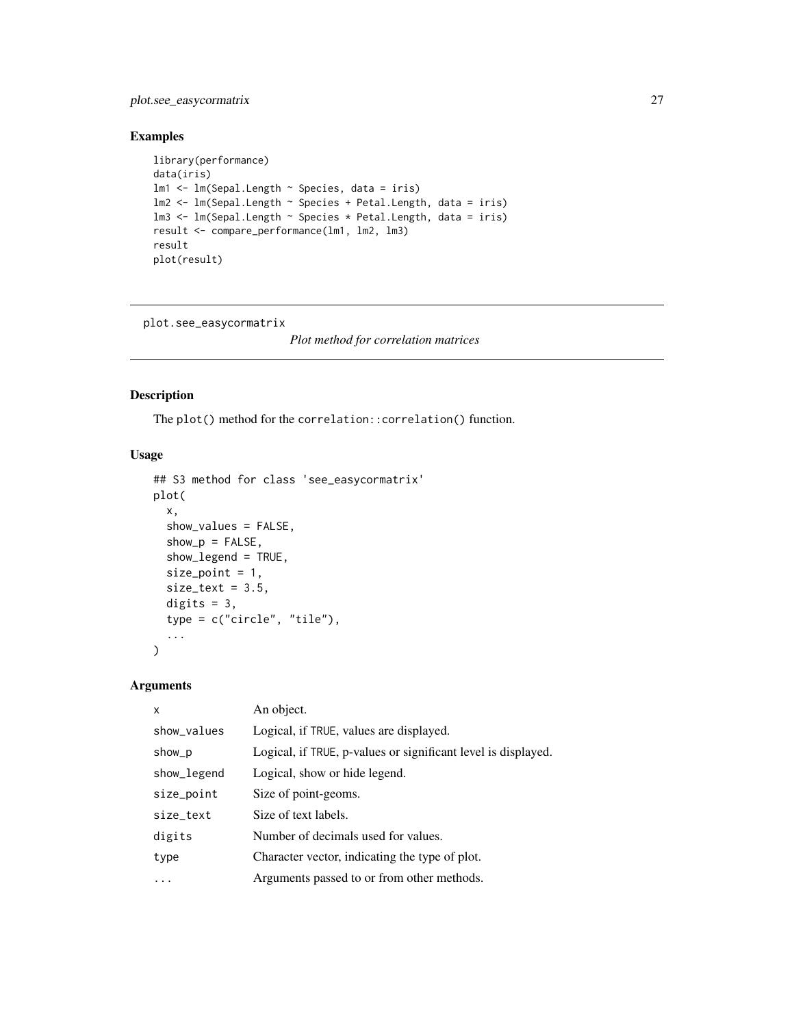## Examples

```
library(performance)
data(iris)
lm1 <- lm(Sepal.Length ~ Species, data = iris)
lm2 <- lm(Sepal.Length ~ Species + Petal.Length, data = iris)
lm3 <- lm(Sepal.Length ~ Species * Petal.Length, data = iris)
result <- compare_performance(lm1, lm2, lm3)
result
plot(result)
```

---

# plot.see_easycormatrix

*Plot method for correlation matrices*

---

## Description

The `plot()` method for the `correlation::correlation()` function.

## Usage

```
## S3 method for class 'see_easycormatrix'
plot(
  x,
  show_values = FALSE,
  show_p = FALSE,
  show_legend = TRUE,
  size_point = 1,
  size_text = 3.5,
  digits = 3,
  type = c("circle", "tile"),
  ...
)
```

## Arguments

| | |
|---|---|
| `x` | An object. |
| `show_values` | Logical, if `TRUE`, values are displayed. |
| `show_p` | Logical, if `TRUE`, p-values or significant level is displayed. |
| `show_legend` | Logical, show or hide legend. |
| `size_point` | Size of point-geoms. |
| `size_text` | Size of text labels. |
| `digits` | Number of decimals used for values. |
| `type` | Character vector, indicating the type of plot. |
| `...` | Arguments passed to or from other methods. |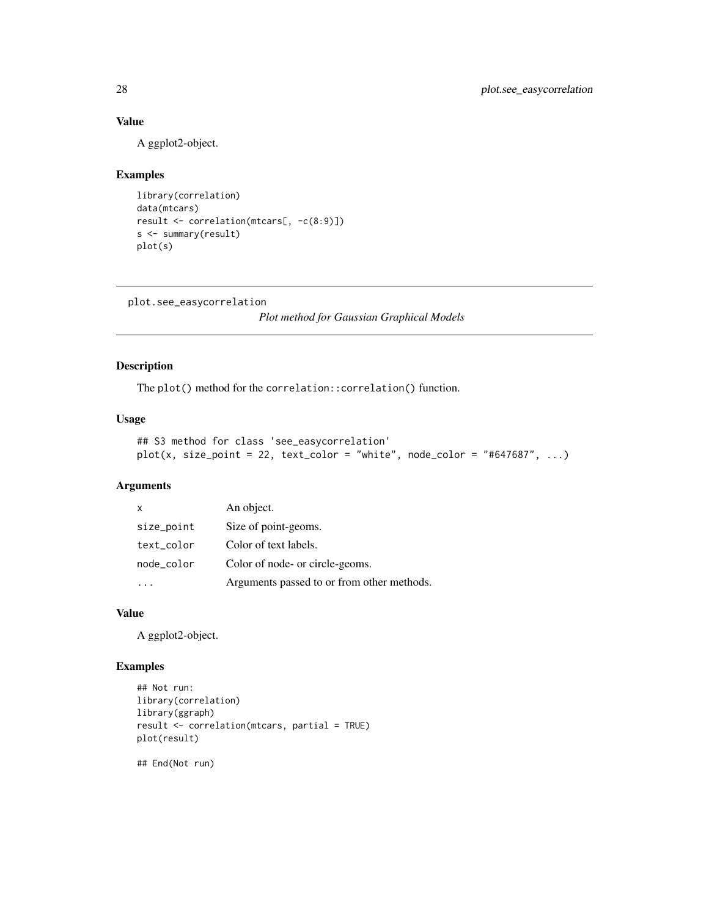### Value

A ggplot2-object.

### Examples

```
library(correlation)
data(mtcars)
result <- correlation(mtcars[, -c(8:9)])
s <- summary(result)
plot(s)
```

---

## plot.see_easycorrelation

*Plot method for Gaussian Graphical Models*

---

### Description

The `plot()` method for the `correlation::correlation()` function.

### Usage

```
## S3 method for class 'see_easycorrelation'
plot(x, size_point = 22, text_color = "white", node_color = "#647687", ...)
```

### Arguments

| | |
|---|---|
| `x` | An object. |
| `size_point` | Size of point-geoms. |
| `text_color` | Color of text labels. |
| `node_color` | Color of node- or circle-geoms. |
| `...` | Arguments passed to or from other methods. |

### Value

A ggplot2-object.

### Examples

```
## Not run:
library(correlation)
library(ggraph)
result <- correlation(mtcars, partial = TRUE)
plot(result)

## End(Not run)
```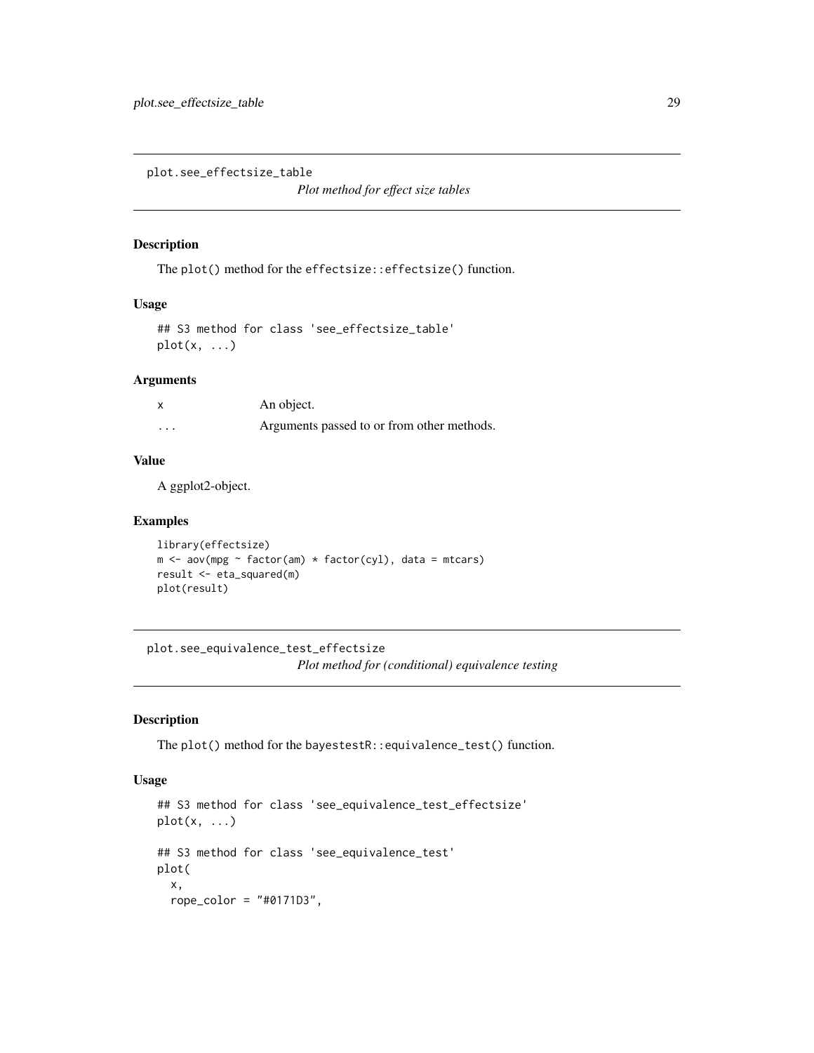## plot.see_effectsize_table

*Plot method for effect size tables*

### Description

The `plot()` method for the `effectsize::effectsize()` function.

### Usage

```
## S3 method for class 'see_effectsize_table'
plot(x, ...)
```

### Arguments

| | |
|---|---|
| x | An object. |
| ... | Arguments passed to or from other methods. |

### Value

A ggplot2-object.

### Examples

```
library(effectsize)
m <- aov(mpg ~ factor(am) * factor(cyl), data = mtcars)
result <- eta_squared(m)
plot(result)
```

## plot.see_equivalence_test_effectsize

*Plot method for (conditional) equivalence testing*

### Description

The `plot()` method for the `bayestestR::equivalence_test()` function.

### Usage

```
## S3 method for class 'see_equivalence_test_effectsize'
plot(x, ...)

## S3 method for class 'see_equivalence_test'
plot(
  x,
  rope_color = "#0171D3",
```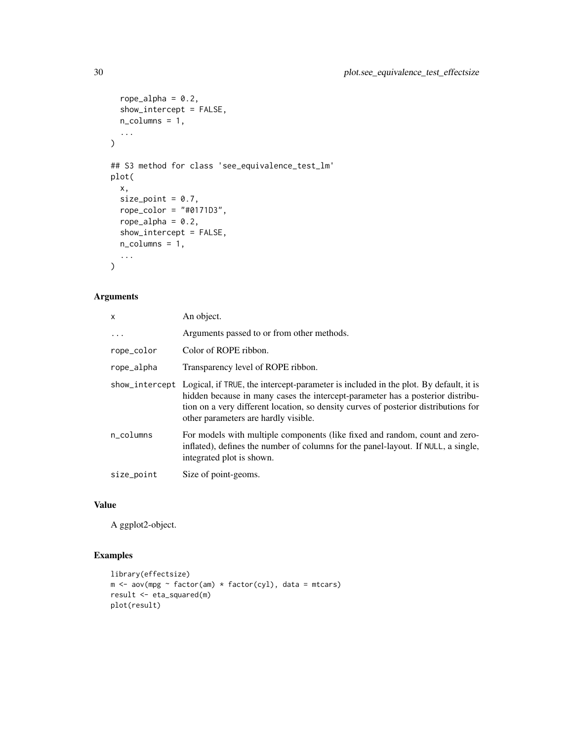```
  rope_alpha = 0.2,
  show_intercept = FALSE,
  n_columns = 1,
  ...
)

## S3 method for class 'see_equivalence_test_lm'
plot(
  x,
  size_point = 0.7,
  rope_color = "#0171D3",
  rope_alpha = 0.2,
  show_intercept = FALSE,
  n_columns = 1,
  ...
)
```

## Arguments

| | |
|---|---|
| x | An object. |
| ... | Arguments passed to or from other methods. |
| rope_color | Color of ROPE ribbon. |
| rope_alpha | Transparency level of ROPE ribbon. |
| show_intercept | Logical, if TRUE, the intercept-parameter is included in the plot. By default, it is hidden because in many cases the intercept-parameter has a posterior distribution on a very different location, so density curves of posterior distributions for other parameters are hardly visible. |
| n_columns | For models with multiple components (like fixed and random, count and zero-inflated), defines the number of columns for the panel-layout. If NULL, a single, integrated plot is shown. |
| size_point | Size of point-geoms. |

## Value

A ggplot2-object.

## Examples

```
library(effectsize)
m <- aov(mpg ~ factor(am) * factor(cyl), data = mtcars)
result <- eta_squared(m)
plot(result)
```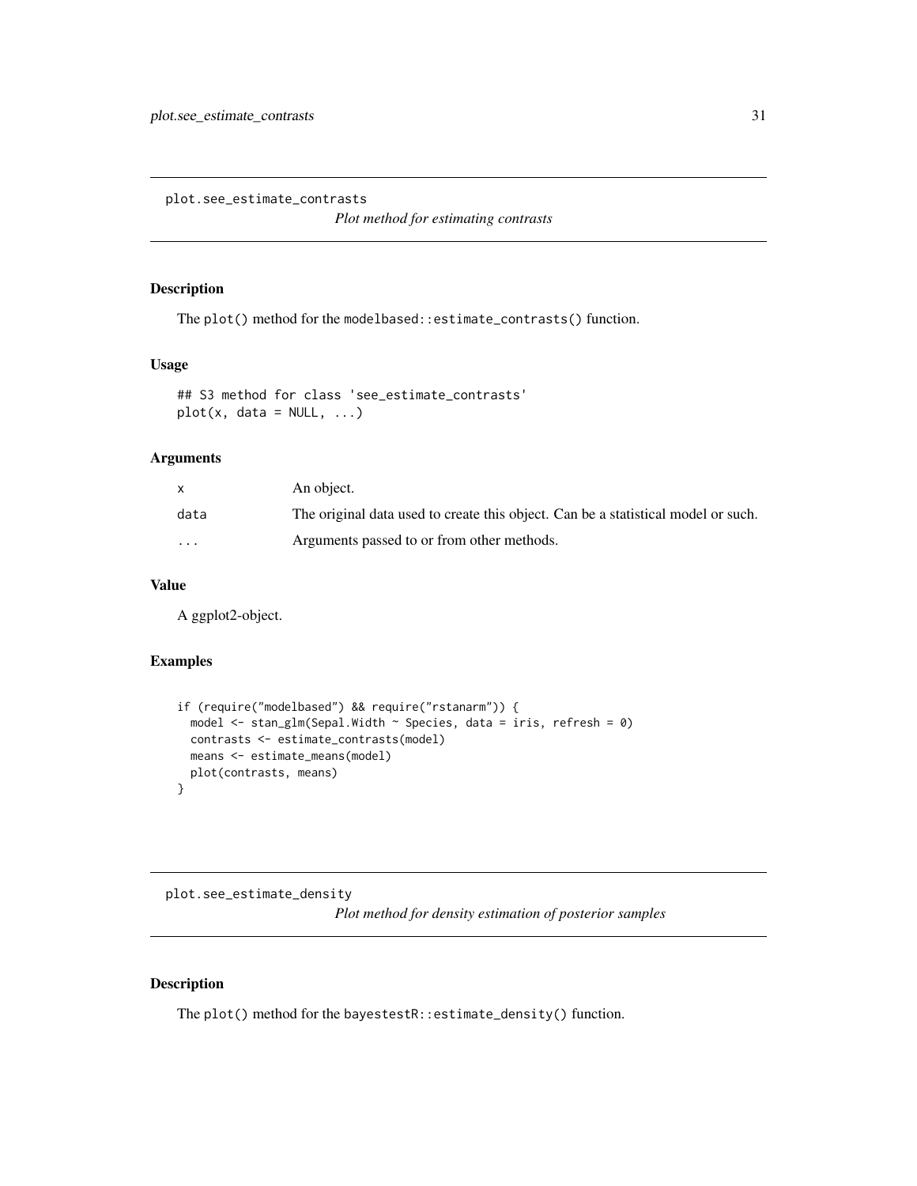## plot.see_estimate_contrasts

*Plot method for estimating contrasts*

### Description

The `plot()` method for the `modelbased::estimate_contrasts()` function.

### Usage

```
## S3 method for class 'see_estimate_contrasts'
plot(x, data = NULL, ...)
```

### Arguments

| | |
|---|---|
| `x` | An object. |
| `data` | The original data used to create this object. Can be a statistical model or such. |
| `...` | Arguments passed to or from other methods. |

### Value

A ggplot2-object.

### Examples

```
if (require("modelbased") && require("rstanarm")) {
  model <- stan_glm(Sepal.Width ~ Species, data = iris, refresh = 0)
  contrasts <- estimate_contrasts(model)
  means <- estimate_means(model)
  plot(contrasts, means)
}
```

## plot.see_estimate_density

*Plot method for density estimation of posterior samples*

### Description

The `plot()` method for the `bayestestR::estimate_density()` function.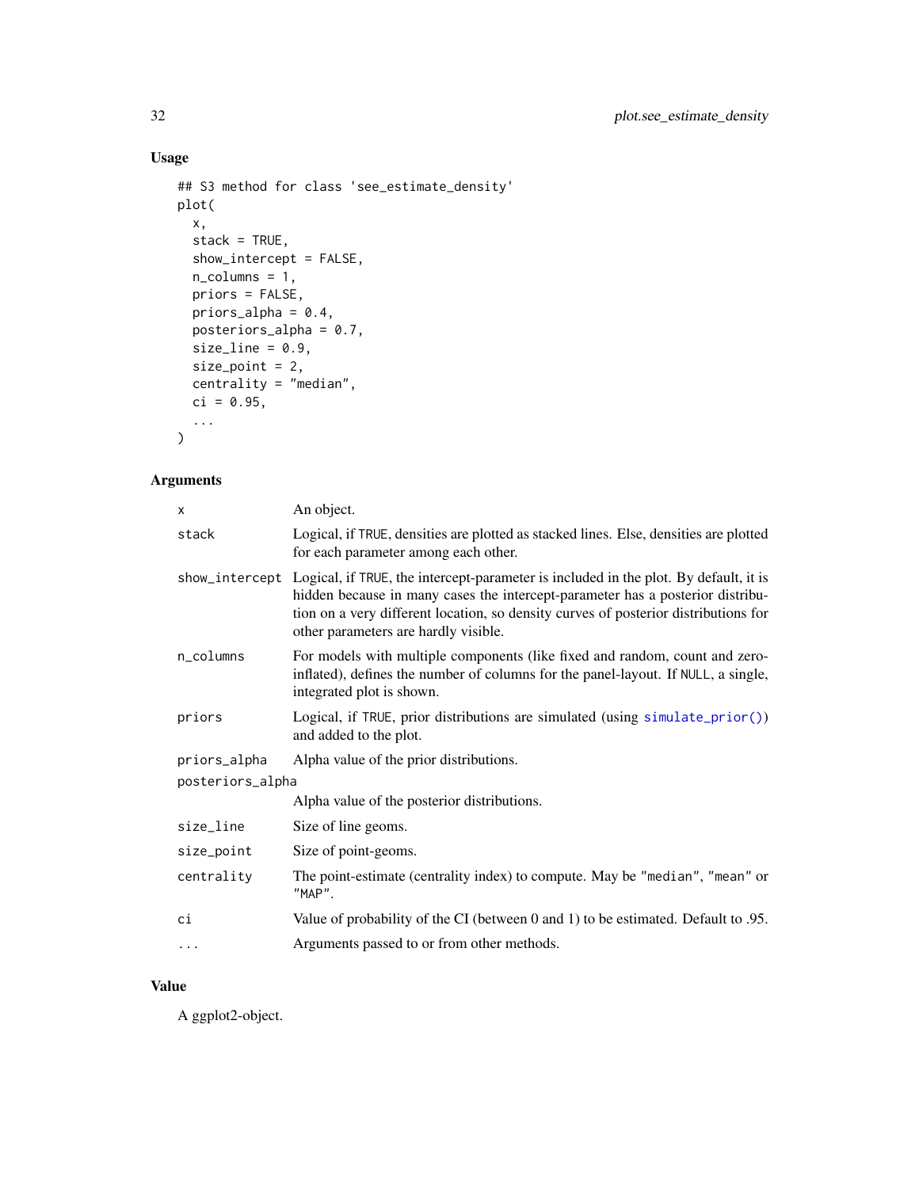## Usage

```
## S3 method for class 'see_estimate_density'
plot(
  x,
  stack = TRUE,
  show_intercept = FALSE,
  n_columns = 1,
  priors = FALSE,
  priors_alpha = 0.4,
  posteriors_alpha = 0.7,
  size_line = 0.9,
  size_point = 2,
  centrality = "median",
  ci = 0.95,
  ...
)
```

## Arguments

| Argument | Description |
|---|---|
| x | An object. |
| stack | Logical, if TRUE, densities are plotted as stacked lines. Else, densities are plotted for each parameter among each other. |
| show_intercept | Logical, if TRUE, the intercept-parameter is included in the plot. By default, it is hidden because in many cases the intercept-parameter has a posterior distribution on a very different location, so density curves of posterior distributions for other parameters are hardly visible. |
| n_columns | For models with multiple components (like fixed and random, count and zero-inflated), defines the number of columns for the panel-layout. If NULL, a single, integrated plot is shown. |
| priors | Logical, if TRUE, prior distributions are simulated (using simulate_prior()) and added to the plot. |
| priors_alpha | Alpha value of the prior distributions. |
| posteriors_alpha | Alpha value of the posterior distributions. |
| size_line | Size of line geoms. |
| size_point | Size of point-geoms. |
| centrality | The point-estimate (centrality index) to compute. May be "median", "mean" or "MAP". |
| ci | Value of probability of the CI (between 0 and 1) to be estimated. Default to .95. |
| ... | Arguments passed to or from other methods. |

## Value

A ggplot2-object.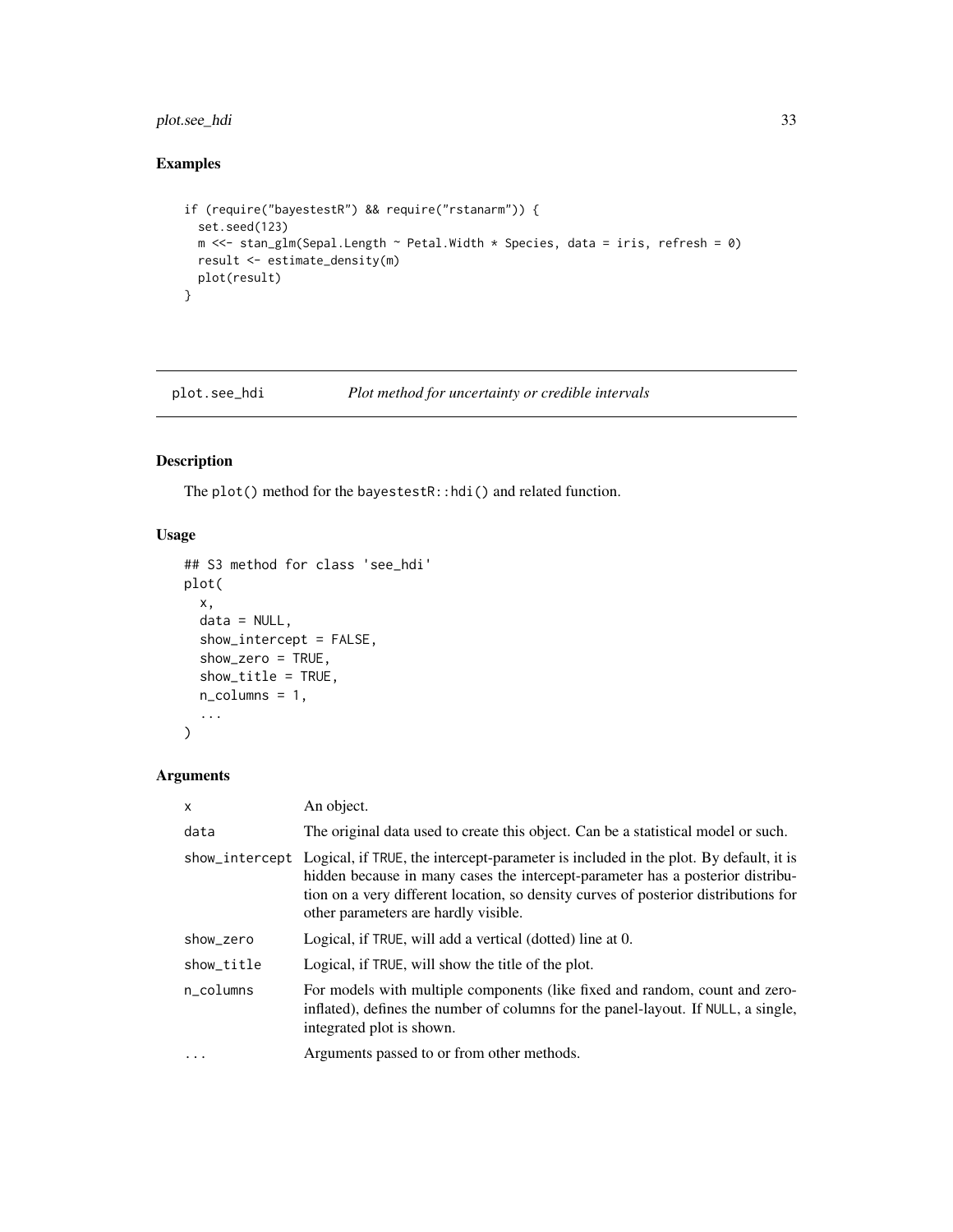## Examples

```
if (require("bayestestR") && require("rstanarm")) {
  set.seed(123)
  m <<- stan_glm(Sepal.Length ~ Petal.Width * Species, data = iris, refresh = 0)
  result <- estimate_density(m)
  plot(result)
}
```

---

# plot.see_hdi — *Plot method for uncertainty or credible intervals*

---

## Description

The `plot()` method for the `bayestestR::hdi()` and related function.

## Usage

```
## S3 method for class 'see_hdi'
plot(
  x,
  data = NULL,
  show_intercept = FALSE,
  show_zero = TRUE,
  show_title = TRUE,
  n_columns = 1,
  ...
)
```

## Arguments

| | |
|---|---|
| `x` | An object. |
| `data` | The original data used to create this object. Can be a statistical model or such. |
| `show_intercept` | Logical, if `TRUE`, the intercept-parameter is included in the plot. By default, it is hidden because in many cases the intercept-parameter has a posterior distribution on a very different location, so density curves of posterior distributions for other parameters are hardly visible. |
| `show_zero` | Logical, if `TRUE`, will add a vertical (dotted) line at 0. |
| `show_title` | Logical, if `TRUE`, will show the title of the plot. |
| `n_columns` | For models with multiple components (like fixed and random, count and zero-inflated), defines the number of columns for the panel-layout. If `NULL`, a single, integrated plot is shown. |
| `...` | Arguments passed to or from other methods. |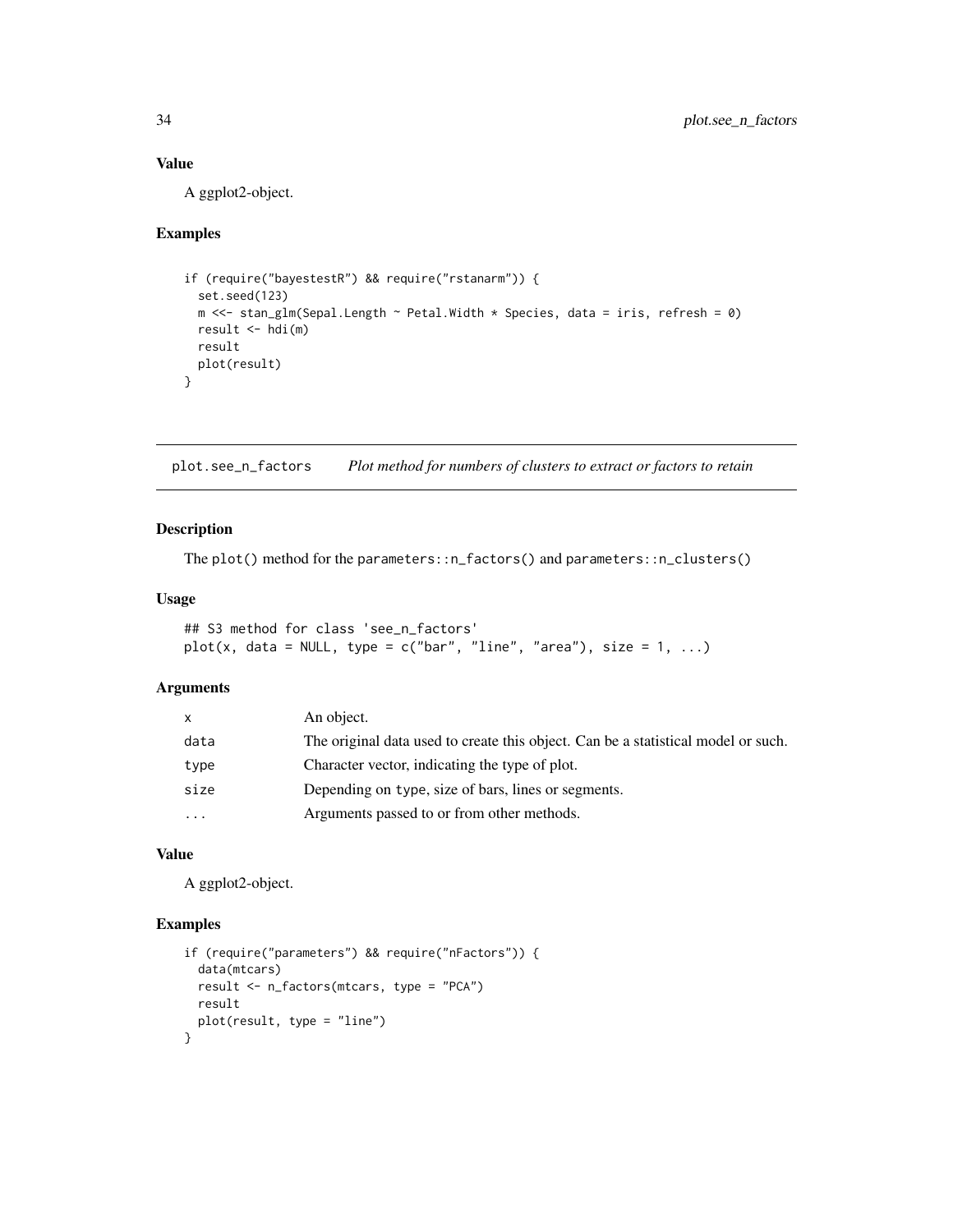## Value

A ggplot2-object.

## Examples

```
if (require("bayestestR") && require("rstanarm")) {
  set.seed(123)
  m <<- stan_glm(Sepal.Length ~ Petal.Width * Species, data = iris, refresh = 0)
  result <- hdi(m)
  result
  plot(result)
}
```

---

# plot.see_n_factors    *Plot method for numbers of clusters to extract or factors to retain*

## Description

The `plot()` method for the `parameters::n_factors()` and `parameters::n_clusters()`

## Usage

```
## S3 method for class 'see_n_factors'
plot(x, data = NULL, type = c("bar", "line", "area"), size = 1, ...)
```

## Arguments

| | |
|---|---|
| x | An object. |
| data | The original data used to create this object. Can be a statistical model or such. |
| type | Character vector, indicating the type of plot. |
| size | Depending on `type`, size of bars, lines or segments. |
| ... | Arguments passed to or from other methods. |

## Value

A ggplot2-object.

## Examples

```
if (require("parameters") && require("nFactors")) {
  data(mtcars)
  result <- n_factors(mtcars, type = "PCA")
  result
  plot(result, type = "line")
}
```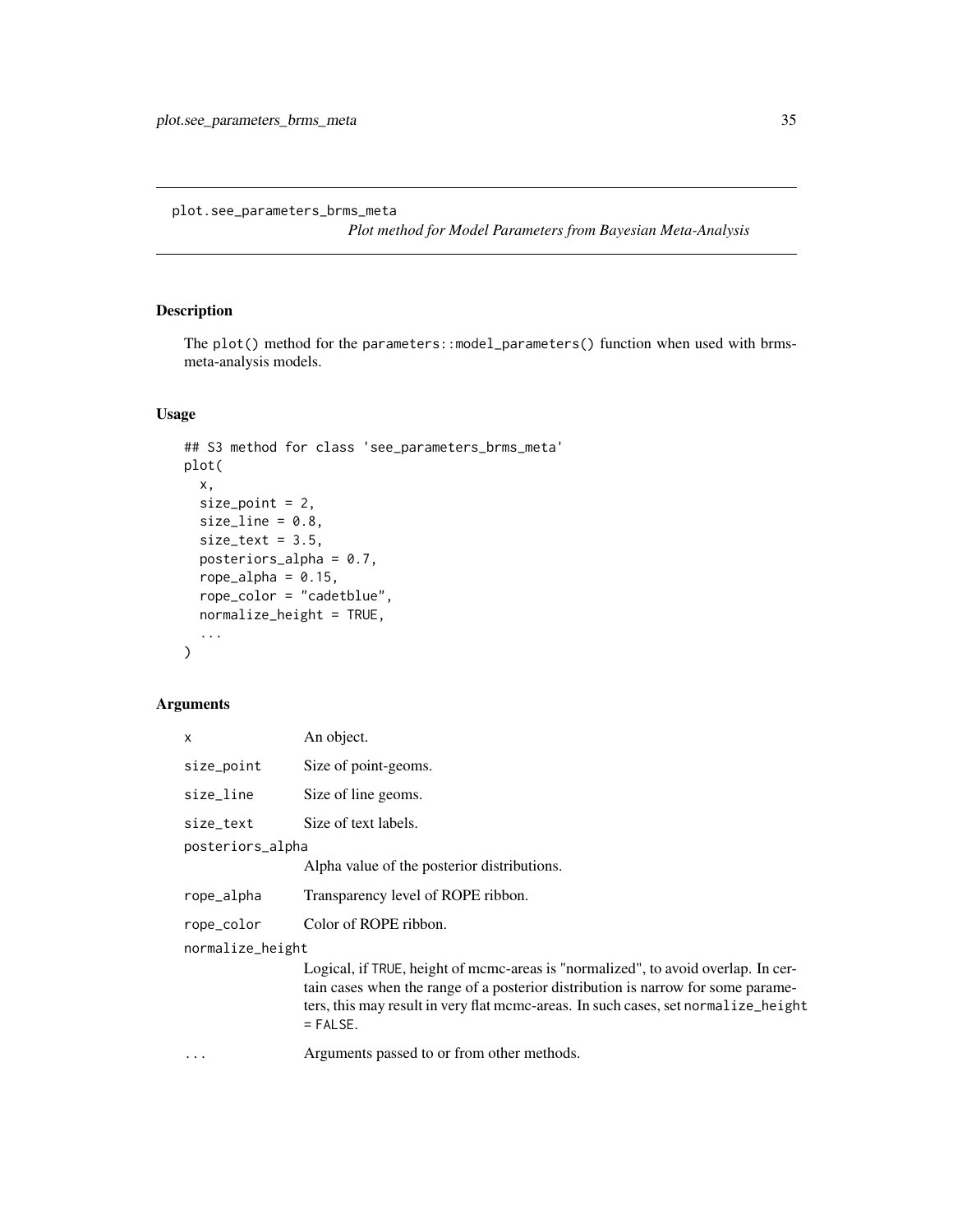plot.see_parameters_brms_meta

*Plot method for Model Parameters from Bayesian Meta-Analysis*

## Description

The `plot()` method for the `parameters::model_parameters()` function when used with brms-meta-analysis models.

## Usage

```
## S3 method for class 'see_parameters_brms_meta'
plot(
  x,
  size_point = 2,
  size_line = 0.8,
  size_text = 3.5,
  posteriors_alpha = 0.7,
  rope_alpha = 0.15,
  rope_color = "cadetblue",
  normalize_height = TRUE,
  ...
)
```

## Arguments

| Argument | Description |
|---|---|
| `x` | An object. |
| `size_point` | Size of point-geoms. |
| `size_line` | Size of line geoms. |
| `size_text` | Size of text labels. |
| `posteriors_alpha` | Alpha value of the posterior distributions. |
| `rope_alpha` | Transparency level of ROPE ribbon. |
| `rope_color` | Color of ROPE ribbon. |
| `normalize_height` | Logical, if `TRUE`, height of mcmc-areas is "normalized", to avoid overlap. In certain cases when the range of a posterior distribution is narrow for some parameters, this may result in very flat mcmc-areas. In such cases, set `normalize_height = FALSE`. |
| `...` | Arguments passed to or from other methods. |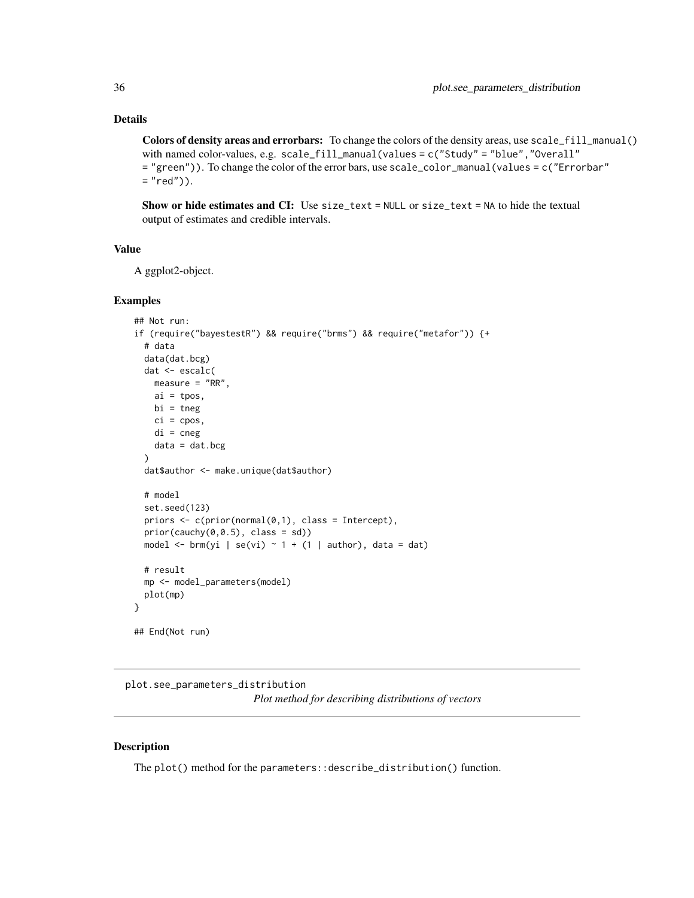## Details

**Colors of density areas and errorbars:** To change the colors of the density areas, use `scale_fill_manual()` with named color-values, e.g. `scale_fill_manual(values = c("Study" = "blue","Overall" = "green"))`. To change the color of the error bars, use `scale_color_manual(values = c("Errorbar" = "red"))`.

**Show or hide estimates and CI:** Use `size_text = NULL` or `size_text = NA` to hide the textual output of estimates and credible intervals.

## Value

A ggplot2-object.

## Examples

```
## Not run:
if (require("bayestestR") && require("brms") && require("metafor")) {+
  # data
  data(dat.bcg)
  dat <- escalc(
    measure = "RR",
    ai = tpos,
    bi = tneg,
    ci = cpos,
    di = cneg,
    data = dat.bcg
  )
  dat$author <- make.unique(dat$author)

  # model
  set.seed(123)
  priors <- c(prior(normal(0,1), class = Intercept),
  prior(cauchy(0,0.5), class = sd))
  model <- brm(yi | se(vi) ~ 1 + (1 | author), data = dat)

  # result
  mp <- model_parameters(model)
  plot(mp)
}

## End(Not run)
```

---

`plot.see_parameters_distribution`
*Plot method for describing distributions of vectors*

---

## Description

The `plot()` method for the `parameters::describe_distribution()` function.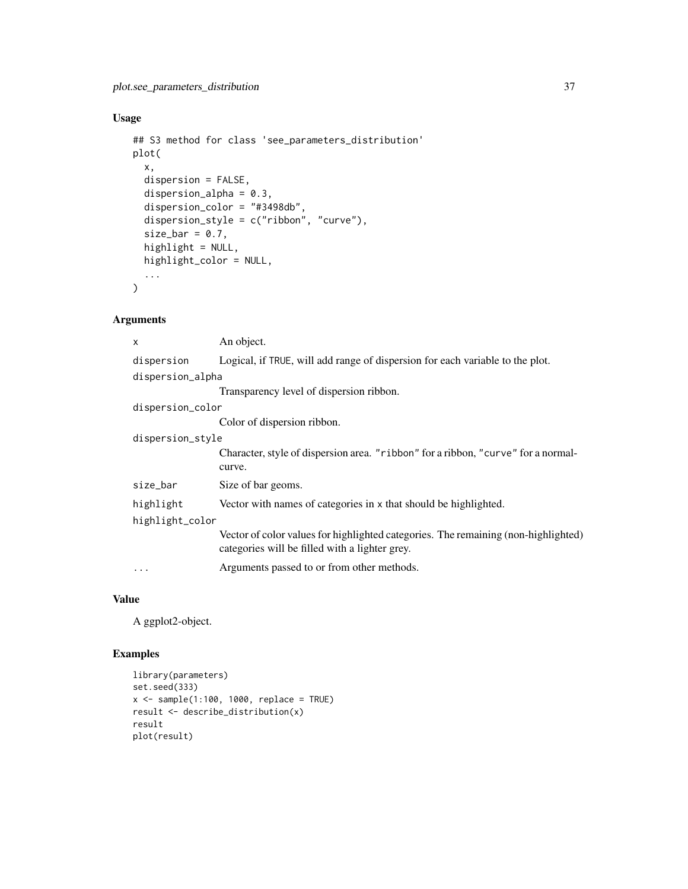## Usage

```
## S3 method for class 'see_parameters_distribution'
plot(
  x,
  dispersion = FALSE,
  dispersion_alpha = 0.3,
  dispersion_color = "#3498db",
  dispersion_style = c("ribbon", "curve"),
  size_bar = 0.7,
  highlight = NULL,
  highlight_color = NULL,
  ...
)
```

## Arguments

| Argument | Description |
|---|---|
| `x` | An object. |
| `dispersion` | Logical, if `TRUE`, will add range of dispersion for each variable to the plot. |
| `dispersion_alpha` | Transparency level of dispersion ribbon. |
| `dispersion_color` | Color of dispersion ribbon. |
| `dispersion_style` | Character, style of dispersion area. `"ribbon"` for a ribbon, `"curve"` for a normal-curve. |
| `size_bar` | Size of bar geoms. |
| `highlight` | Vector with names of categories in `x` that should be highlighted. |
| `highlight_color` | Vector of color values for highlighted categories. The remaining (non-highlighted) categories will be filled with a lighter grey. |
| `...` | Arguments passed to or from other methods. |

## Value

A ggplot2-object.

## Examples

```
library(parameters)
set.seed(333)
x <- sample(1:100, 1000, replace = TRUE)
result <- describe_distribution(x)
result
plot(result)
```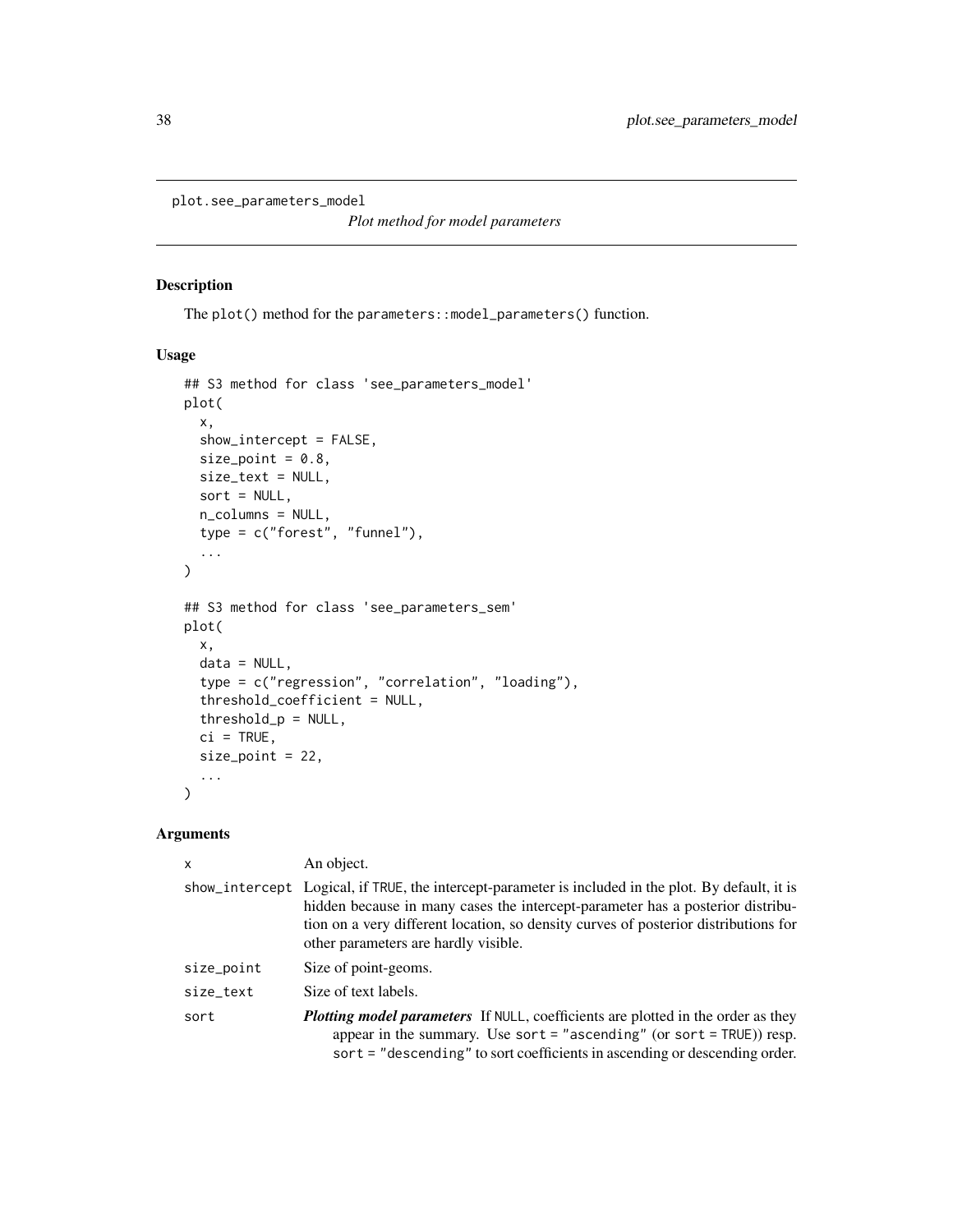`plot.see_parameters_model`

*Plot method for model parameters*

## Description

The `plot()` method for the `parameters::model_parameters()` function.

## Usage

```
## S3 method for class 'see_parameters_model'
plot(
  x,
  show_intercept = FALSE,
  size_point = 0.8,
  size_text = NULL,
  sort = NULL,
  n_columns = NULL,
  type = c("forest", "funnel"),
  ...
)

## S3 method for class 'see_parameters_sem'
plot(
  x,
  data = NULL,
  type = c("regression", "correlation", "loading"),
  threshold_coefficient = NULL,
  threshold_p = NULL,
  ci = TRUE,
  size_point = 22,
  ...
)
```

## Arguments

| | |
|---|---|
| `x` | An object. |
| `show_intercept` | Logical, if `TRUE`, the intercept-parameter is included in the plot. By default, it is hidden because in many cases the intercept-parameter has a posterior distribution on a very different location, so density curves of posterior distributions for other parameters are hardly visible. |
| `size_point` | Size of point-geoms. |
| `size_text` | Size of text labels. |
| `sort` | ***Plotting model parameters*** If `NULL`, coefficients are plotted in the order as they appear in the summary. Use `sort = "ascending"` (or `sort = TRUE`)) resp. `sort = "descending"` to sort coefficients in ascending or descending order. |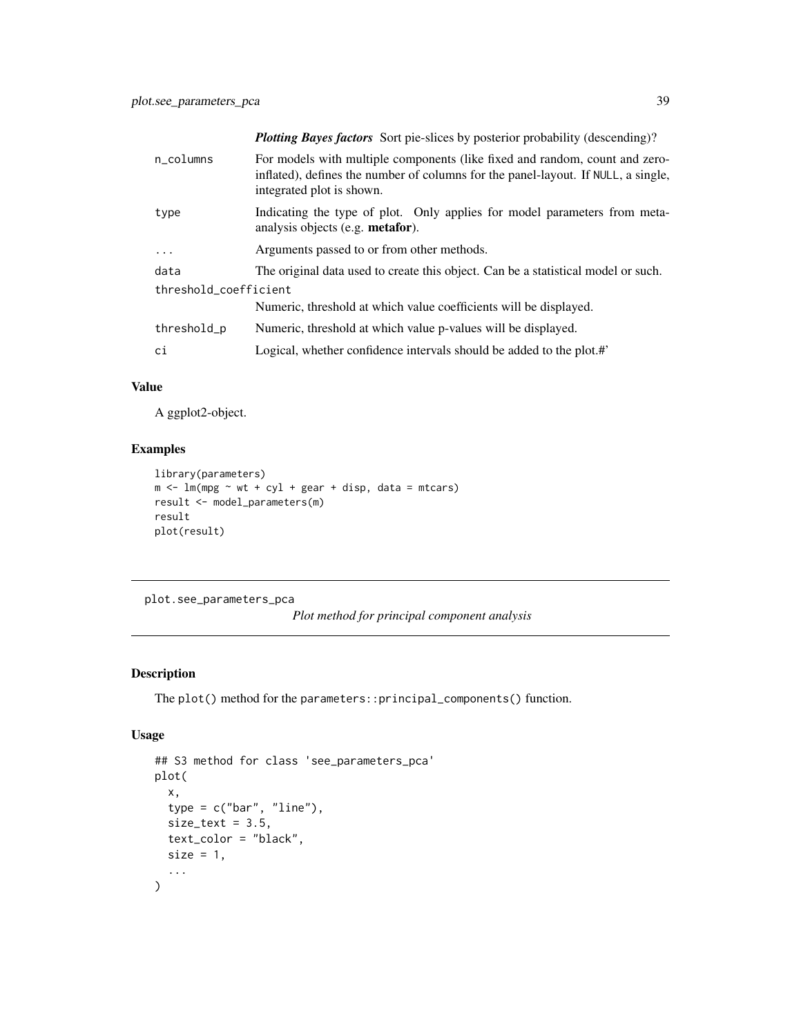| | |
|---|---|
| | ***Plotting Bayes factors*** Sort pie-slices by posterior probability (descending)? |
| `n_columns` | For models with multiple components (like fixed and random, count and zero-inflated), defines the number of columns for the panel-layout. If `NULL`, a single, integrated plot is shown. |
| `type` | Indicating the type of plot. Only applies for model parameters from meta-analysis objects (e.g. **metafor**). |
| `...` | Arguments passed to or from other methods. |
| `data` | The original data used to create this object. Can be a statistical model or such. |
| `threshold_coefficient` | Numeric, threshold at which value coefficients will be displayed. |
| `threshold_p` | Numeric, threshold at which value p-values will be displayed. |
| `ci` | Logical, whether confidence intervals should be added to the plot.#' |

## Value

A ggplot2-object.

## Examples

```
library(parameters)
m <- lm(mpg ~ wt + cyl + gear + disp, data = mtcars)
result <- model_parameters(m)
result
plot(result)
```

---

# plot.see_parameters_pca — *Plot method for principal component analysis*

## Description

The `plot()` method for the `parameters::principal_components()` function.

## Usage

```
## S3 method for class 'see_parameters_pca'
plot(
  x,
  type = c("bar", "line"),
  size_text = 3.5,
  text_color = "black",
  size = 1,
  ...
)
```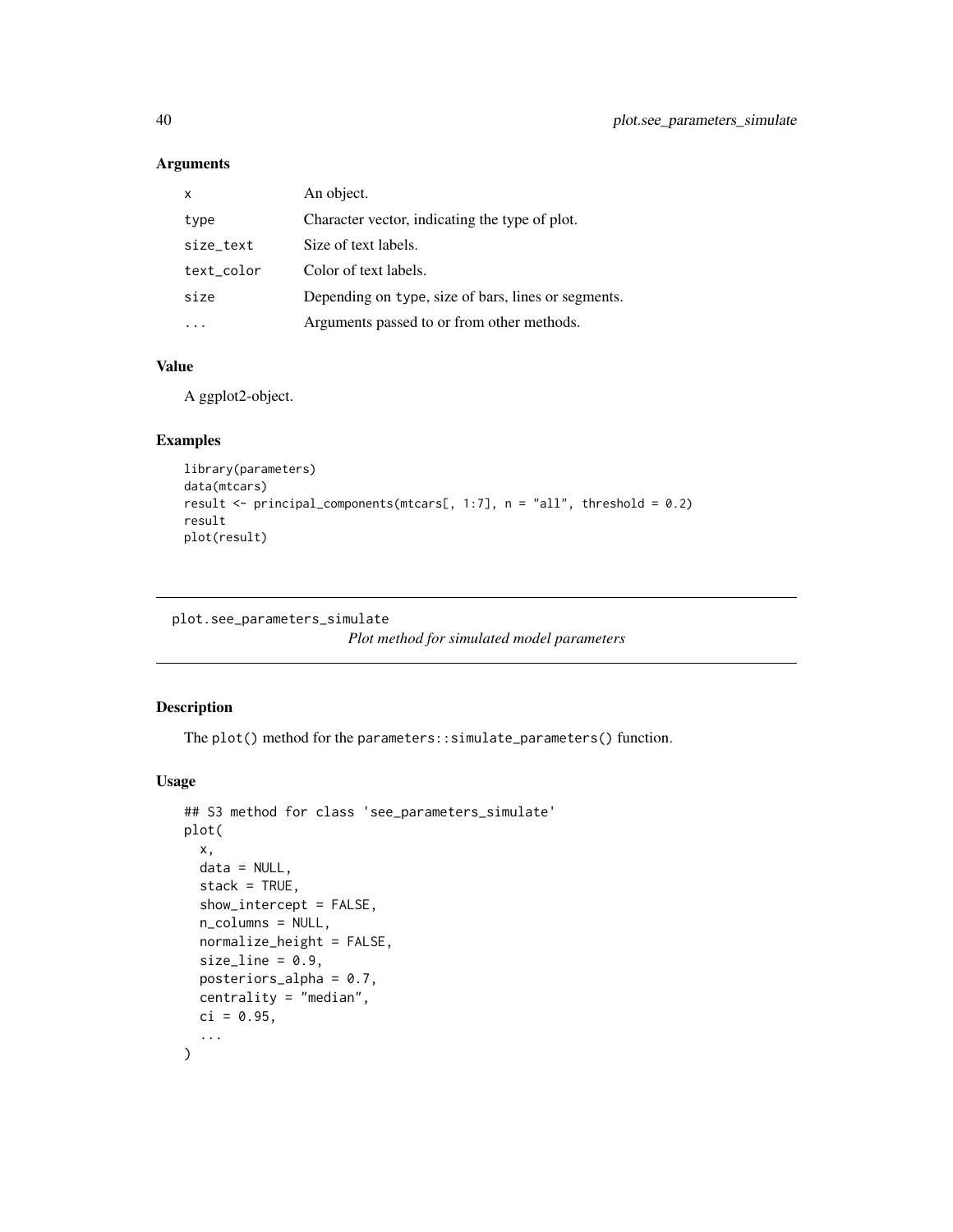### Arguments

| | |
|---|---|
| x | An object. |
| type | Character vector, indicating the type of plot. |
| size_text | Size of text labels. |
| text_color | Color of text labels. |
| size | Depending on type, size of bars, lines or segments. |
| ... | Arguments passed to or from other methods. |

### Value

A ggplot2-object.

### Examples

```
library(parameters)
data(mtcars)
result <- principal_components(mtcars[, 1:7], n = "all", threshold = 0.2)
result
plot(result)
```

---

## plot.see_parameters_simulate

*Plot method for simulated model parameters*

---

### Description

The plot() method for the parameters::simulate_parameters() function.

### Usage

```
## S3 method for class 'see_parameters_simulate'
plot(
  x,
  data = NULL,
  stack = TRUE,
  show_intercept = FALSE,
  n_columns = NULL,
  normalize_height = FALSE,
  size_line = 0.9,
  posteriors_alpha = 0.7,
  centrality = "median",
  ci = 0.95,
  ...
)
```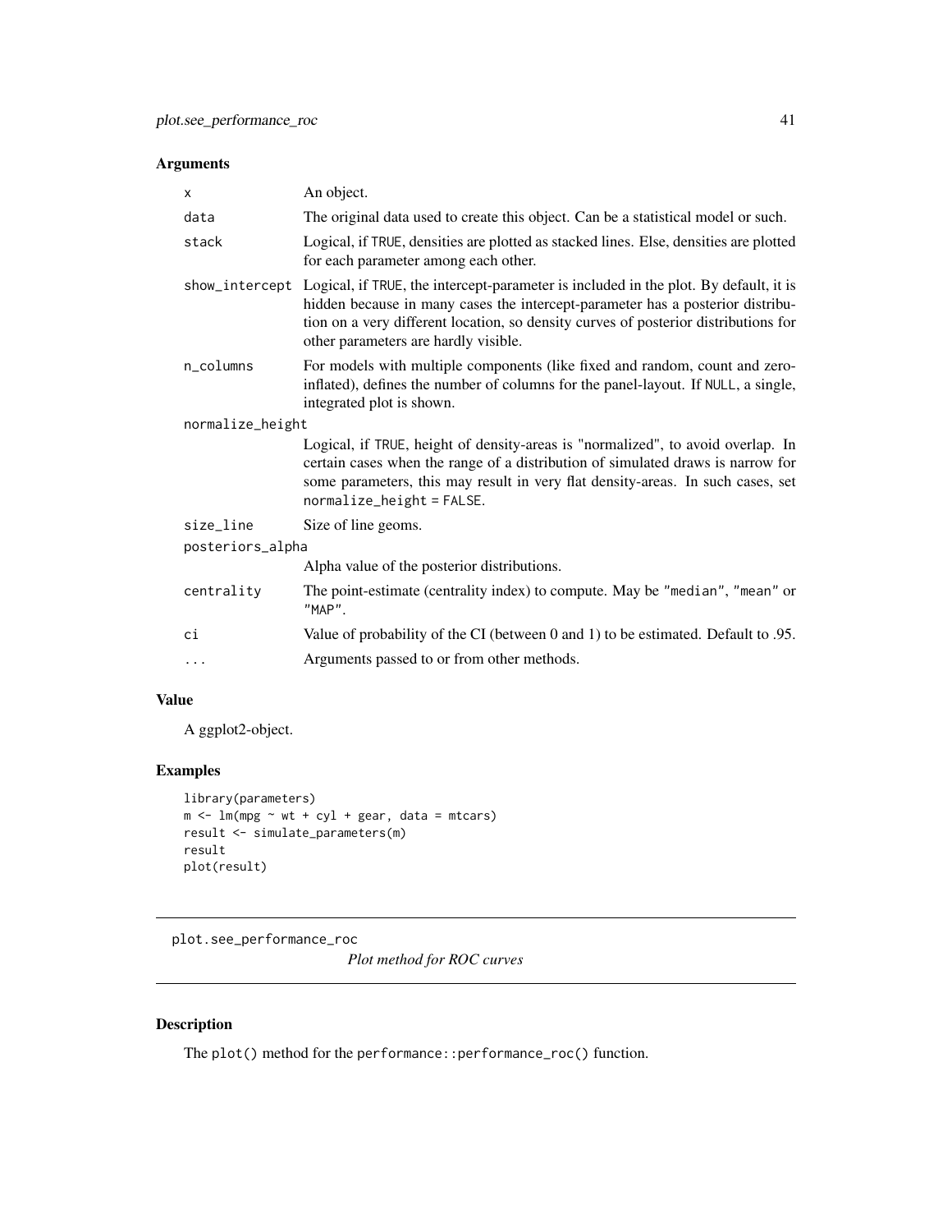## Arguments

| | |
|---|---|
| `x` | An object. |
| `data` | The original data used to create this object. Can be a statistical model or such. |
| `stack` | Logical, if `TRUE`, densities are plotted as stacked lines. Else, densities are plotted for each parameter among each other. |
| `show_intercept` | Logical, if `TRUE`, the intercept-parameter is included in the plot. By default, it is hidden because in many cases the intercept-parameter has a posterior distribution on a very different location, so density curves of posterior distributions for other parameters are hardly visible. |
| `n_columns` | For models with multiple components (like fixed and random, count and zero-inflated), defines the number of columns for the panel-layout. If `NULL`, a single, integrated plot is shown. |
| `normalize_height` | Logical, if `TRUE`, height of density-areas is "normalized", to avoid overlap. In certain cases when the range of a distribution of simulated draws is narrow for some parameters, this may result in very flat density-areas. In such cases, set `normalize_height = FALSE`. |
| `size_line` | Size of line geoms. |
| `posteriors_alpha` | Alpha value of the posterior distributions. |
| `centrality` | The point-estimate (centrality index) to compute. May be `"median"`, `"mean"` or `"MAP"`. |
| `ci` | Value of probability of the CI (between 0 and 1) to be estimated. Default to .95. |
| `...` | Arguments passed to or from other methods. |

## Value

A ggplot2-object.

## Examples

```
library(parameters)
m <- lm(mpg ~ wt + cyl + gear, data = mtcars)
result <- simulate_parameters(m)
result
plot(result)
```

---

# plot.see_performance_roc

*Plot method for ROC curves*

---

## Description

The `plot()` method for the `performance::performance_roc()` function.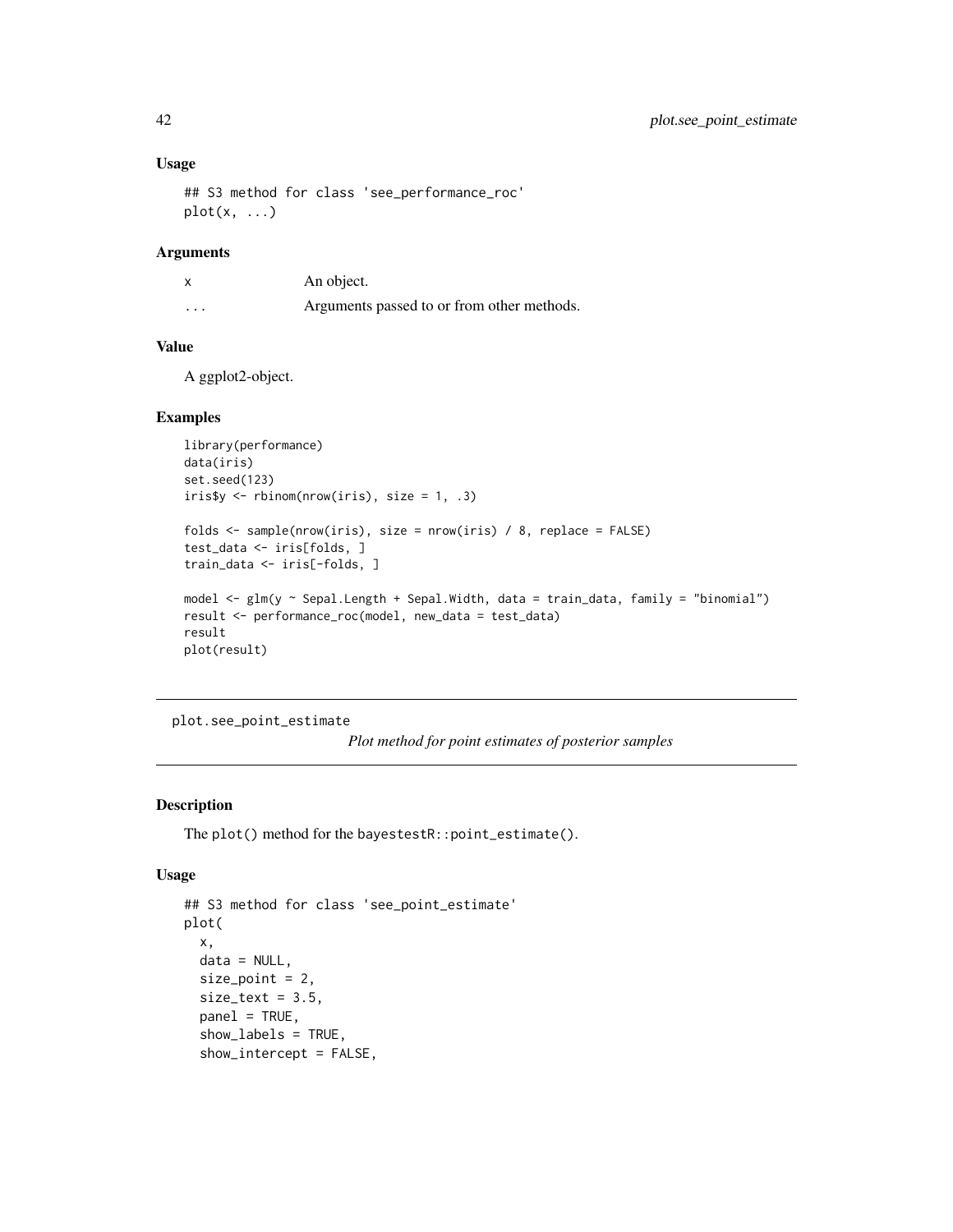### Usage

```
## S3 method for class 'see_performance_roc'
plot(x, ...)
```

### Arguments

| | |
|---|---|
| x | An object. |
| ... | Arguments passed to or from other methods. |

### Value

A ggplot2-object.

### Examples

```
library(performance)
data(iris)
set.seed(123)
iris$y <- rbinom(nrow(iris), size = 1, .3)

folds <- sample(nrow(iris), size = nrow(iris) / 8, replace = FALSE)
test_data <- iris[folds, ]
train_data <- iris[-folds, ]

model <- glm(y ~ Sepal.Length + Sepal.Width, data = train_data, family = "binomial")
result <- performance_roc(model, new_data = test_data)
result
plot(result)
```

---

## plot.see_point_estimate

*Plot method for point estimates of posterior samples*

### Description

The plot() method for the bayestestR::point_estimate().

### Usage

```
## S3 method for class 'see_point_estimate'
plot(
  x,
  data = NULL,
  size_point = 2,
  size_text = 3.5,
  panel = TRUE,
  show_labels = TRUE,
  show_intercept = FALSE,
```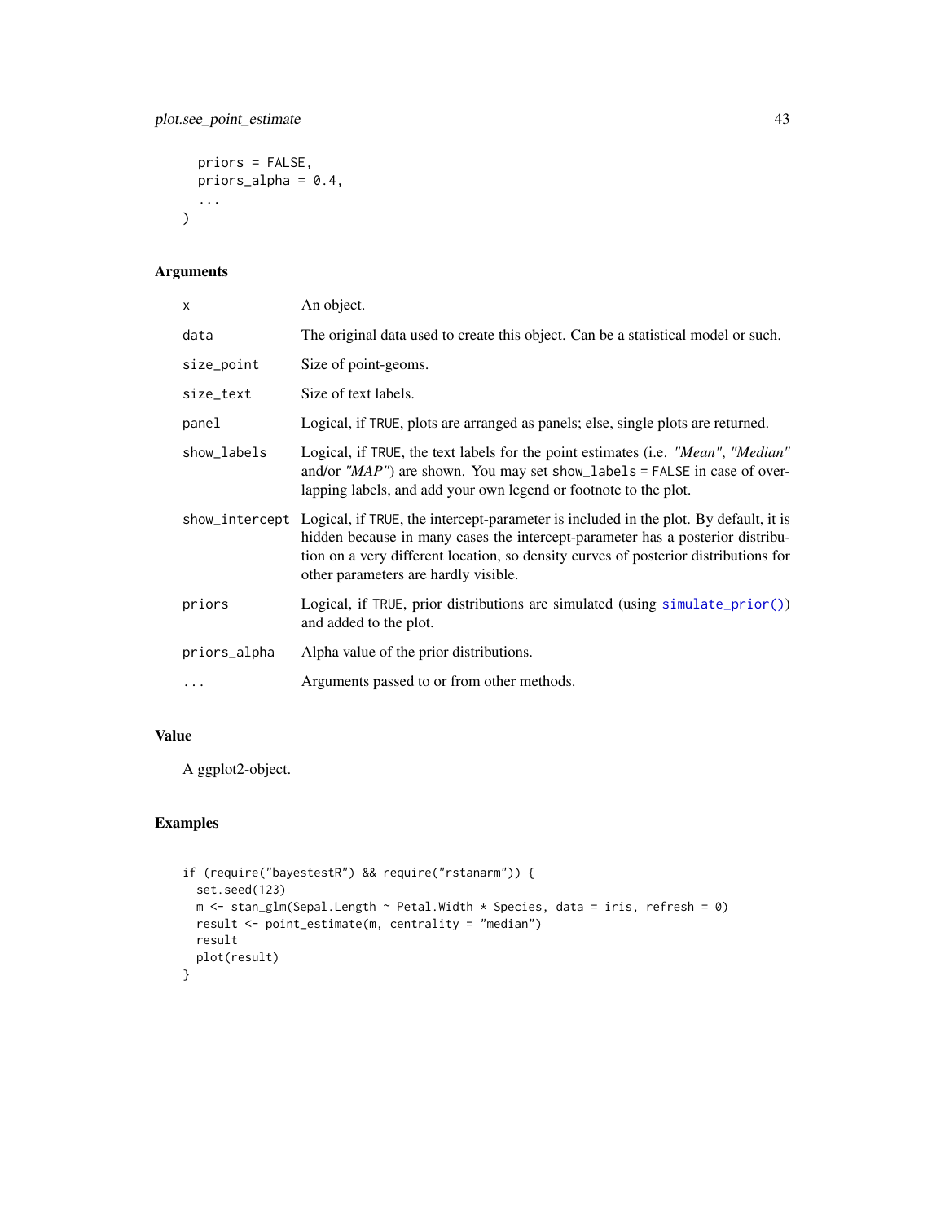```
  priors = FALSE,
  priors_alpha = 0.4,
  ...
)
```

## Arguments

| | |
|---|---|
| `x` | An object. |
| `data` | The original data used to create this object. Can be a statistical model or such. |
| `size_point` | Size of point-geoms. |
| `size_text` | Size of text labels. |
| `panel` | Logical, if `TRUE`, plots are arranged as panels; else, single plots are returned. |
| `show_labels` | Logical, if `TRUE`, the text labels for the point estimates (i.e. *"Mean"*, *"Median"* and/or *"MAP"*) are shown. You may set `show_labels = FALSE` in case of overlapping labels, and add your own legend or footnote to the plot. |
| `show_intercept` | Logical, if `TRUE`, the intercept-parameter is included in the plot. By default, it is hidden because in many cases the intercept-parameter has a posterior distribution on a very different location, so density curves of posterior distributions for other parameters are hardly visible. |
| `priors` | Logical, if `TRUE`, prior distributions are simulated (using `simulate_prior()`) and added to the plot. |
| `priors_alpha` | Alpha value of the prior distributions. |
| `...` | Arguments passed to or from other methods. |

## Value

A ggplot2-object.

## Examples

```
if (require("bayestestR") && require("rstanarm")) {
  set.seed(123)
  m <- stan_glm(Sepal.Length ~ Petal.Width * Species, data = iris, refresh = 0)
  result <- point_estimate(m, centrality = "median")
  result
  plot(result)
}
```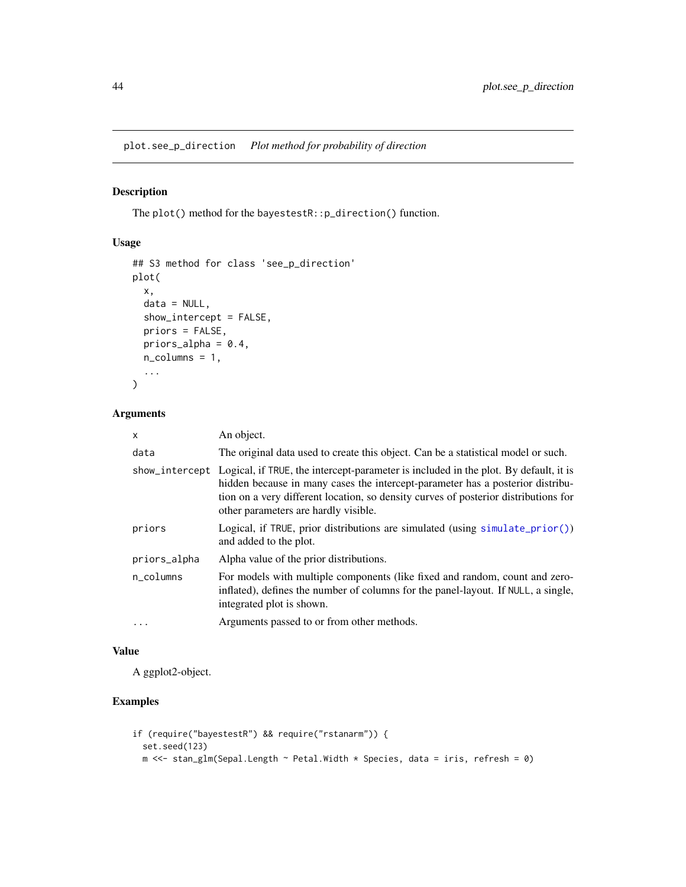plot.see_p_direction *Plot method for probability of direction*

## Description

The `plot()` method for the `bayestestR::p_direction()` function.

## Usage

```
## S3 method for class 'see_p_direction'
plot(
  x,
  data = NULL,
  show_intercept = FALSE,
  priors = FALSE,
  priors_alpha = 0.4,
  n_columns = 1,
  ...
)
```

## Arguments

| | |
|---|---|
| `x` | An object. |
| `data` | The original data used to create this object. Can be a statistical model or such. |
| `show_intercept` | Logical, if `TRUE`, the intercept-parameter is included in the plot. By default, it is hidden because in many cases the intercept-parameter has a posterior distribution on a very different location, so density curves of posterior distributions for other parameters are hardly visible. |
| `priors` | Logical, if `TRUE`, prior distributions are simulated (using `simulate_prior()`) and added to the plot. |
| `priors_alpha` | Alpha value of the prior distributions. |
| `n_columns` | For models with multiple components (like fixed and random, count and zero-inflated), defines the number of columns for the panel-layout. If `NULL`, a single, integrated plot is shown. |
| `...` | Arguments passed to or from other methods. |

## Value

A ggplot2-object.

## Examples

```
if (require("bayestestR") && require("rstanarm")) {
  set.seed(123)
  m <<- stan_glm(Sepal.Length ~ Petal.Width * Species, data = iris, refresh = 0)
```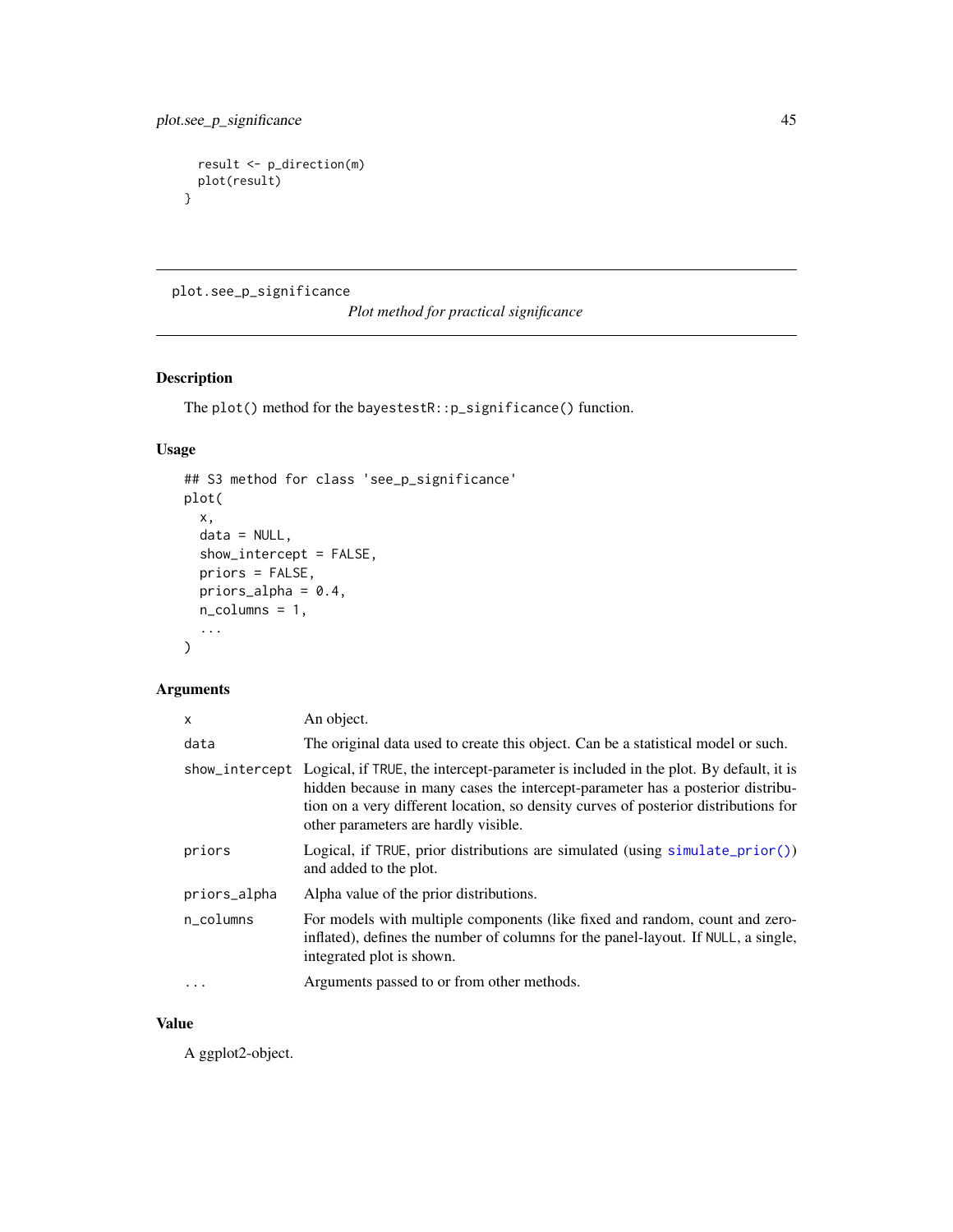```
  result <- p_direction(m)
  plot(result)
}
```

---

## plot.see_p_significance

*Plot method for practical significance*

---

### Description

The `plot()` method for the `bayestestR::p_significance()` function.

### Usage

```
## S3 method for class 'see_p_significance'
plot(
  x,
  data = NULL,
  show_intercept = FALSE,
  priors = FALSE,
  priors_alpha = 0.4,
  n_columns = 1,
  ...
)
```

### Arguments

| | |
|---|---|
| `x` | An object. |
| `data` | The original data used to create this object. Can be a statistical model or such. |
| `show_intercept` | Logical, if `TRUE`, the intercept-parameter is included in the plot. By default, it is hidden because in many cases the intercept-parameter has a posterior distribution on a very different location, so density curves of posterior distributions for other parameters are hardly visible. |
| `priors` | Logical, if `TRUE`, prior distributions are simulated (using `simulate_prior()`) and added to the plot. |
| `priors_alpha` | Alpha value of the prior distributions. |
| `n_columns` | For models with multiple components (like fixed and random, count and zero-inflated), defines the number of columns for the panel-layout. If `NULL`, a single, integrated plot is shown. |
| `...` | Arguments passed to or from other methods. |

### Value

A ggplot2-object.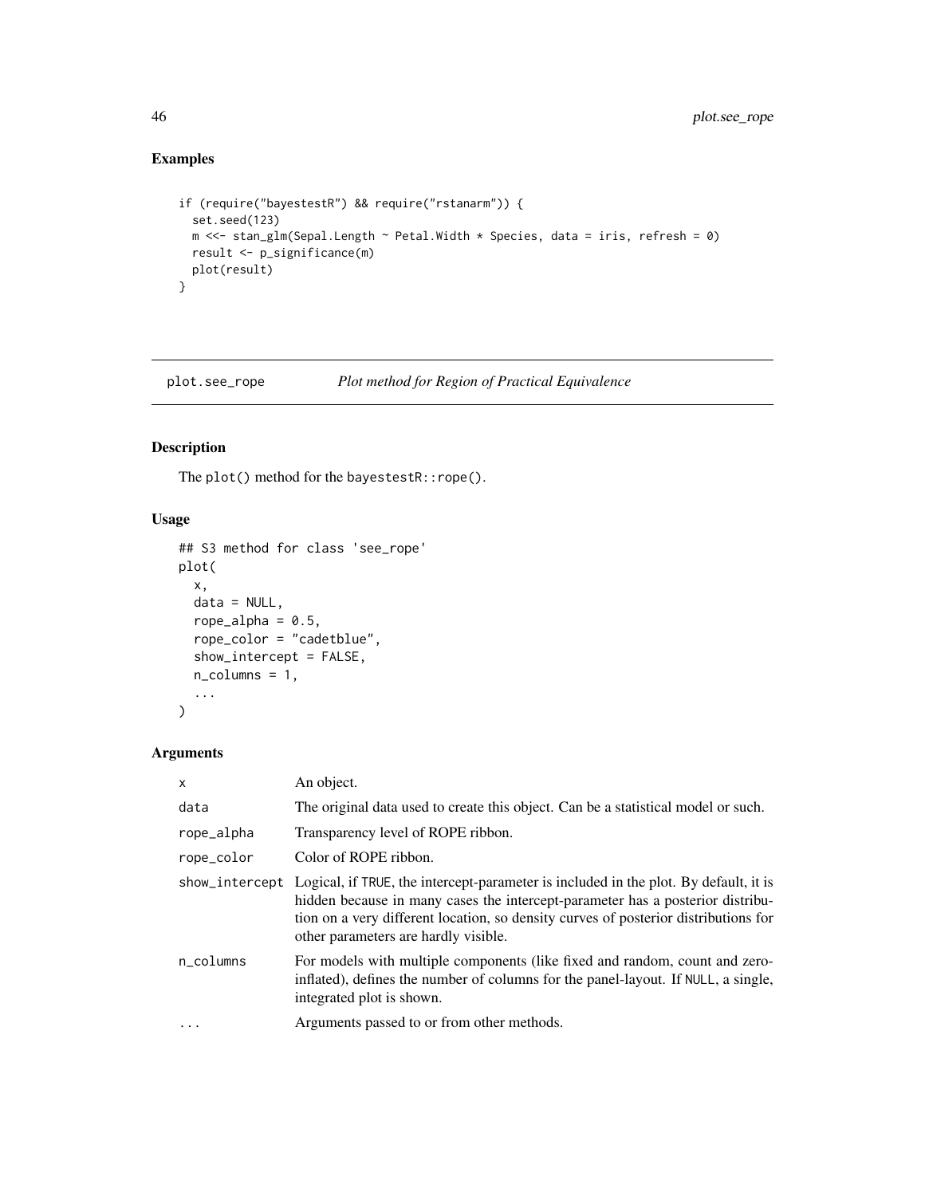## Examples

```
if (require("bayestestR") && require("rstanarm")) {
  set.seed(123)
  m <<- stan_glm(Sepal.Length ~ Petal.Width * Species, data = iris, refresh = 0)
  result <- p_significance(m)
  plot(result)
}
```

---

# plot.see_rope    *Plot method for Region of Practical Equivalence*

---

## Description

The `plot()` method for the `bayestestR::rope()`.

## Usage

```
## S3 method for class 'see_rope'
plot(
  x,
  data = NULL,
  rope_alpha = 0.5,
  rope_color = "cadetblue",
  show_intercept = FALSE,
  n_columns = 1,
  ...
)
```

## Arguments

| | |
|---|---|
| `x` | An object. |
| `data` | The original data used to create this object. Can be a statistical model or such. |
| `rope_alpha` | Transparency level of ROPE ribbon. |
| `rope_color` | Color of ROPE ribbon. |
| `show_intercept` | Logical, if `TRUE`, the intercept-parameter is included in the plot. By default, it is hidden because in many cases the intercept-parameter has a posterior distribution on a very different location, so density curves of posterior distributions for other parameters are hardly visible. |
| `n_columns` | For models with multiple components (like fixed and random, count and zero-inflated), defines the number of columns for the panel-layout. If `NULL`, a single, integrated plot is shown. |
| `...` | Arguments passed to or from other methods. |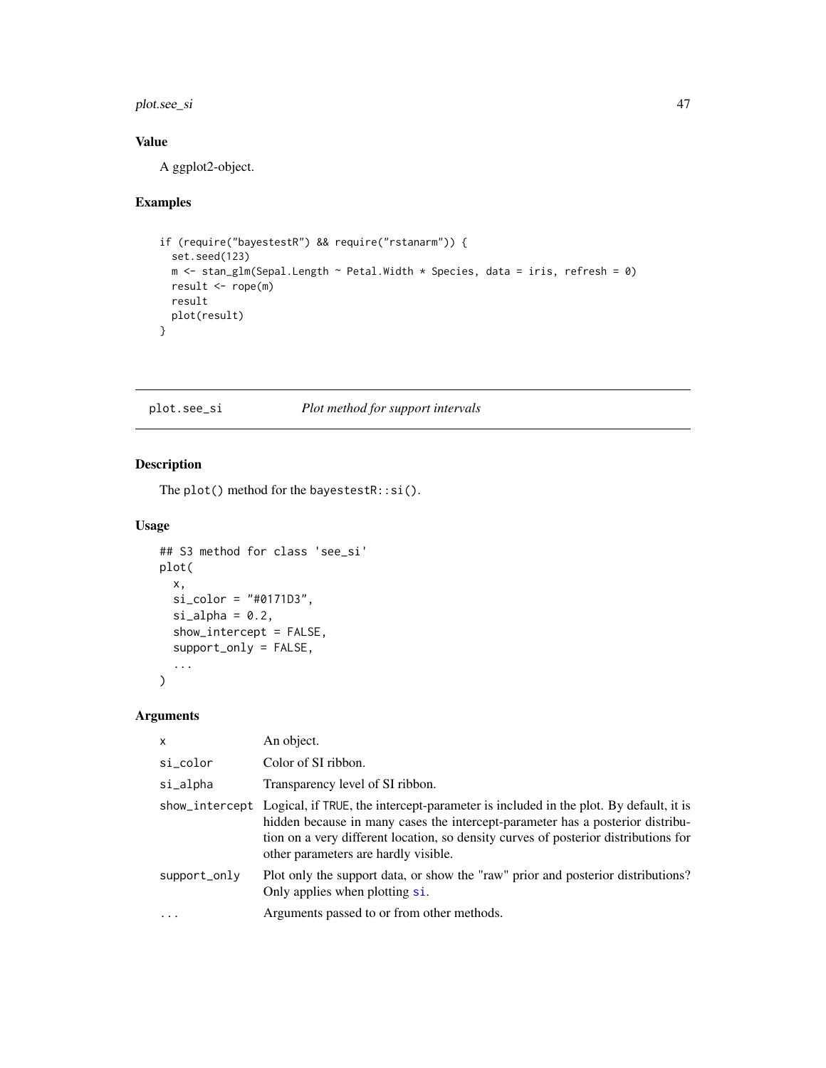## Value

A ggplot2-object.

## Examples

```
if (require("bayestestR") && require("rstanarm")) {
  set.seed(123)
  m <- stan_glm(Sepal.Length ~ Petal.Width * Species, data = iris, refresh = 0)
  result <- rope(m)
  result
  plot(result)
}
```

---

# plot.see_si *Plot method for support intervals*

## Description

The `plot()` method for the `bayestestR::si()`.

## Usage

```
## S3 method for class 'see_si'
plot(
  x,
  si_color = "#0171D3",
  si_alpha = 0.2,
  show_intercept = FALSE,
  support_only = FALSE,
  ...
)
```

## Arguments

| | |
|---|---|
| x | An object. |
| si_color | Color of SI ribbon. |
| si_alpha | Transparency level of SI ribbon. |
| show_intercept | Logical, if TRUE, the intercept-parameter is included in the plot. By default, it is hidden because in many cases the intercept-parameter has a posterior distribution on a very different location, so density curves of posterior distributions for other parameters are hardly visible. |
| support_only | Plot only the support data, or show the "raw" prior and posterior distributions? Only applies when plotting si. |
| ... | Arguments passed to or from other methods. |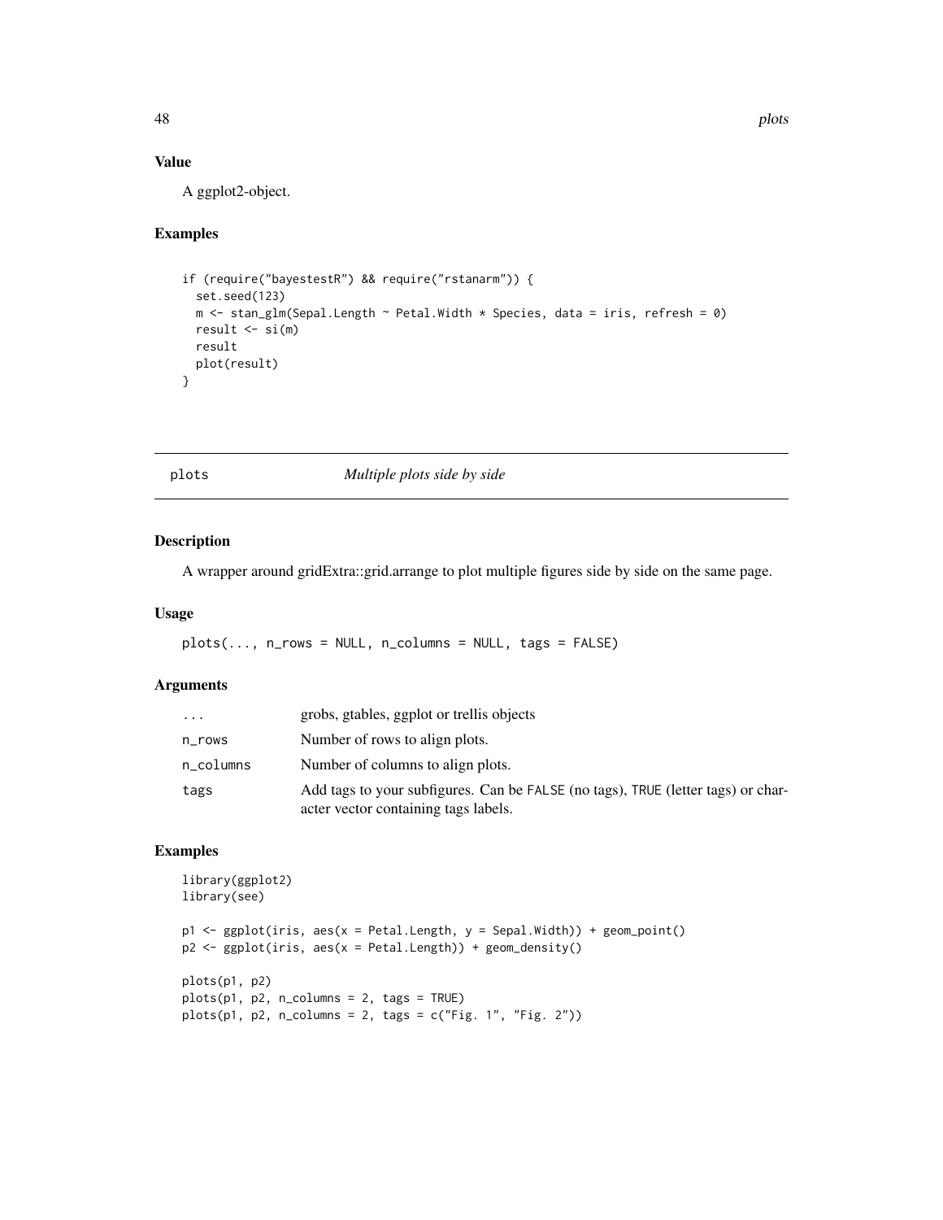## Value

A ggplot2-object.

## Examples

```
if (require("bayestestR") && require("rstanarm")) {
  set.seed(123)
  m <- stan_glm(Sepal.Length ~ Petal.Width * Species, data = iris, refresh = 0)
  result <- si(m)
  result
  plot(result)
}
```

---

# plots — *Multiple plots side by side*

## Description

A wrapper around gridExtra::grid.arrange to plot multiple figures side by side on the same page.

## Usage

```
plots(..., n_rows = NULL, n_columns = NULL, tags = FALSE)
```

## Arguments

| | |
|---|---|
| ... | grobs, gtables, ggplot or trellis objects |
| n_rows | Number of rows to align plots. |
| n_columns | Number of columns to align plots. |
| tags | Add tags to your subfigures. Can be FALSE (no tags), TRUE (letter tags) or character vector containing tags labels. |

## Examples

```
library(ggplot2)
library(see)

p1 <- ggplot(iris, aes(x = Petal.Length, y = Sepal.Width)) + geom_point()
p2 <- ggplot(iris, aes(x = Petal.Length)) + geom_density()

plots(p1, p2)
plots(p1, p2, n_columns = 2, tags = TRUE)
plots(p1, p2, n_columns = 2, tags = c("Fig. 1", "Fig. 2"))
```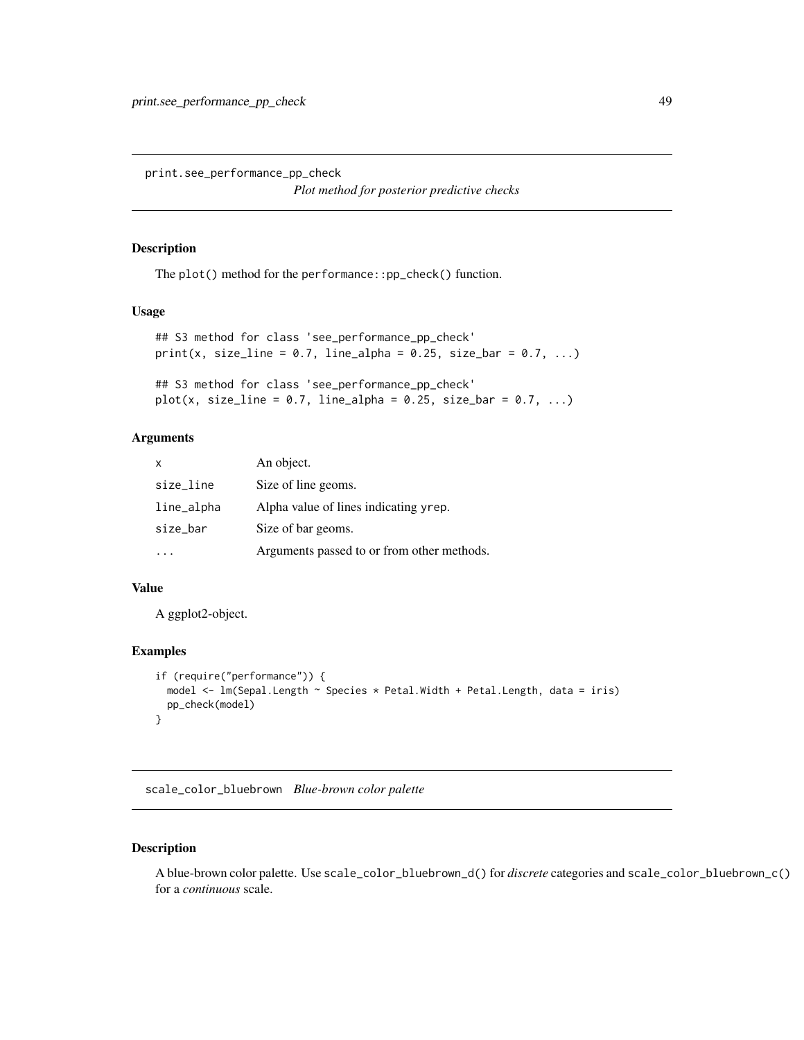## print.see_performance_pp_check

*Plot method for posterior predictive checks*

### Description

The `plot()` method for the `performance::pp_check()` function.

### Usage

```
## S3 method for class 'see_performance_pp_check'
print(x, size_line = 0.7, line_alpha = 0.25, size_bar = 0.7, ...)

## S3 method for class 'see_performance_pp_check'
plot(x, size_line = 0.7, line_alpha = 0.25, size_bar = 0.7, ...)
```

### Arguments

| | |
|---|---|
| `x` | An object. |
| `size_line` | Size of line geoms. |
| `line_alpha` | Alpha value of lines indicating `yrep`. |
| `size_bar` | Size of bar geoms. |
| `...` | Arguments passed to or from other methods. |

### Value

A ggplot2-object.

### Examples

```
if (require("performance")) {
  model <- lm(Sepal.Length ~ Species * Petal.Width + Petal.Length, data = iris)
  pp_check(model)
}
```

## scale_color_bluebrown

*Blue-brown color palette*

### Description

A blue-brown color palette. Use `scale_color_bluebrown_d()` for *discrete* categories and `scale_color_bluebrown_c()` for a *continuous* scale.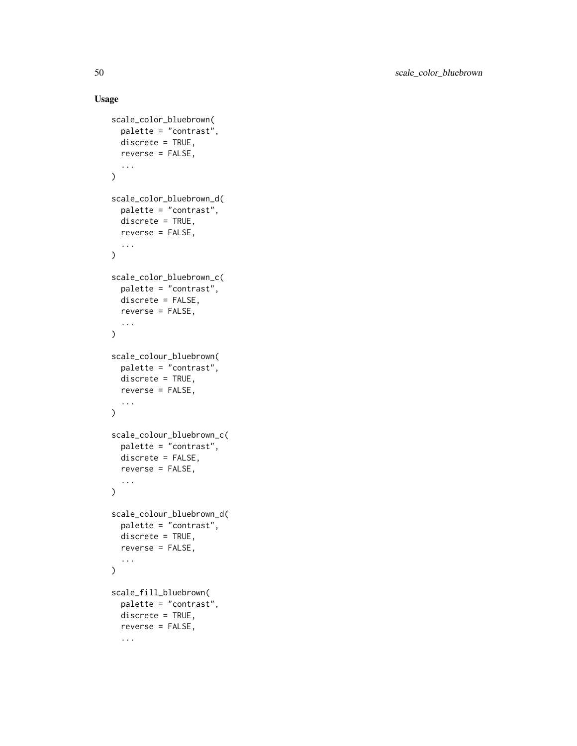## Usage

```
scale_color_bluebrown(
  palette = "contrast",
  discrete = TRUE,
  reverse = FALSE,
  ...
)

scale_color_bluebrown_d(
  palette = "contrast",
  discrete = TRUE,
  reverse = FALSE,
  ...
)

scale_color_bluebrown_c(
  palette = "contrast",
  discrete = FALSE,
  reverse = FALSE,
  ...
)

scale_colour_bluebrown(
  palette = "contrast",
  discrete = TRUE,
  reverse = FALSE,
  ...
)

scale_colour_bluebrown_c(
  palette = "contrast",
  discrete = FALSE,
  reverse = FALSE,
  ...
)

scale_colour_bluebrown_d(
  palette = "contrast",
  discrete = TRUE,
  reverse = FALSE,
  ...
)

scale_fill_bluebrown(
  palette = "contrast",
  discrete = TRUE,
  reverse = FALSE,
  ...
```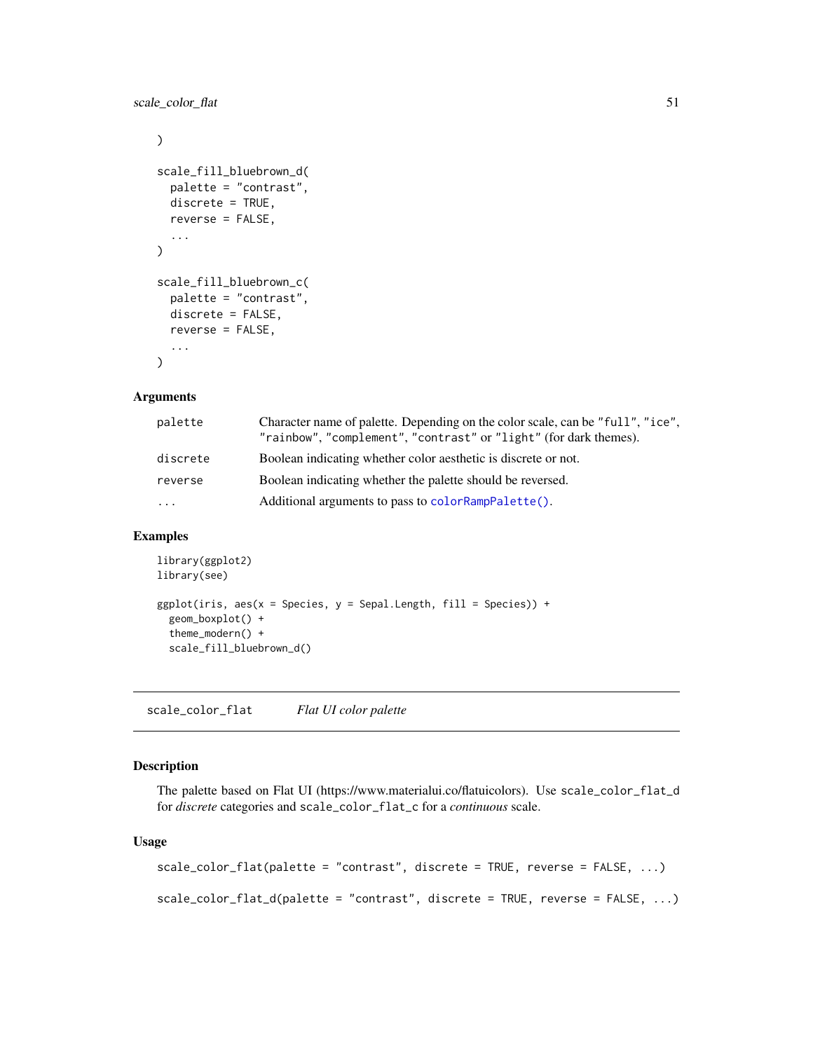```
)

scale_fill_bluebrown_d(
  palette = "contrast",
  discrete = TRUE,
  reverse = FALSE,
  ...
)

scale_fill_bluebrown_c(
  palette = "contrast",
  discrete = FALSE,
  reverse = FALSE,
  ...
)
```

### Arguments

| | |
|---|---|
| palette | Character name of palette. Depending on the color scale, can be "full", "ice", "rainbow", "complement", "contrast" or "light" (for dark themes). |
| discrete | Boolean indicating whether color aesthetic is discrete or not. |
| reverse | Boolean indicating whether the palette should be reversed. |
| ... | Additional arguments to pass to colorRampPalette(). |

### Examples

```
library(ggplot2)
library(see)

ggplot(iris, aes(x = Species, y = Sepal.Length, fill = Species)) +
  geom_boxplot() +
  theme_modern() +
  scale_fill_bluebrown_d()
```

---

## scale_color_flat &nbsp;&nbsp;&nbsp; *Flat UI color palette*

---

### Description

The palette based on Flat UI (https://www.materialui.co/flatuicolors). Use scale_color_flat_d for *discrete* categories and scale_color_flat_c for a *continuous* scale.

### Usage

```
scale_color_flat(palette = "contrast", discrete = TRUE, reverse = FALSE, ...)

scale_color_flat_d(palette = "contrast", discrete = TRUE, reverse = FALSE, ...)
```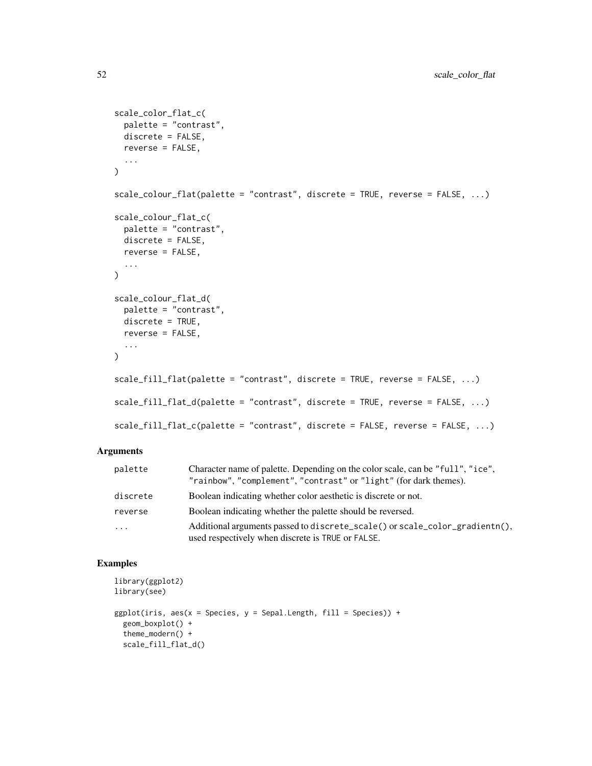```
scale_color_flat_c(
  palette = "contrast",
  discrete = FALSE,
  reverse = FALSE,
  ...
)

scale_colour_flat(palette = "contrast", discrete = TRUE, reverse = FALSE, ...)

scale_colour_flat_c(
  palette = "contrast",
  discrete = FALSE,
  reverse = FALSE,
  ...
)

scale_colour_flat_d(
  palette = "contrast",
  discrete = TRUE,
  reverse = FALSE,
  ...
)

scale_fill_flat(palette = "contrast", discrete = TRUE, reverse = FALSE, ...)

scale_fill_flat_d(palette = "contrast", discrete = TRUE, reverse = FALSE, ...)

scale_fill_flat_c(palette = "contrast", discrete = FALSE, reverse = FALSE, ...)
```

## Arguments

| | |
|---|---|
| palette | Character name of palette. Depending on the color scale, can be "full", "ice", "rainbow", "complement", "contrast" or "light" (for dark themes). |
| discrete | Boolean indicating whether color aesthetic is discrete or not. |
| reverse | Boolean indicating whether the palette should be reversed. |
| ... | Additional arguments passed to discrete_scale() or scale_color_gradientn(), used respectively when discrete is TRUE or FALSE. |

## Examples

```
library(ggplot2)
library(see)

ggplot(iris, aes(x = Species, y = Sepal.Length, fill = Species)) +
  geom_boxplot() +
  theme_modern() +
  scale_fill_flat_d()
```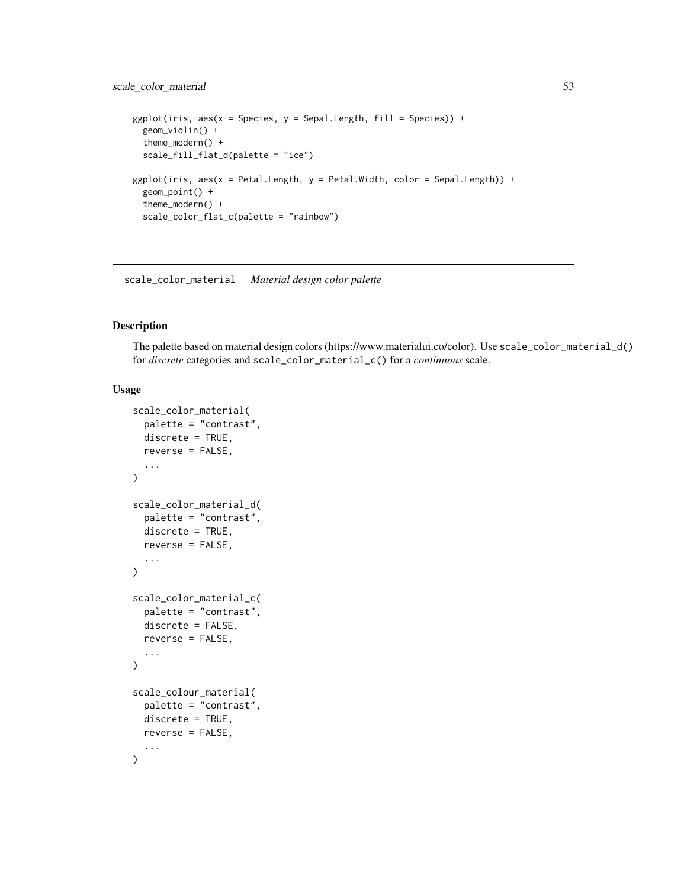```r
ggplot(iris, aes(x = Species, y = Sepal.Length, fill = Species)) +
  geom_violin() +
  theme_modern() +
  scale_fill_flat_d(palette = "ice")

ggplot(iris, aes(x = Petal.Length, y = Petal.Width, color = Sepal.Length)) +
  geom_point() +
  theme_modern() +
  scale_color_flat_c(palette = "rainbow")
```

---

## scale_color_material — *Material design color palette*

---

### Description

The palette based on material design colors (https://www.materialui.co/color). Use `scale_color_material_d()` for *discrete* categories and `scale_color_material_c()` for a *continuous* scale.

### Usage

```r
scale_color_material(
  palette = "contrast",
  discrete = TRUE,
  reverse = FALSE,
  ...
)

scale_color_material_d(
  palette = "contrast",
  discrete = TRUE,
  reverse = FALSE,
  ...
)

scale_color_material_c(
  palette = "contrast",
  discrete = FALSE,
  reverse = FALSE,
  ...
)

scale_colour_material(
  palette = "contrast",
  discrete = TRUE,
  reverse = FALSE,
  ...
)
```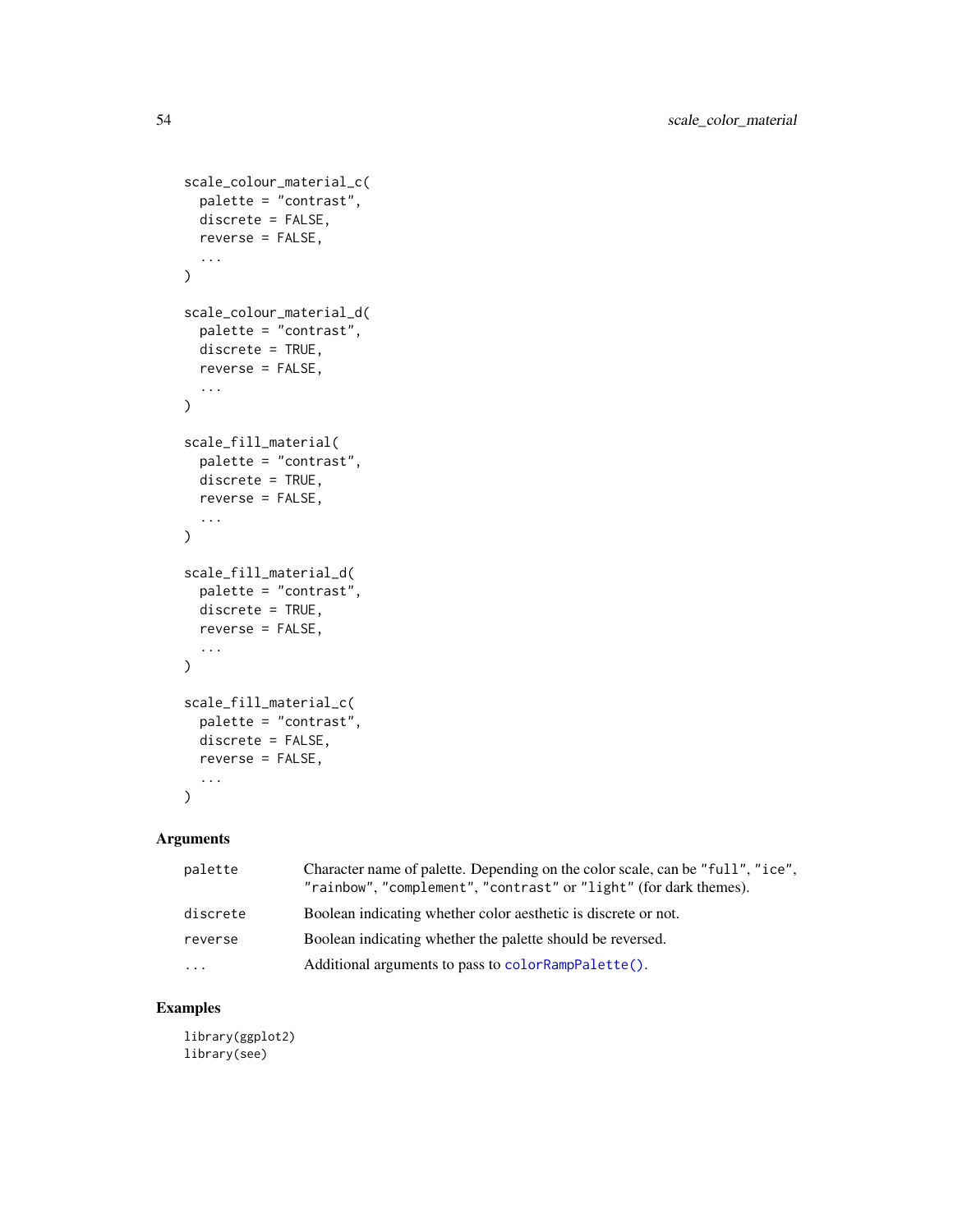```
scale_colour_material_c(
  palette = "contrast",
  discrete = FALSE,
  reverse = FALSE,
  ...
)

scale_colour_material_d(
  palette = "contrast",
  discrete = TRUE,
  reverse = FALSE,
  ...
)

scale_fill_material(
  palette = "contrast",
  discrete = TRUE,
  reverse = FALSE,
  ...
)

scale_fill_material_d(
  palette = "contrast",
  discrete = TRUE,
  reverse = FALSE,
  ...
)

scale_fill_material_c(
  palette = "contrast",
  discrete = FALSE,
  reverse = FALSE,
  ...
)
```

## Arguments

| | |
|---|---|
| `palette` | Character name of palette. Depending on the color scale, can be `"full"`, `"ice"`, `"rainbow"`, `"complement"`, `"contrast"` or `"light"` (for dark themes). |
| `discrete` | Boolean indicating whether color aesthetic is discrete or not. |
| `reverse` | Boolean indicating whether the palette should be reversed. |
| `...` | Additional arguments to pass to `colorRampPalette()`. |

## Examples

```
library(ggplot2)
library(see)
```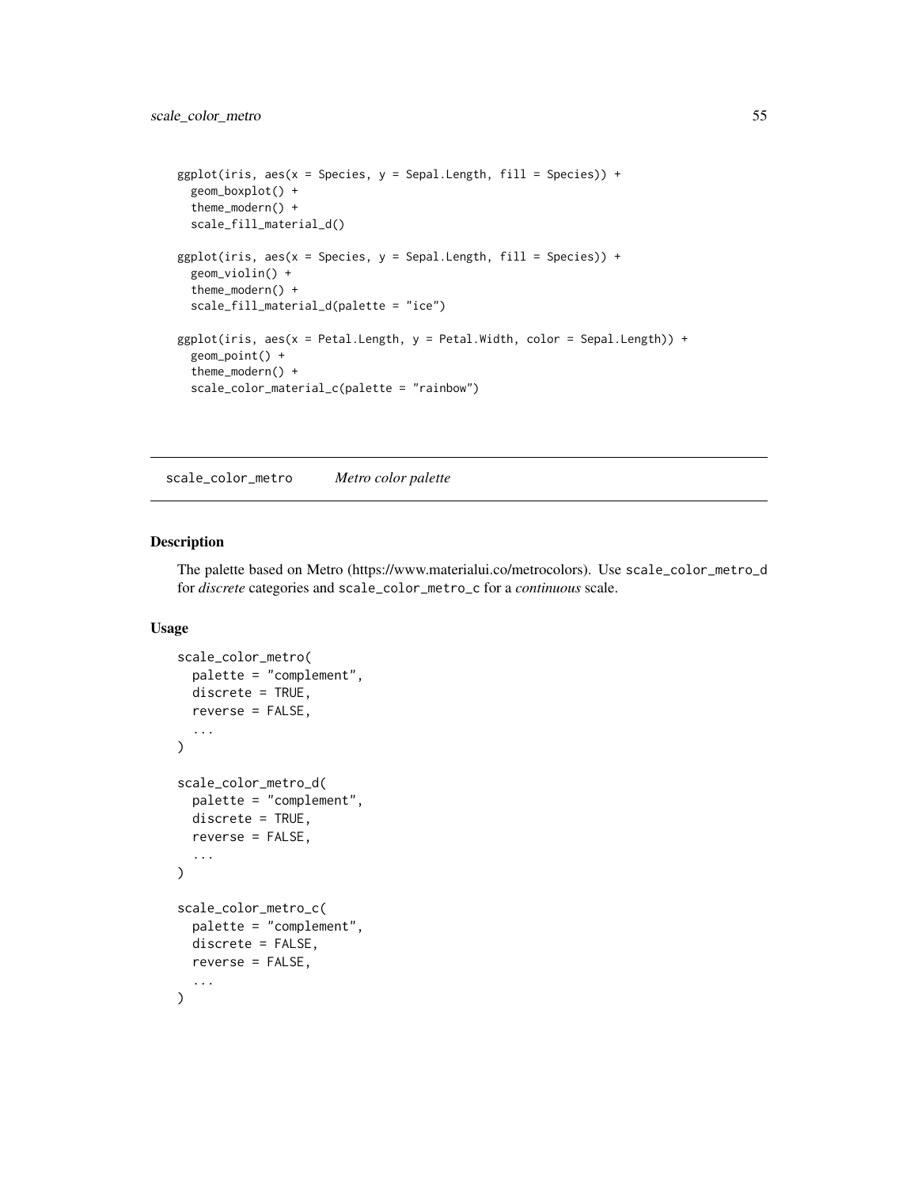```
ggplot(iris, aes(x = Species, y = Sepal.Length, fill = Species)) +
  geom_boxplot() +
  theme_modern() +
  scale_fill_material_d()

ggplot(iris, aes(x = Species, y = Sepal.Length, fill = Species)) +
  geom_violin() +
  theme_modern() +
  scale_fill_material_d(palette = "ice")

ggplot(iris, aes(x = Petal.Length, y = Petal.Width, color = Sepal.Length)) +
  geom_point() +
  theme_modern() +
  scale_color_material_c(palette = "rainbow")
```

---

## scale_color_metro *Metro color palette*

---

### Description

The palette based on Metro (https://www.materialui.co/metrocolors). Use `scale_color_metro_d` for *discrete* categories and `scale_color_metro_c` for a *continuous* scale.

### Usage

```
scale_color_metro(
  palette = "complement",
  discrete = TRUE,
  reverse = FALSE,
  ...
)

scale_color_metro_d(
  palette = "complement",
  discrete = TRUE,
  reverse = FALSE,
  ...
)

scale_color_metro_c(
  palette = "complement",
  discrete = FALSE,
  reverse = FALSE,
  ...
)
```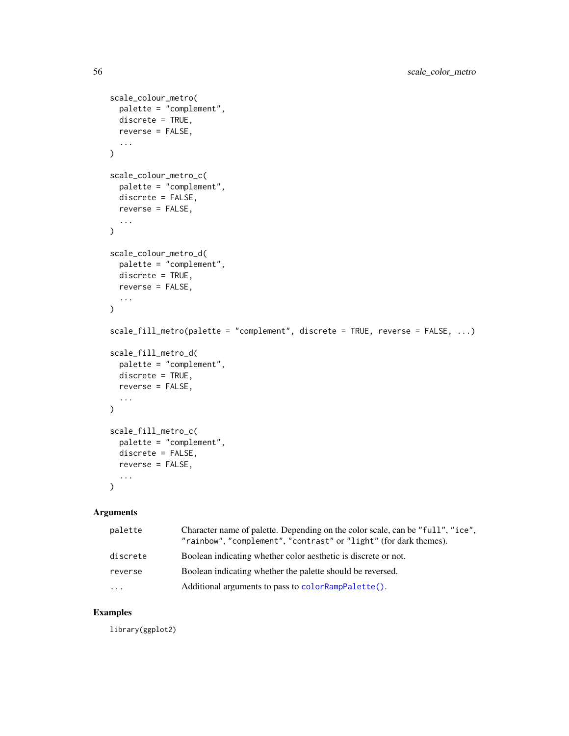```
scale_colour_metro(
  palette = "complement",
  discrete = TRUE,
  reverse = FALSE,
  ...
)

scale_colour_metro_c(
  palette = "complement",
  discrete = FALSE,
  reverse = FALSE,
  ...
)

scale_colour_metro_d(
  palette = "complement",
  discrete = TRUE,
  reverse = FALSE,
  ...
)

scale_fill_metro(palette = "complement", discrete = TRUE, reverse = FALSE, ...)

scale_fill_metro_d(
  palette = "complement",
  discrete = TRUE,
  reverse = FALSE,
  ...
)

scale_fill_metro_c(
  palette = "complement",
  discrete = FALSE,
  reverse = FALSE,
  ...
)
```

## Arguments

| | |
|---|---|
| palette | Character name of palette. Depending on the color scale, can be "full", "ice", "rainbow", "complement", "contrast" or "light" (for dark themes). |
| discrete | Boolean indicating whether color aesthetic is discrete or not. |
| reverse | Boolean indicating whether the palette should be reversed. |
| ... | Additional arguments to pass to colorRampPalette(). |

## Examples

```
library(ggplot2)
```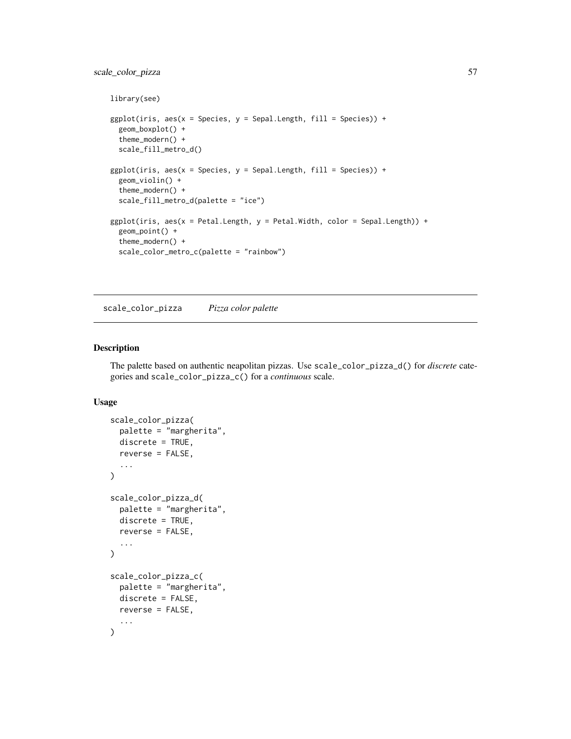```r
library(see)

ggplot(iris, aes(x = Species, y = Sepal.Length, fill = Species)) +
  geom_boxplot() +
  theme_modern() +
  scale_fill_metro_d()

ggplot(iris, aes(x = Species, y = Sepal.Length, fill = Species)) +
  geom_violin() +
  theme_modern() +
  scale_fill_metro_d(palette = "ice")

ggplot(iris, aes(x = Petal.Length, y = Petal.Width, color = Sepal.Length)) +
  geom_point() +
  theme_modern() +
  scale_color_metro_c(palette = "rainbow")
```

## scale_color_pizza — *Pizza color palette*

### Description

The palette based on authentic neapolitan pizzas. Use `scale_color_pizza_d()` for *discrete* categories and `scale_color_pizza_c()` for a *continuous* scale.

### Usage

```r
scale_color_pizza(
  palette = "margherita",
  discrete = TRUE,
  reverse = FALSE,
  ...
)

scale_color_pizza_d(
  palette = "margherita",
  discrete = TRUE,
  reverse = FALSE,
  ...
)

scale_color_pizza_c(
  palette = "margherita",
  discrete = FALSE,
  reverse = FALSE,
  ...
)
```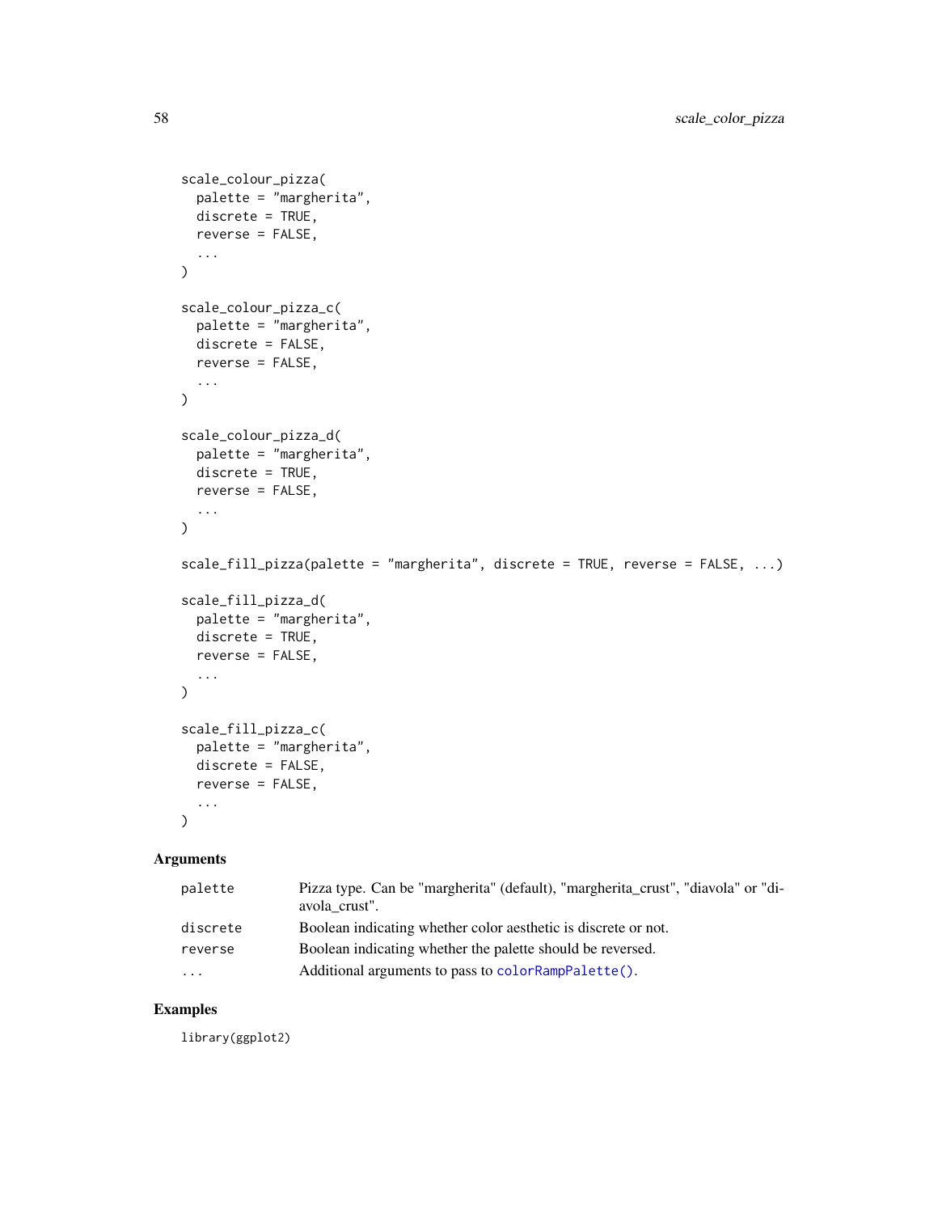```
scale_colour_pizza(
  palette = "margherita",
  discrete = TRUE,
  reverse = FALSE,
  ...
)

scale_colour_pizza_c(
  palette = "margherita",
  discrete = FALSE,
  reverse = FALSE,
  ...
)

scale_colour_pizza_d(
  palette = "margherita",
  discrete = TRUE,
  reverse = FALSE,
  ...
)

scale_fill_pizza(palette = "margherita", discrete = TRUE, reverse = FALSE, ...)

scale_fill_pizza_d(
  palette = "margherita",
  discrete = TRUE,
  reverse = FALSE,
  ...
)

scale_fill_pizza_c(
  palette = "margherita",
  discrete = FALSE,
  reverse = FALSE,
  ...
)
```

## Arguments

| | |
|---|---|
| palette | Pizza type. Can be "margherita" (default), "margherita_crust", "diavola" or "diavola_crust". |
| discrete | Boolean indicating whether color aesthetic is discrete or not. |
| reverse | Boolean indicating whether the palette should be reversed. |
| ... | Additional arguments to pass to colorRampPalette(). |

## Examples

```
library(ggplot2)
```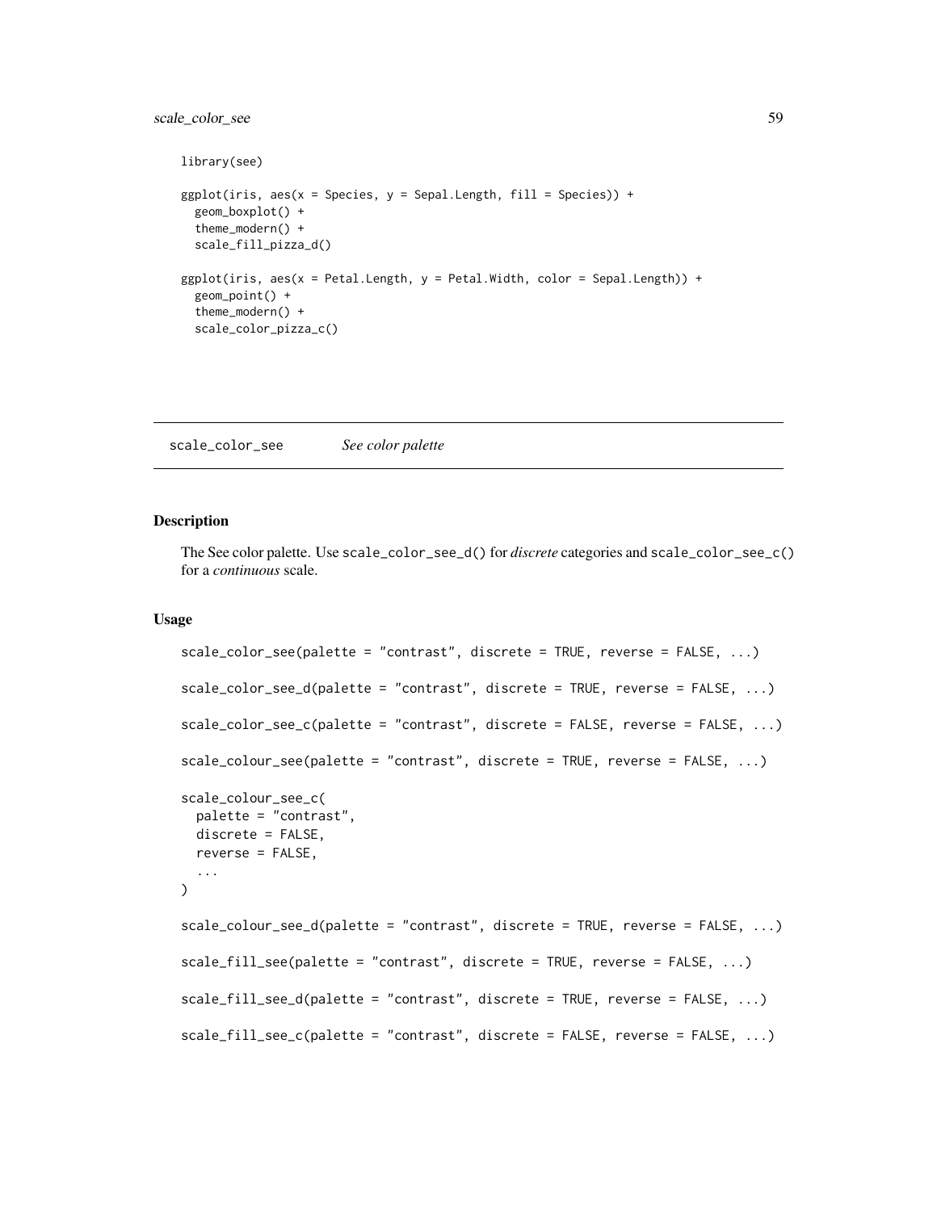```
library(see)

ggplot(iris, aes(x = Species, y = Sepal.Length, fill = Species)) +
  geom_boxplot() +
  theme_modern() +
  scale_fill_pizza_d()

ggplot(iris, aes(x = Petal.Length, y = Petal.Width, color = Sepal.Length)) +
  geom_point() +
  theme_modern() +
  scale_color_pizza_c()
```

---

## scale_color_see *See color palette*

---

### Description

The See color palette. Use `scale_color_see_d()` for *discrete* categories and `scale_color_see_c()` for a *continuous* scale.

### Usage

```
scale_color_see(palette = "contrast", discrete = TRUE, reverse = FALSE, ...)

scale_color_see_d(palette = "contrast", discrete = TRUE, reverse = FALSE, ...)

scale_color_see_c(palette = "contrast", discrete = FALSE, reverse = FALSE, ...)

scale_colour_see(palette = "contrast", discrete = TRUE, reverse = FALSE, ...)

scale_colour_see_c(
  palette = "contrast",
  discrete = FALSE,
  reverse = FALSE,
  ...
)

scale_colour_see_d(palette = "contrast", discrete = TRUE, reverse = FALSE, ...)

scale_fill_see(palette = "contrast", discrete = TRUE, reverse = FALSE, ...)

scale_fill_see_d(palette = "contrast", discrete = TRUE, reverse = FALSE, ...)

scale_fill_see_c(palette = "contrast", discrete = FALSE, reverse = FALSE, ...)
```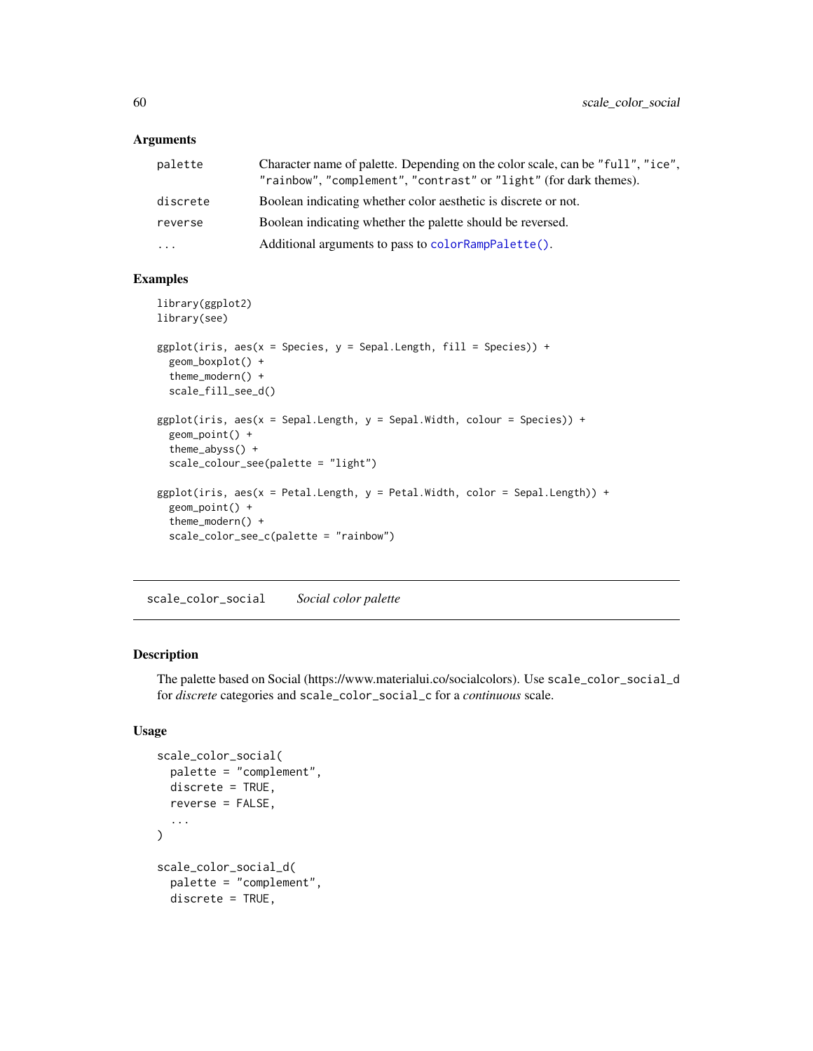## Arguments

| | |
|---|---|
| `palette` | Character name of palette. Depending on the color scale, can be `"full"`, `"ice"`, `"rainbow"`, `"complement"`, `"contrast"` or `"light"` (for dark themes). |
| `discrete` | Boolean indicating whether color aesthetic is discrete or not. |
| `reverse` | Boolean indicating whether the palette should be reversed. |
| `...` | Additional arguments to pass to `colorRampPalette()`. |

## Examples

```
library(ggplot2)
library(see)

ggplot(iris, aes(x = Species, y = Sepal.Length, fill = Species)) +
  geom_boxplot() +
  theme_modern() +
  scale_fill_see_d()

ggplot(iris, aes(x = Sepal.Length, y = Sepal.Width, colour = Species)) +
  geom_point() +
  theme_abyss() +
  scale_colour_see(palette = "light")

ggplot(iris, aes(x = Petal.Length, y = Petal.Width, color = Sepal.Length)) +
  geom_point() +
  theme_modern() +
  scale_color_see_c(palette = "rainbow")
```

---

# `scale_color_social` *Social color palette*

## Description

The palette based on Social (https://www.materialui.co/socialcolors). Use `scale_color_social_d` for *discrete* categories and `scale_color_social_c` for a *continuous* scale.

## Usage

```
scale_color_social(
  palette = "complement",
  discrete = TRUE,
  reverse = FALSE,
  ...
)

scale_color_social_d(
  palette = "complement",
  discrete = TRUE,
```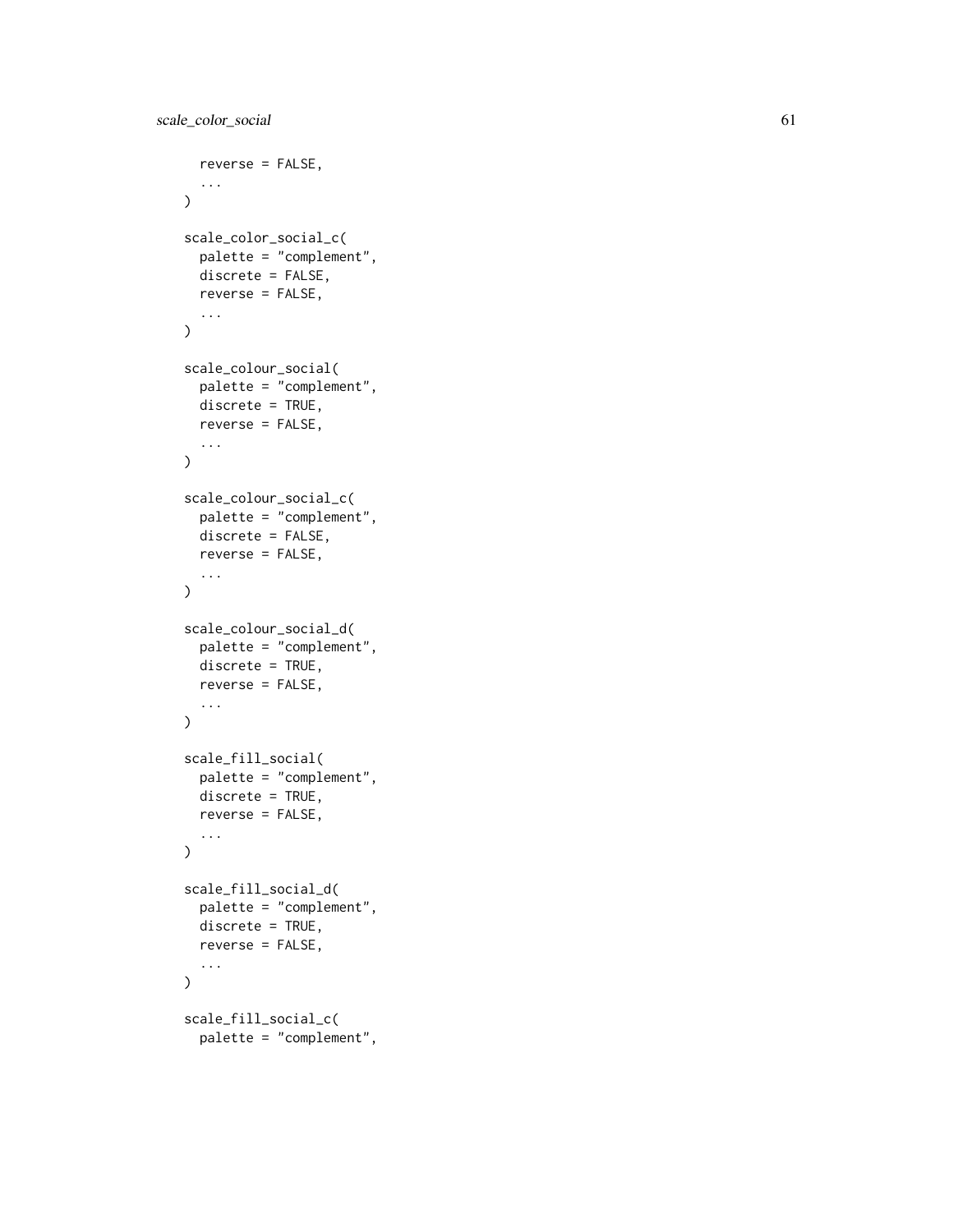```
  reverse = FALSE,
  ...
)

scale_color_social_c(
  palette = "complement",
  discrete = FALSE,
  reverse = FALSE,
  ...
)

scale_colour_social(
  palette = "complement",
  discrete = TRUE,
  reverse = FALSE,
  ...
)

scale_colour_social_c(
  palette = "complement",
  discrete = FALSE,
  reverse = FALSE,
  ...
)

scale_colour_social_d(
  palette = "complement",
  discrete = TRUE,
  reverse = FALSE,
  ...
)

scale_fill_social(
  palette = "complement",
  discrete = TRUE,
  reverse = FALSE,
  ...
)

scale_fill_social_d(
  palette = "complement",
  discrete = TRUE,
  reverse = FALSE,
  ...
)

scale_fill_social_c(
  palette = "complement",
```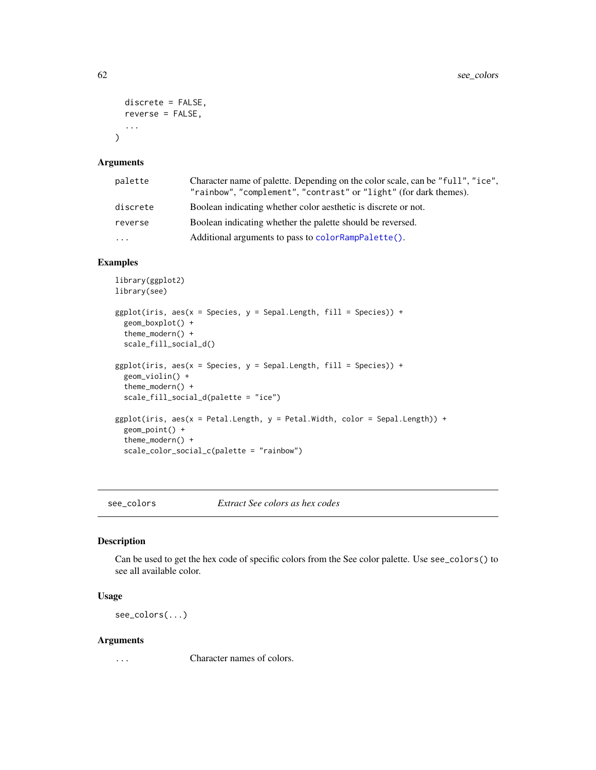```
  discrete = FALSE,
  reverse = FALSE,
  ...
)
```

### Arguments

| | |
|---|---|
| palette | Character name of palette. Depending on the color scale, can be "full", "ice", "rainbow", "complement", "contrast" or "light" (for dark themes). |
| discrete | Boolean indicating whether color aesthetic is discrete or not. |
| reverse | Boolean indicating whether the palette should be reversed. |
| ... | Additional arguments to pass to colorRampPalette(). |

### Examples

```
library(ggplot2)
library(see)

ggplot(iris, aes(x = Species, y = Sepal.Length, fill = Species)) +
  geom_boxplot() +
  theme_modern() +
  scale_fill_social_d()

ggplot(iris, aes(x = Species, y = Sepal.Length, fill = Species)) +
  geom_violin() +
  theme_modern() +
  scale_fill_social_d(palette = "ice")

ggplot(iris, aes(x = Petal.Length, y = Petal.Width, color = Sepal.Length)) +
  geom_point() +
  theme_modern() +
  scale_color_social_c(palette = "rainbow")
```

---

## see_colors *Extract See colors as hex codes*

---

### Description

Can be used to get the hex code of specific colors from the See color palette. Use see_colors() to see all available color.

### Usage

```
see_colors(...)
```

### Arguments

| | |
|---|---|
| ... | Character names of colors. |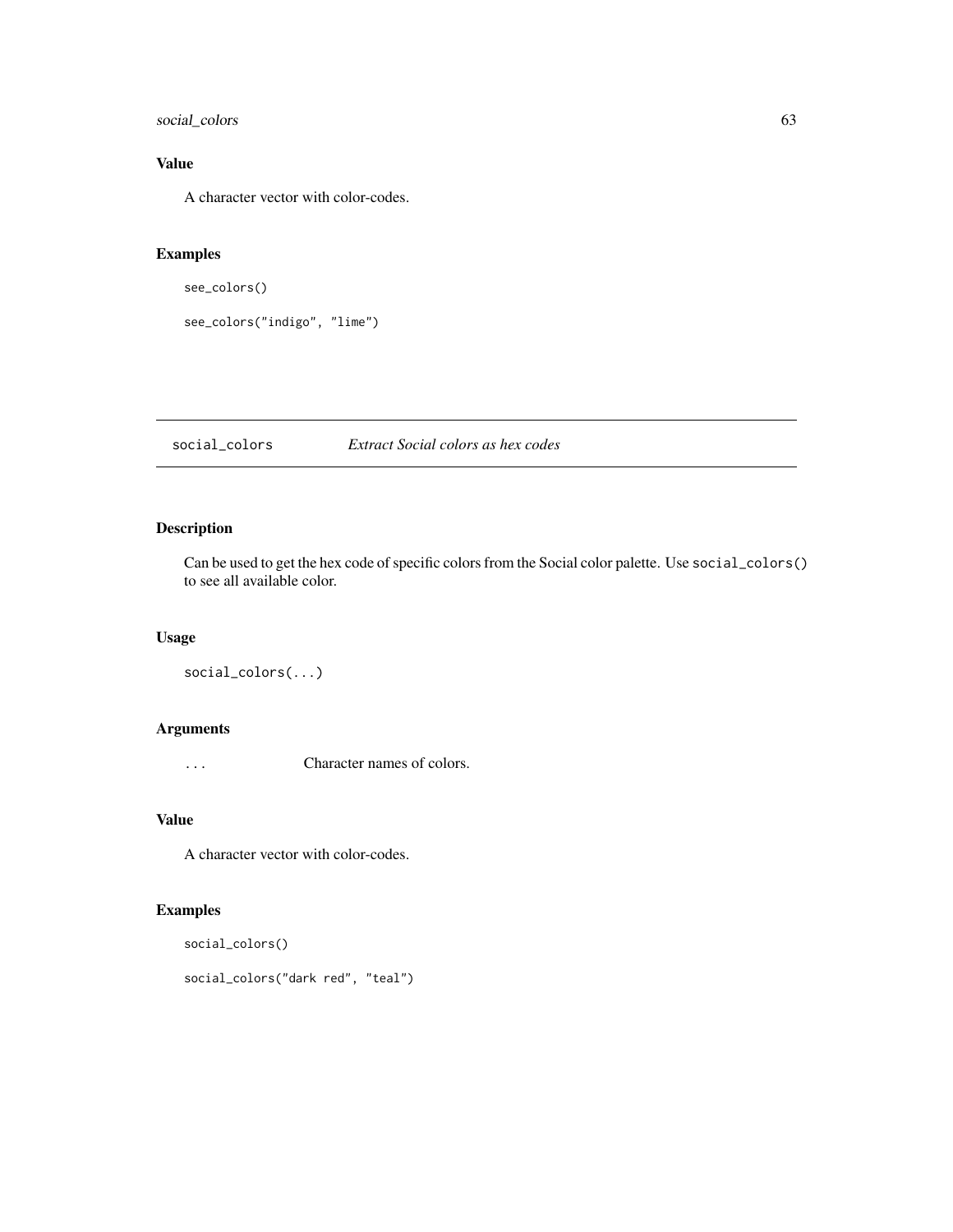## Value

A character vector with color-codes.

## Examples

```
see_colors()

see_colors("indigo", "lime")
```

---

# social_colors &emsp; *Extract Social colors as hex codes*

## Description

Can be used to get the hex code of specific colors from the Social color palette. Use `social_colors()` to see all available color.

## Usage

```
social_colors(...)
```

## Arguments

`...` &emsp; Character names of colors.

## Value

A character vector with color-codes.

## Examples

```
social_colors()

social_colors("dark red", "teal")
```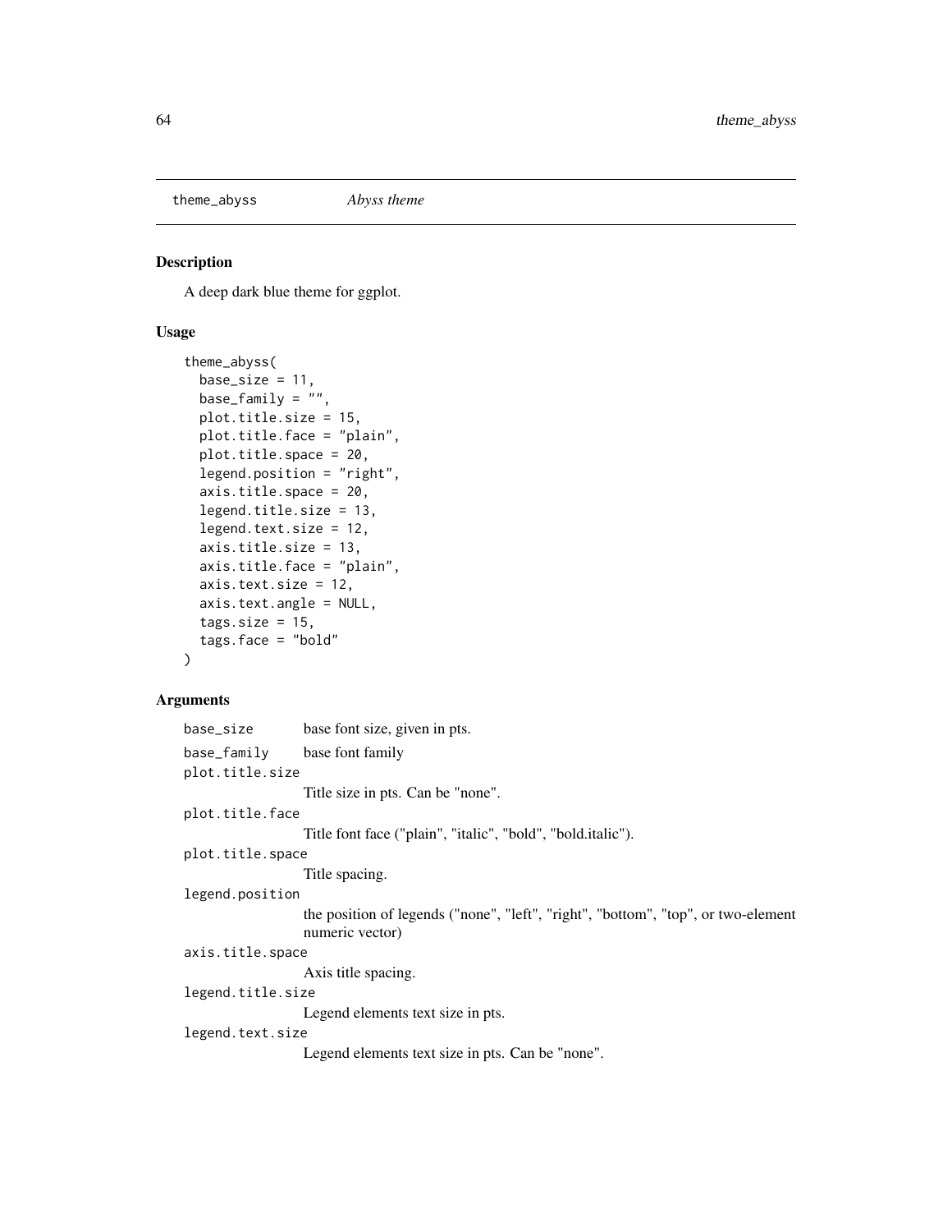## theme_abyss *Abyss theme*

### Description

A deep dark blue theme for ggplot.

### Usage

```
theme_abyss(
  base_size = 11,
  base_family = "",
  plot.title.size = 15,
  plot.title.face = "plain",
  plot.title.space = 20,
  legend.position = "right",
  axis.title.space = 20,
  legend.title.size = 13,
  legend.text.size = 12,
  axis.title.size = 13,
  axis.title.face = "plain",
  axis.text.size = 12,
  axis.text.angle = NULL,
  tags.size = 15,
  tags.face = "bold"
)
```

### Arguments

| | |
|---|---|
| `base_size` | base font size, given in pts. |
| `base_family` | base font family |
| `plot.title.size` | Title size in pts. Can be "none". |
| `plot.title.face` | Title font face ("plain", "italic", "bold", "bold.italic"). |
| `plot.title.space` | Title spacing. |
| `legend.position` | the position of legends ("none", "left", "right", "bottom", "top", or two-element numeric vector) |
| `axis.title.space` | Axis title spacing. |
| `legend.title.size` | Legend elements text size in pts. |
| `legend.text.size` | Legend elements text size in pts. Can be "none". |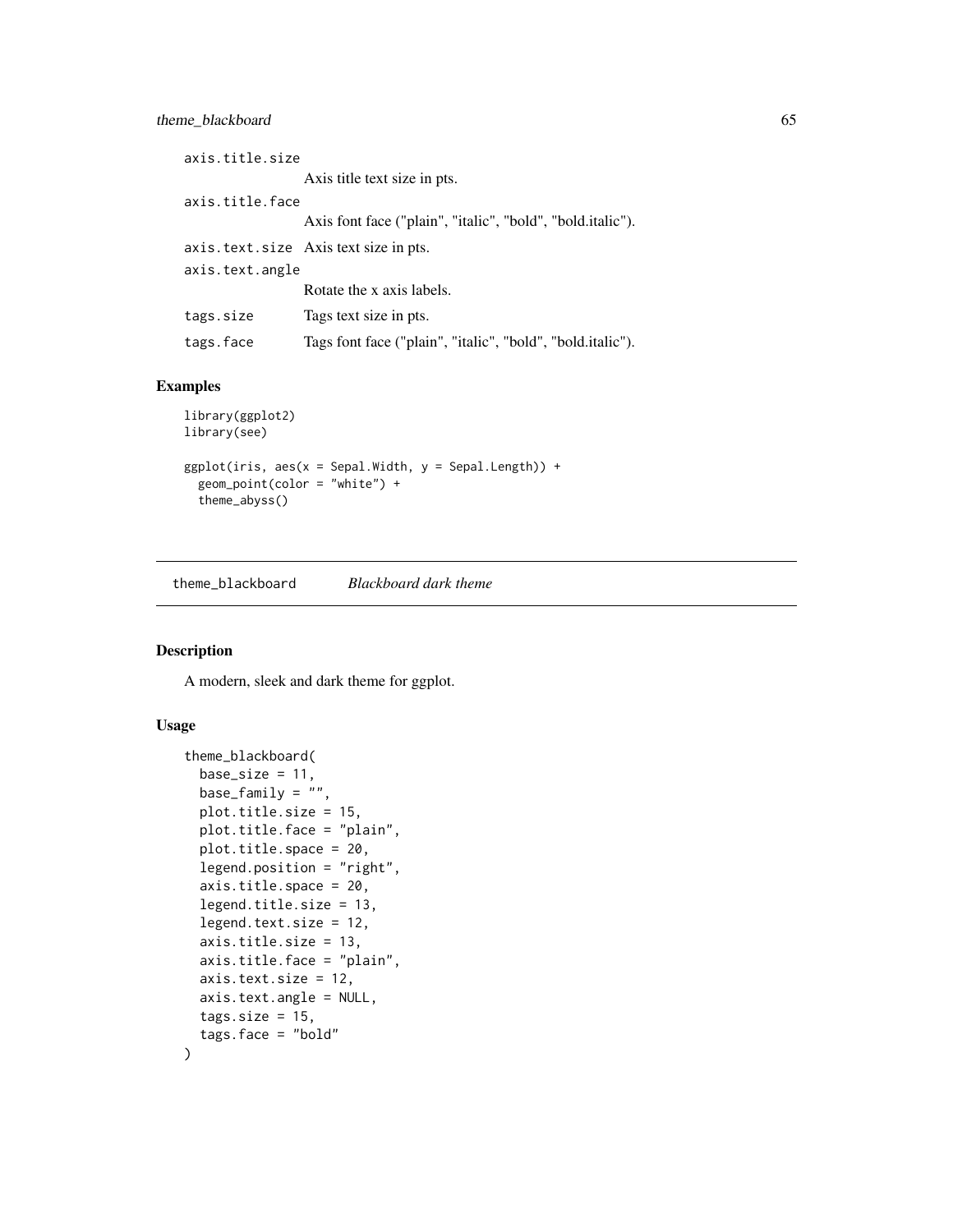| | |
|---|---|
| axis.title.size | Axis title text size in pts. |
| axis.title.face | Axis font face ("plain", "italic", "bold", "bold.italic"). |
| axis.text.size | Axis text size in pts. |
| axis.text.angle | Rotate the x axis labels. |
| tags.size | Tags text size in pts. |
| tags.face | Tags font face ("plain", "italic", "bold", "bold.italic"). |

## Examples

```
library(ggplot2)
library(see)

ggplot(iris, aes(x = Sepal.Width, y = Sepal.Length)) +
  geom_point(color = "white") +
  theme_abyss()
```

---

# theme_blackboard    *Blackboard dark theme*

---

## Description

A modern, sleek and dark theme for ggplot.

## Usage

```
theme_blackboard(
  base_size = 11,
  base_family = "",
  plot.title.size = 15,
  plot.title.face = "plain",
  plot.title.space = 20,
  legend.position = "right",
  axis.title.space = 20,
  legend.title.size = 13,
  legend.text.size = 12,
  axis.title.size = 13,
  axis.title.face = "plain",
  axis.text.size = 12,
  axis.text.angle = NULL,
  tags.size = 15,
  tags.face = "bold"
)
```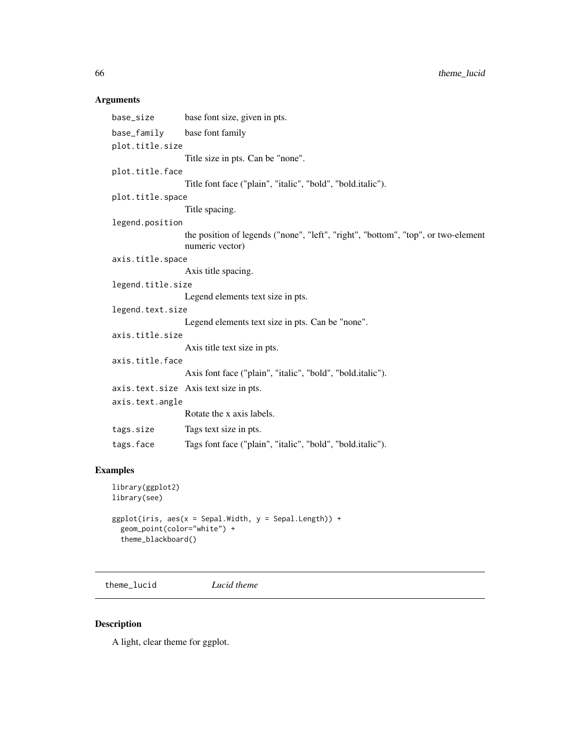## Arguments

| | |
|---|---|
| `base_size` | base font size, given in pts. |
| `base_family` | base font family |
| `plot.title.size` | Title size in pts. Can be "none". |
| `plot.title.face` | Title font face ("plain", "italic", "bold", "bold.italic"). |
| `plot.title.space` | Title spacing. |
| `legend.position` | the position of legends ("none", "left", "right", "bottom", "top", or two-element numeric vector) |
| `axis.title.space` | Axis title spacing. |
| `legend.title.size` | Legend elements text size in pts. |
| `legend.text.size` | Legend elements text size in pts. Can be "none". |
| `axis.title.size` | Axis title text size in pts. |
| `axis.title.face` | Axis font face ("plain", "italic", "bold", "bold.italic"). |
| `axis.text.size` | Axis text size in pts. |
| `axis.text.angle` | Rotate the x axis labels. |
| `tags.size` | Tags text size in pts. |
| `tags.face` | Tags font face ("plain", "italic", "bold", "bold.italic"). |

## Examples

```
library(ggplot2)
library(see)

ggplot(iris, aes(x = Sepal.Width, y = Sepal.Length)) +
  geom_point(color="white") +
  theme_blackboard()
```

---

# `theme_lucid` *Lucid theme*

## Description

A light, clear theme for ggplot.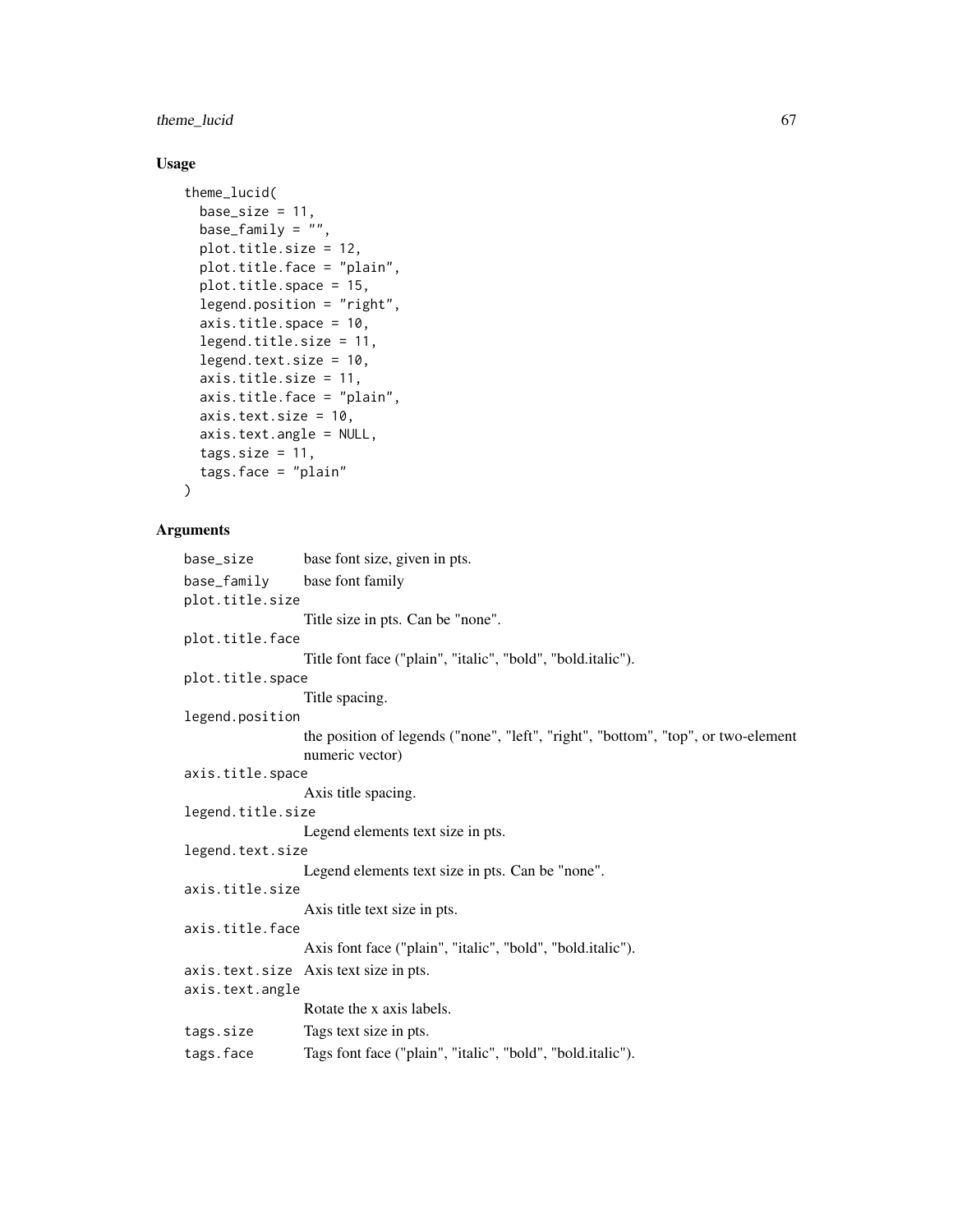### Usage

```
theme_lucid(
  base_size = 11,
  base_family = "",
  plot.title.size = 12,
  plot.title.face = "plain",
  plot.title.space = 15,
  legend.position = "right",
  axis.title.space = 10,
  legend.title.size = 11,
  legend.text.size = 10,
  axis.title.size = 11,
  axis.title.face = "plain",
  axis.text.size = 10,
  axis.text.angle = NULL,
  tags.size = 11,
  tags.face = "plain"
)
```

### Arguments

`base_size` base font size, given in pts.

`base_family` base font family

`plot.title.size` Title size in pts. Can be "none".

`plot.title.face` Title font face ("plain", "italic", "bold", "bold.italic").

`plot.title.space` Title spacing.

`legend.position` the position of legends ("none", "left", "right", "bottom", "top", or two-element numeric vector)

`axis.title.space` Axis title spacing.

`legend.title.size` Legend elements text size in pts.

`legend.text.size` Legend elements text size in pts. Can be "none".

`axis.title.size` Axis title text size in pts.

`axis.title.face` Axis font face ("plain", "italic", "bold", "bold.italic").

`axis.text.size` Axis text size in pts.

`axis.text.angle` Rotate the x axis labels.

`tags.size` Tags text size in pts.

`tags.face` Tags font face ("plain", "italic", "bold", "bold.italic").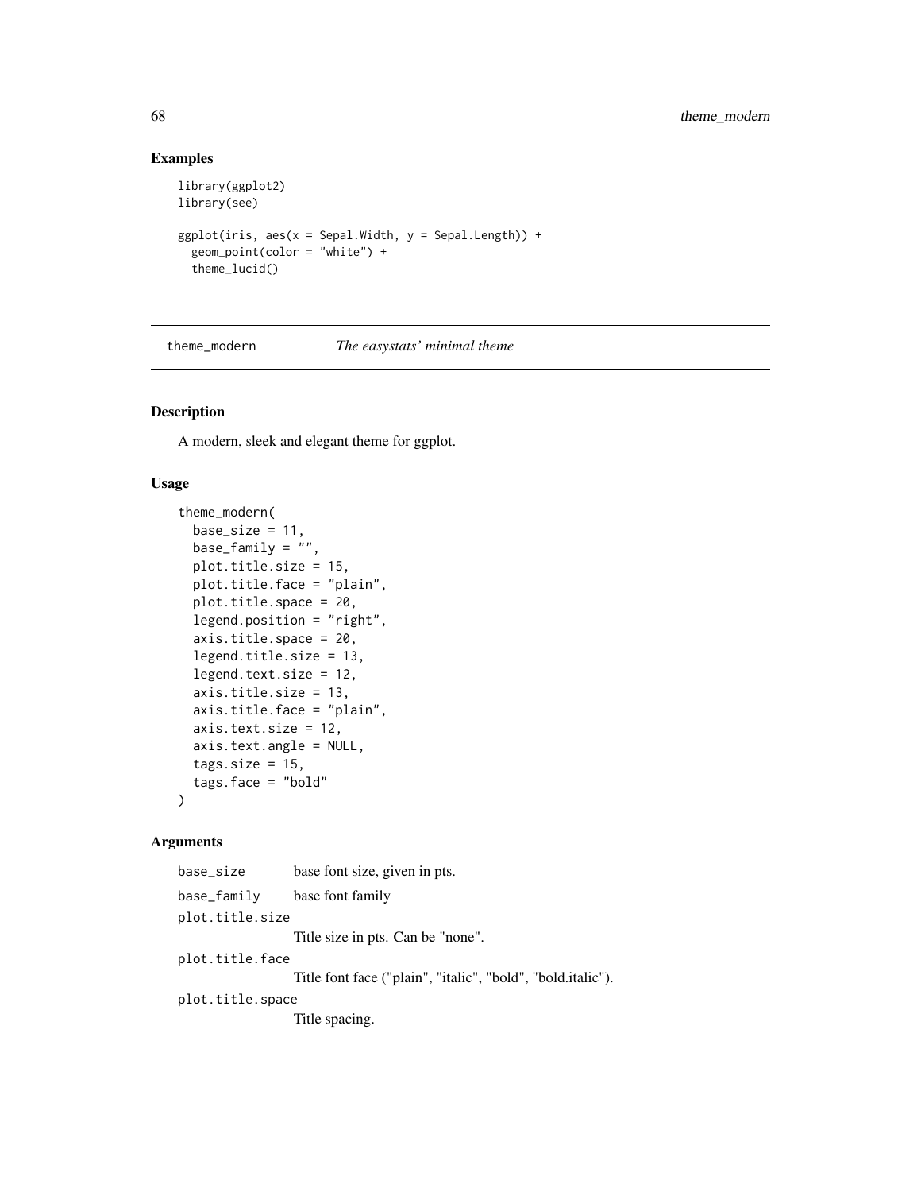## Examples

```
library(ggplot2)
library(see)

ggplot(iris, aes(x = Sepal.Width, y = Sepal.Length)) +
  geom_point(color = "white") +
  theme_lucid()
```

---

# theme_modern — *The easystats' minimal theme*

---

## Description

A modern, sleek and elegant theme for ggplot.

## Usage

```
theme_modern(
  base_size = 11,
  base_family = "",
  plot.title.size = 15,
  plot.title.face = "plain",
  plot.title.space = 20,
  legend.position = "right",
  axis.title.space = 20,
  legend.title.size = 13,
  legend.text.size = 12,
  axis.title.size = 13,
  axis.title.face = "plain",
  axis.text.size = 12,
  axis.text.angle = NULL,
  tags.size = 15,
  tags.face = "bold"
)
```

## Arguments

| | |
|---|---|
| `base_size` | base font size, given in pts. |
| `base_family` | base font family |
| `plot.title.size` | Title size in pts. Can be "none". |
| `plot.title.face` | Title font face ("plain", "italic", "bold", "bold.italic"). |
| `plot.title.space` | Title spacing. |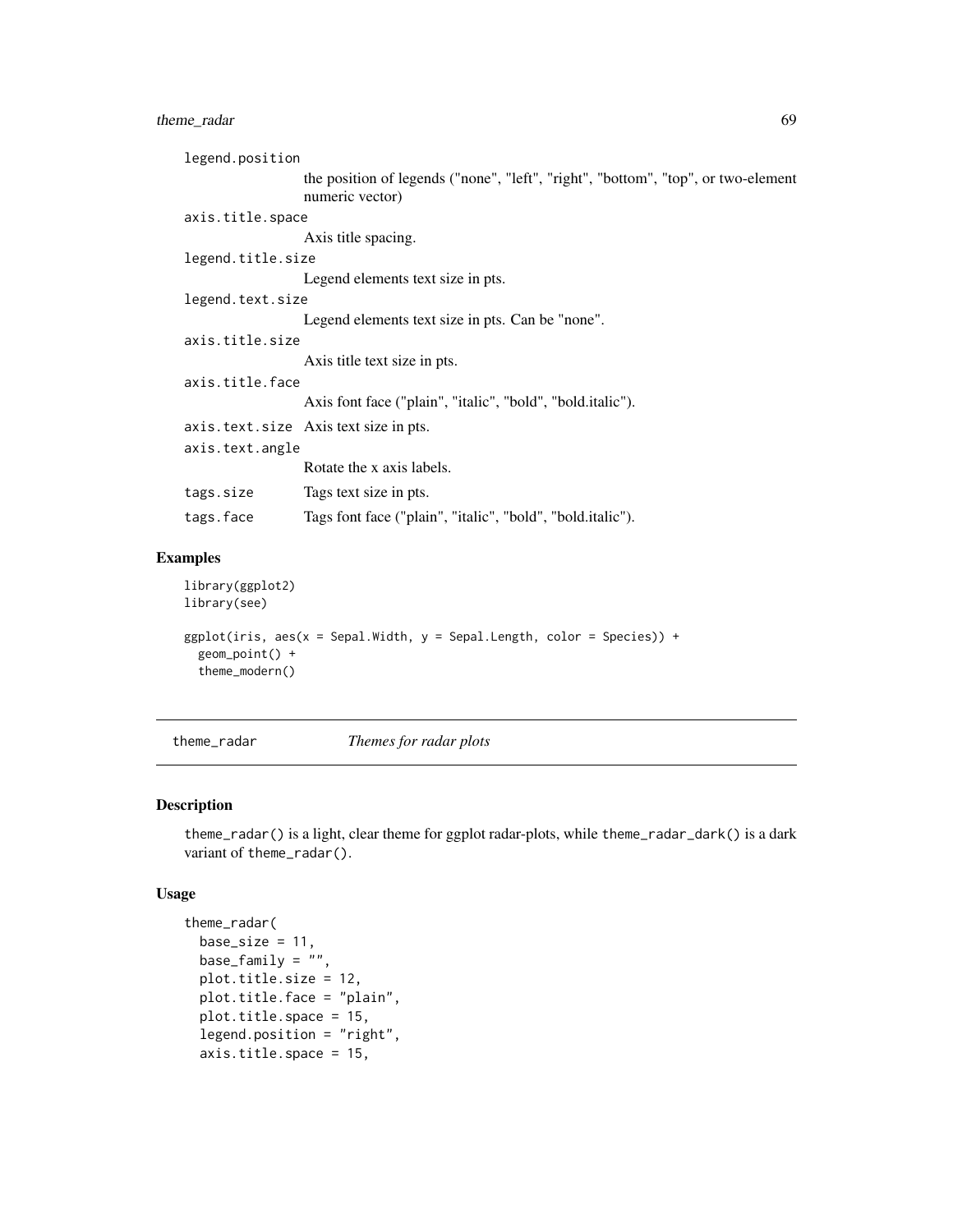legend.position
: the position of legends ("none", "left", "right", "bottom", "top", or two-element numeric vector)

axis.title.space
: Axis title spacing.

legend.title.size
: Legend elements text size in pts.

legend.text.size
: Legend elements text size in pts. Can be "none".

axis.title.size
: Axis title text size in pts.

axis.title.face
: Axis font face ("plain", "italic", "bold", "bold.italic").

axis.text.size
: Axis text size in pts.

axis.text.angle
: Rotate the x axis labels.

tags.size
: Tags text size in pts.

tags.face
: Tags font face ("plain", "italic", "bold", "bold.italic").

## Examples

```
library(ggplot2)
library(see)

ggplot(iris, aes(x = Sepal.Width, y = Sepal.Length, color = Species)) +
  geom_point() +
  theme_modern()
```

---

# theme_radar *Themes for radar plots*

## Description

theme_radar() is a light, clear theme for ggplot radar-plots, while theme_radar_dark() is a dark variant of theme_radar().

## Usage

```
theme_radar(
  base_size = 11,
  base_family = "",
  plot.title.size = 12,
  plot.title.face = "plain",
  plot.title.space = 15,
  legend.position = "right",
  axis.title.space = 15,
```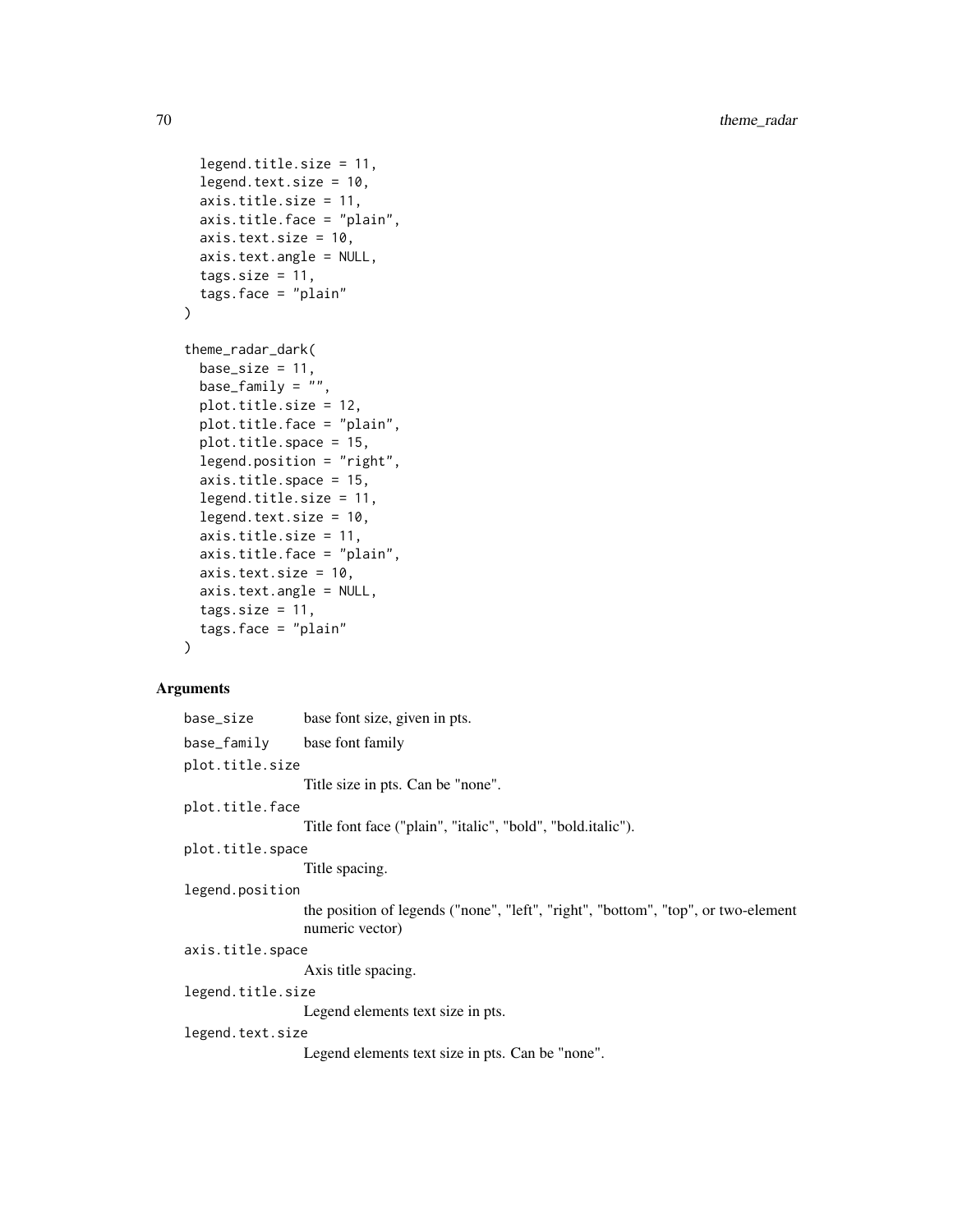```
  legend.title.size = 11,
  legend.text.size = 10,
  axis.title.size = 11,
  axis.title.face = "plain",
  axis.text.size = 10,
  axis.text.angle = NULL,
  tags.size = 11,
  tags.face = "plain"
)

theme_radar_dark(
  base_size = 11,
  base_family = "",
  plot.title.size = 12,
  plot.title.face = "plain",
  plot.title.space = 15,
  legend.position = "right",
  axis.title.space = 15,
  legend.title.size = 11,
  legend.text.size = 10,
  axis.title.size = 11,
  axis.title.face = "plain",
  axis.text.size = 10,
  axis.text.angle = NULL,
  tags.size = 11,
  tags.face = "plain"
)
```

## Arguments

`base_size` base font size, given in pts.

`base_family` base font family

`plot.title.size` Title size in pts. Can be "none".

`plot.title.face` Title font face ("plain", "italic", "bold", "bold.italic").

`plot.title.space` Title spacing.

`legend.position` the position of legends ("none", "left", "right", "bottom", "top", or two-element numeric vector)

`axis.title.space` Axis title spacing.

`legend.title.size` Legend elements text size in pts.

`legend.text.size` Legend elements text size in pts. Can be "none".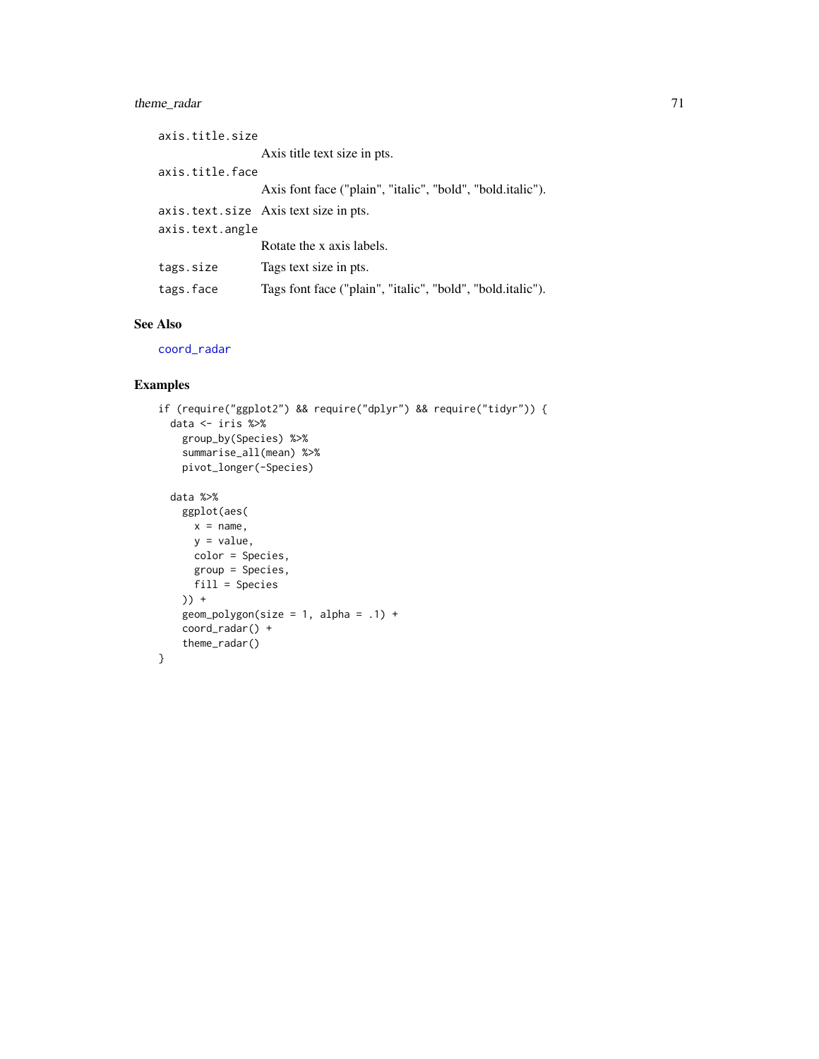`axis.title.size`
: Axis title text size in pts.

`axis.title.face`
: Axis font face ("plain", "italic", "bold", "bold.italic").

`axis.text.size`
: Axis text size in pts.

`axis.text.angle`
: Rotate the x axis labels.

`tags.size`
: Tags text size in pts.

`tags.face`
: Tags font face ("plain", "italic", "bold", "bold.italic").

## See Also

`coord_radar`

## Examples

```
if (require("ggplot2") && require("dplyr") && require("tidyr")) {
  data <- iris %>%
    group_by(Species) %>%
    summarise_all(mean) %>%
    pivot_longer(-Species)

  data %>%
    ggplot(aes(
      x = name,
      y = value,
      color = Species,
      group = Species,
      fill = Species
    )) +
    geom_polygon(size = 1, alpha = .1) +
    coord_radar() +
    theme_radar()
}
```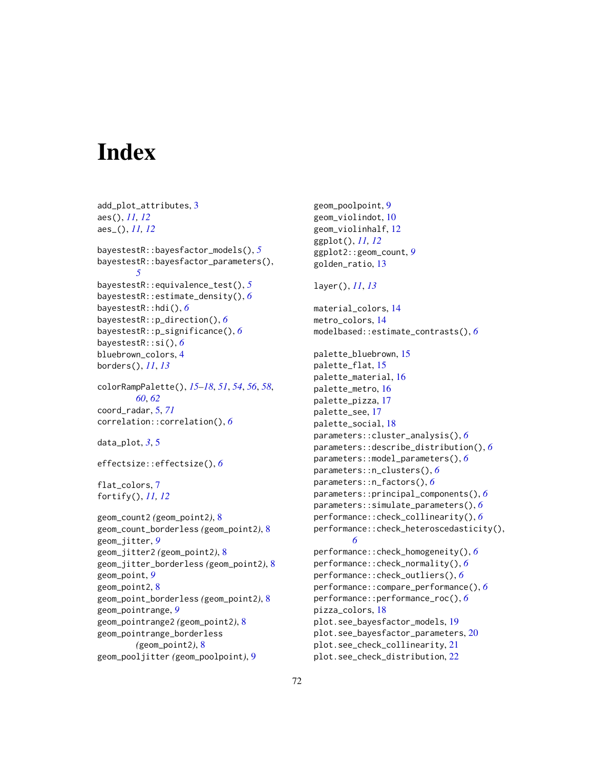# Index

add_plot_attributes, 3
aes(), *11, 12*
aes_(), *11, 12*

bayestestR::bayesfactor_models(), *5*
bayestestR::bayesfactor_parameters(), *5*
bayestestR::equivalence_test(), *5*
bayestestR::estimate_density(), *6*
bayestestR::hdi(), *6*
bayestestR::p_direction(), *6*
bayestestR::p_significance(), *6*
bayestestR::si(), *6*
bluebrown_colors, 4
borders(), *11*, *13*

colorRampPalette(), *15–18*, *51*, *54*, *56*, *58*, *60*, *62*
coord_radar, 5, *71*
correlation::correlation(), *6*

data_plot, *3*, 5

effectsize::effectsize(), *6*

flat_colors, 7
fortify(), *11, 12*

geom_count2 *(geom_point2)*, 8
geom_count_borderless *(geom_point2)*, 8
geom_jitter, *9*
geom_jitter2 *(geom_point2)*, 8
geom_jitter_borderless *(geom_point2)*, 8
geom_point, *9*
geom_point2, 8
geom_point_borderless *(geom_point2)*, 8
geom_pointrange, *9*
geom_pointrange2 *(geom_point2)*, 8
geom_pointrange_borderless *(geom_point2)*, 8
geom_pooljitter *(geom_poolpoint)*, 9
geom_poolpoint, 9
geom_violindot, 10
geom_violinhalf, 12
ggplot(), *11, 12*
ggplot2::geom_count, *9*
golden_ratio, 13

layer(), *11*, *13*

material_colors, 14
metro_colors, 14
modelbased::estimate_contrasts(), *6*

palette_bluebrown, 15
palette_flat, 15
palette_material, 16
palette_metro, 16
palette_pizza, 17
palette_see, 17
palette_social, 18
parameters::cluster_analysis(), *6*
parameters::describe_distribution(), *6*
parameters::model_parameters(), *6*
parameters::n_clusters(), *6*
parameters::n_factors(), *6*
parameters::principal_components(), *6*
parameters::simulate_parameters(), *6*
performance::check_collinearity(), *6*
performance::check_heteroscedasticity(), *6*
performance::check_homogeneity(), *6*
performance::check_normality(), *6*
performance::check_outliers(), *6*
performance::compare_performance(), *6*
performance::performance_roc(), *6*
pizza_colors, 18
plot.see_bayesfactor_models, 19
plot.see_bayesfactor_parameters, 20
plot.see_check_collinearity, 21
plot.see_check_distribution, 22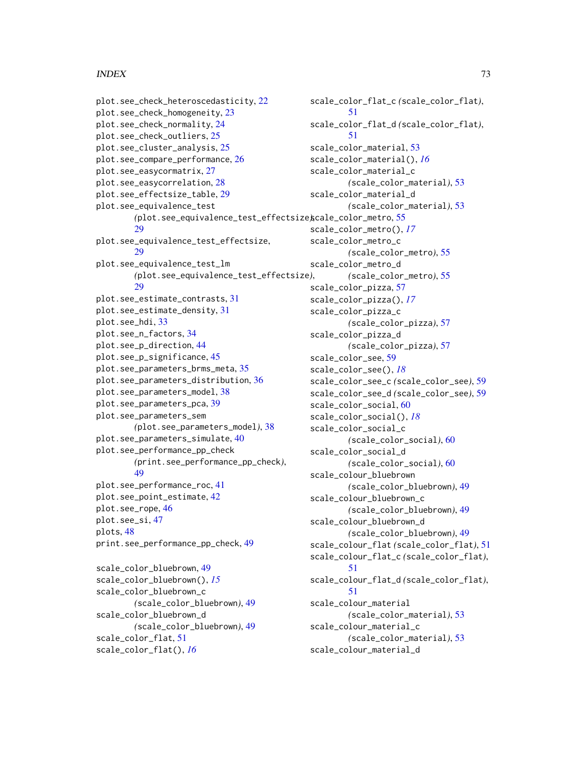plot.see_check_heteroscedasticity, 22
plot.see_check_homogeneity, 23
plot.see_check_normality, 24
plot.see_check_outliers, 25
plot.see_cluster_analysis, 25
plot.see_compare_performance, 26
plot.see_easycormatrix, 27
plot.see_easycorrelation, 28
plot.see_effectsize_table, 29
plot.see_equivalence_test *(*plot.see_equivalence_test_effectsize*)*, 29
plot.see_equivalence_test_effectsize, 29
plot.see_equivalence_test_lm *(*plot.see_equivalence_test_effectsize*)*, 29
plot.see_estimate_contrasts, 31
plot.see_estimate_density, 31
plot.see_hdi, 33
plot.see_n_factors, 34
plot.see_p_direction, 44
plot.see_p_significance, 45
plot.see_parameters_brms_meta, 35
plot.see_parameters_distribution, 36
plot.see_parameters_model, 38
plot.see_parameters_pca, 39
plot.see_parameters_sem *(*plot.see_parameters_model*)*, 38
plot.see_parameters_simulate, 40
plot.see_performance_pp_check *(*print.see_performance_pp_check*)*, 49
plot.see_performance_roc, 41
plot.see_point_estimate, 42
plot.see_rope, 46
plot.see_si, 47
plots, 48
print.see_performance_pp_check, 49

scale_color_bluebrown, 49
scale_color_bluebrown(), *15*
scale_color_bluebrown_c *(*scale_color_bluebrown*)*, 49
scale_color_bluebrown_d *(*scale_color_bluebrown*)*, 49
scale_color_flat, 51
scale_color_flat(), *16*
scale_color_flat_c *(*scale_color_flat*)*, 51
scale_color_flat_d *(*scale_color_flat*)*, 51
scale_color_material, 53
scale_color_material(), *16*
scale_color_material_c *(*scale_color_material*)*, 53
scale_color_material_d *(*scale_color_material*)*, 53
scale_color_metro, 55
scale_color_metro(), *17*
scale_color_metro_c *(*scale_color_metro*)*, 55
scale_color_metro_d *(*scale_color_metro*)*, 55
scale_color_pizza, 57
scale_color_pizza(), *17*
scale_color_pizza_c *(*scale_color_pizza*)*, 57
scale_color_pizza_d *(*scale_color_pizza*)*, 57
scale_color_see, 59
scale_color_see(), *18*
scale_color_see_c *(*scale_color_see*)*, 59
scale_color_see_d *(*scale_color_see*)*, 59
scale_color_social, 60
scale_color_social(), *18*
scale_color_social_c *(*scale_color_social*)*, 60
scale_color_social_d *(*scale_color_social*)*, 60
scale_colour_bluebrown *(*scale_color_bluebrown*)*, 49
scale_colour_bluebrown_c *(*scale_color_bluebrown*)*, 49
scale_colour_bluebrown_d *(*scale_color_bluebrown*)*, 49
scale_colour_flat *(*scale_color_flat*)*, 51
scale_colour_flat_c *(*scale_color_flat*)*, 51
scale_colour_flat_d *(*scale_color_flat*)*, 51
scale_colour_material *(*scale_color_material*)*, 53
scale_colour_material_c *(*scale_color_material*)*, 53
scale_colour_material_d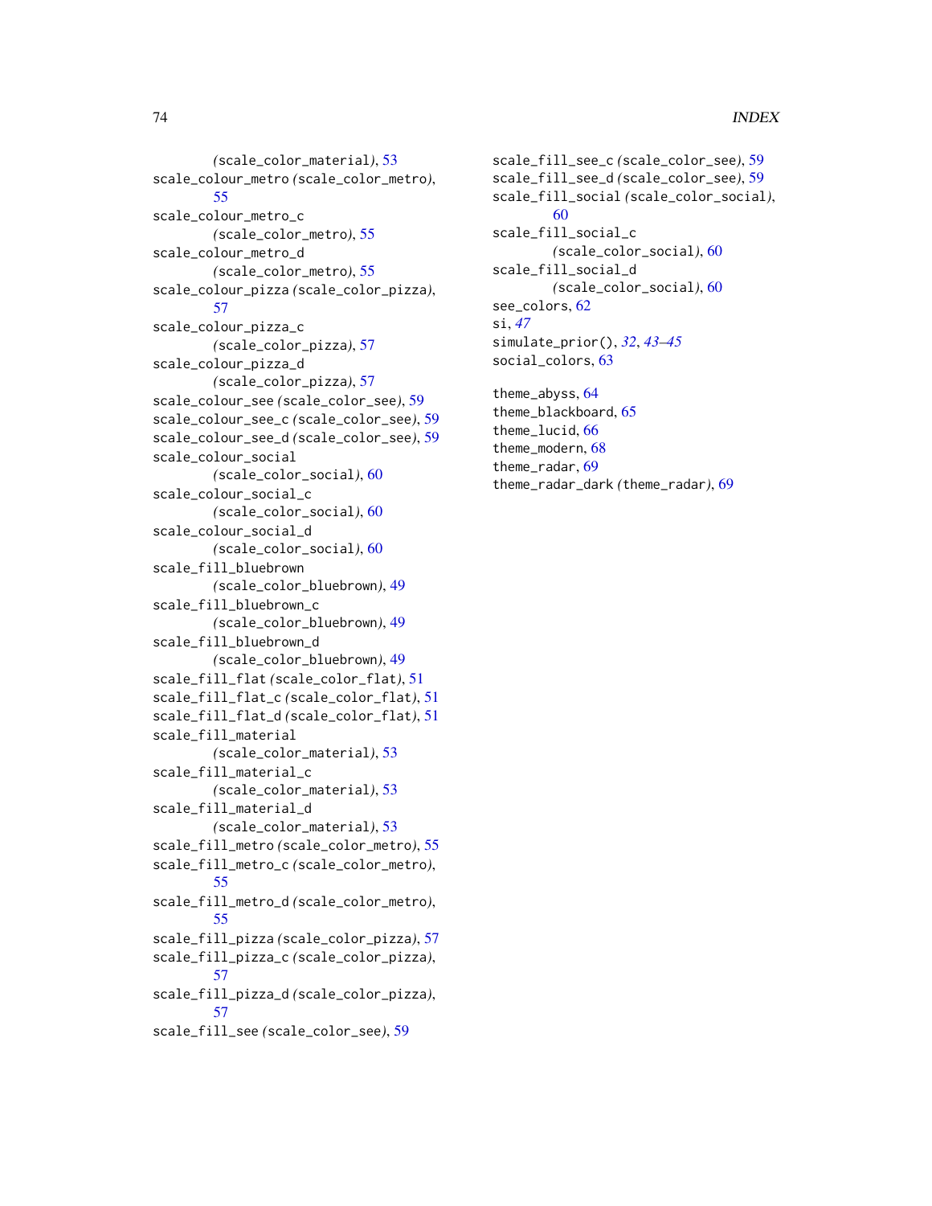(scale_color_material), 53
scale_colour_metro (scale_color_metro), 55
scale_colour_metro_c (scale_color_metro), 55
scale_colour_metro_d (scale_color_metro), 55
scale_colour_pizza (scale_color_pizza), 57
scale_colour_pizza_c (scale_color_pizza), 57
scale_colour_pizza_d (scale_color_pizza), 57
scale_colour_see (scale_color_see), 59
scale_colour_see_c (scale_color_see), 59
scale_colour_see_d (scale_color_see), 59
scale_colour_social (scale_color_social), 60
scale_colour_social_c (scale_color_social), 60
scale_colour_social_d (scale_color_social), 60
scale_fill_bluebrown (scale_color_bluebrown), 49
scale_fill_bluebrown_c (scale_color_bluebrown), 49
scale_fill_bluebrown_d (scale_color_bluebrown), 49
scale_fill_flat (scale_color_flat), 51
scale_fill_flat_c (scale_color_flat), 51
scale_fill_flat_d (scale_color_flat), 51
scale_fill_material (scale_color_material), 53
scale_fill_material_c (scale_color_material), 53
scale_fill_material_d (scale_color_material), 53
scale_fill_metro (scale_color_metro), 55
scale_fill_metro_c (scale_color_metro), 55
scale_fill_metro_d (scale_color_metro), 55
scale_fill_pizza (scale_color_pizza), 57
scale_fill_pizza_c (scale_color_pizza), 57
scale_fill_pizza_d (scale_color_pizza), 57
scale_fill_see (scale_color_see), 59
scale_fill_see_c (scale_color_see), 59
scale_fill_see_d (scale_color_see), 59
scale_fill_social (scale_color_social), 60
scale_fill_social_c (scale_color_social), 60
scale_fill_social_d (scale_color_social), 60
see_colors, 62
si, *47*
simulate_prior(), *32*, *43–45*
social_colors, 63

theme_abyss, 64
theme_blackboard, 65
theme_lucid, 66
theme_modern, 68
theme_radar, 69
theme_radar_dark (theme_radar), 69